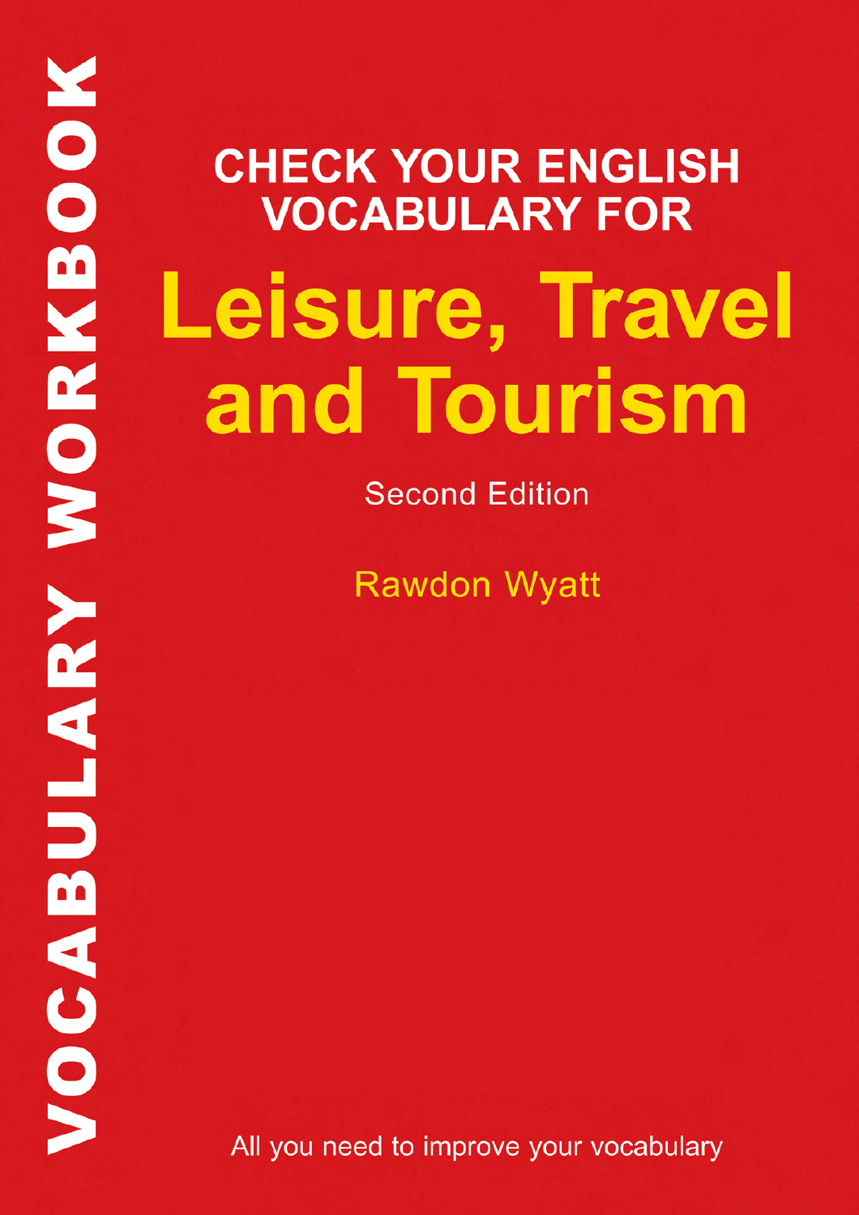VOCABULARY WORKBOOK

# CHECK YOUR ENGLISH VOCABULARY FOR

# Leisure, Travel and Tourism

Second Edition

Rawdon Wyatt

All you need to improve your vocabulary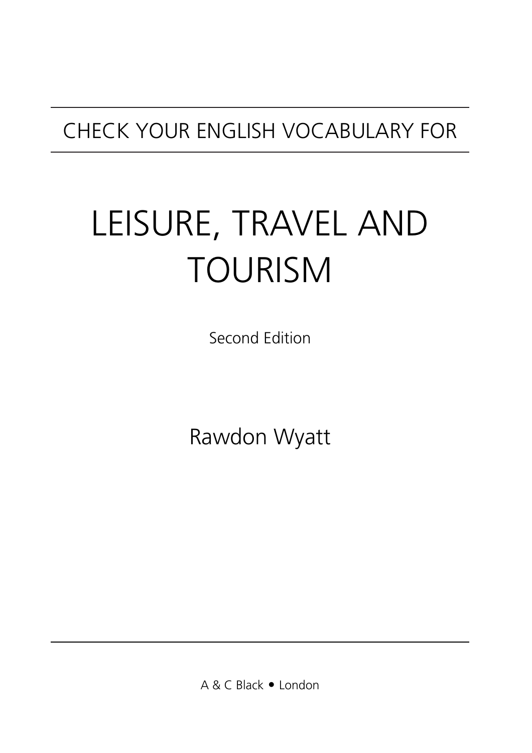CHECK YOUR ENGLISH VOCABULARY FOR

# LEISURE, TRAVEL AND TOURISM

Second Edition

Rawdon Wyatt

A & C Black • London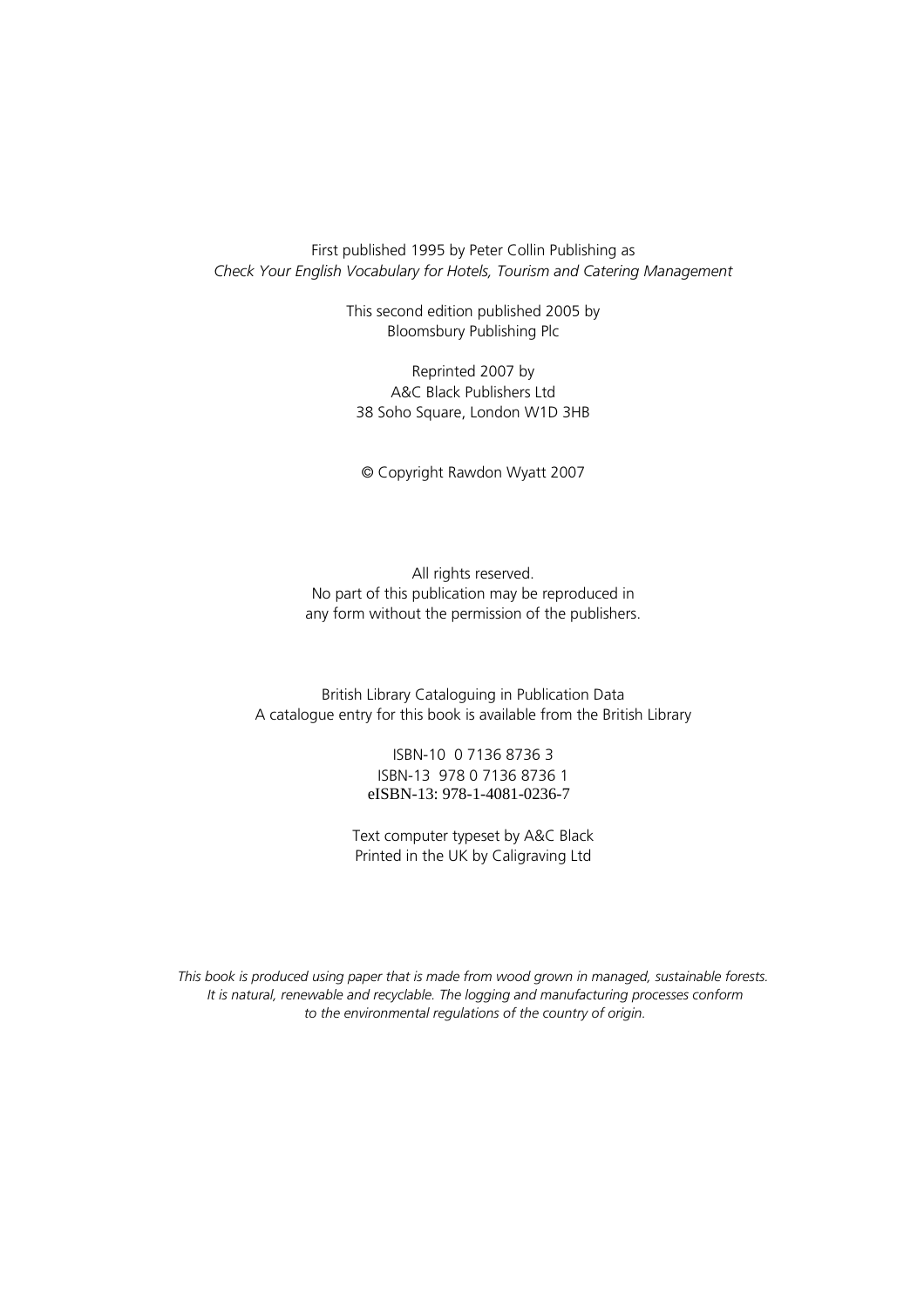First published 1995 by Peter Collin Publishing as
*Check Your English Vocabulary for Hotels, Tourism and Catering Management*

This second edition published 2005 by
Bloomsbury Publishing Plc

Reprinted 2007 by
A&C Black Publishers Ltd
38 Soho Square, London W1D 3HB

© Copyright Rawdon Wyatt 2007

All rights reserved.
No part of this publication may be reproduced in
any form without the permission of the publishers.

British Library Cataloguing in Publication Data
A catalogue entry for this book is available from the British Library

ISBN-10 0 7136 8736 3
ISBN-13 978 0 7136 8736 1
eISBN-13: 978-1-4081-0236-7

Text computer typeset by A&C Black
Printed in the UK by Caligraving Ltd

*This book is produced using paper that is made from wood grown in managed, sustainable forests. It is natural, renewable and recyclable. The logging and manufacturing processes conform to the environmental regulations of the country of origin.*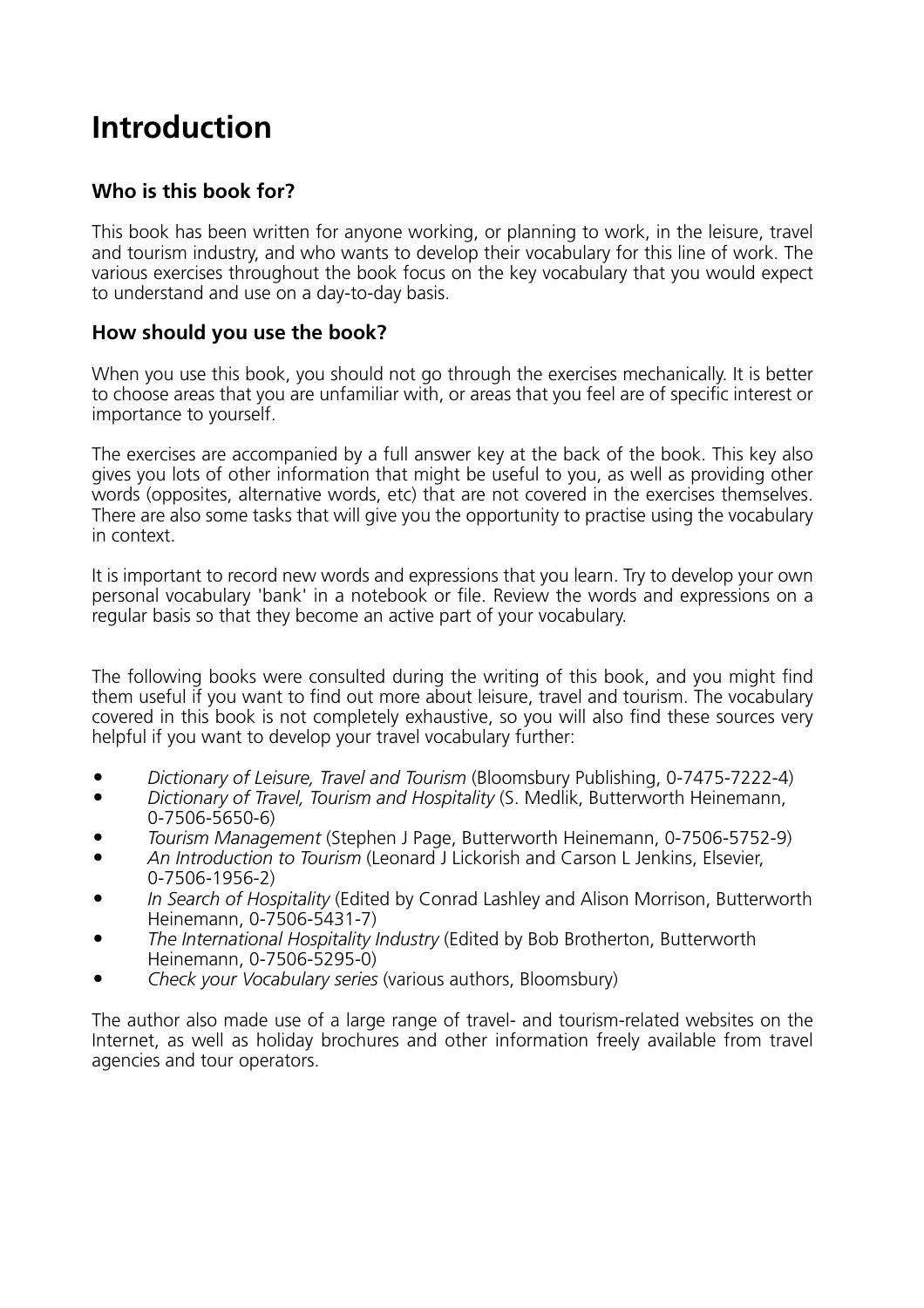# Introduction

### Who is this book for?

This book has been written for anyone working, or planning to work, in the leisure, travel and tourism industry, and who wants to develop their vocabulary for this line of work. The various exercises throughout the book focus on the key vocabulary that you would expect to understand and use on a day-to-day basis.

### How should you use the book?

When you use this book, you should not go through the exercises mechanically. It is better to choose areas that you are unfamiliar with, or areas that you feel are of specific interest or importance to yourself.

The exercises are accompanied by a full answer key at the back of the book. This key also gives you lots of other information that might be useful to you, as well as providing other words (opposites, alternative words, etc) that are not covered in the exercises themselves. There are also some tasks that will give you the opportunity to practise using the vocabulary in context.

It is important to record new words and expressions that you learn. Try to develop your own personal vocabulary 'bank' in a notebook or file. Review the words and expressions on a regular basis so that they become an active part of your vocabulary.

The following books were consulted during the writing of this book, and you might find them useful if you want to find out more about leisure, travel and tourism. The vocabulary covered in this book is not completely exhaustive, so you will also find these sources very helpful if you want to develop your travel vocabulary further:

- *Dictionary of Leisure, Travel and Tourism* (Bloomsbury Publishing, 0-7475-7222-4)
- *Dictionary of Travel, Tourism and Hospitality* (S. Medlik, Butterworth Heinemann, 0-7506-5650-6)
- *Tourism Management* (Stephen J Page, Butterworth Heinemann, 0-7506-5752-9)
- *An Introduction to Tourism* (Leonard J Lickorish and Carson L Jenkins, Elsevier, 0-7506-1956-2)
- *In Search of Hospitality* (Edited by Conrad Lashley and Alison Morrison, Butterworth Heinemann, 0-7506-5431-7)
- *The International Hospitality Industry* (Edited by Bob Brotherton, Butterworth Heinemann, 0-7506-5295-0)
- *Check your Vocabulary series* (various authors, Bloomsbury)

The author also made use of a large range of travel- and tourism-related websites on the Internet, as well as holiday brochures and other information freely available from travel agencies and tour operators.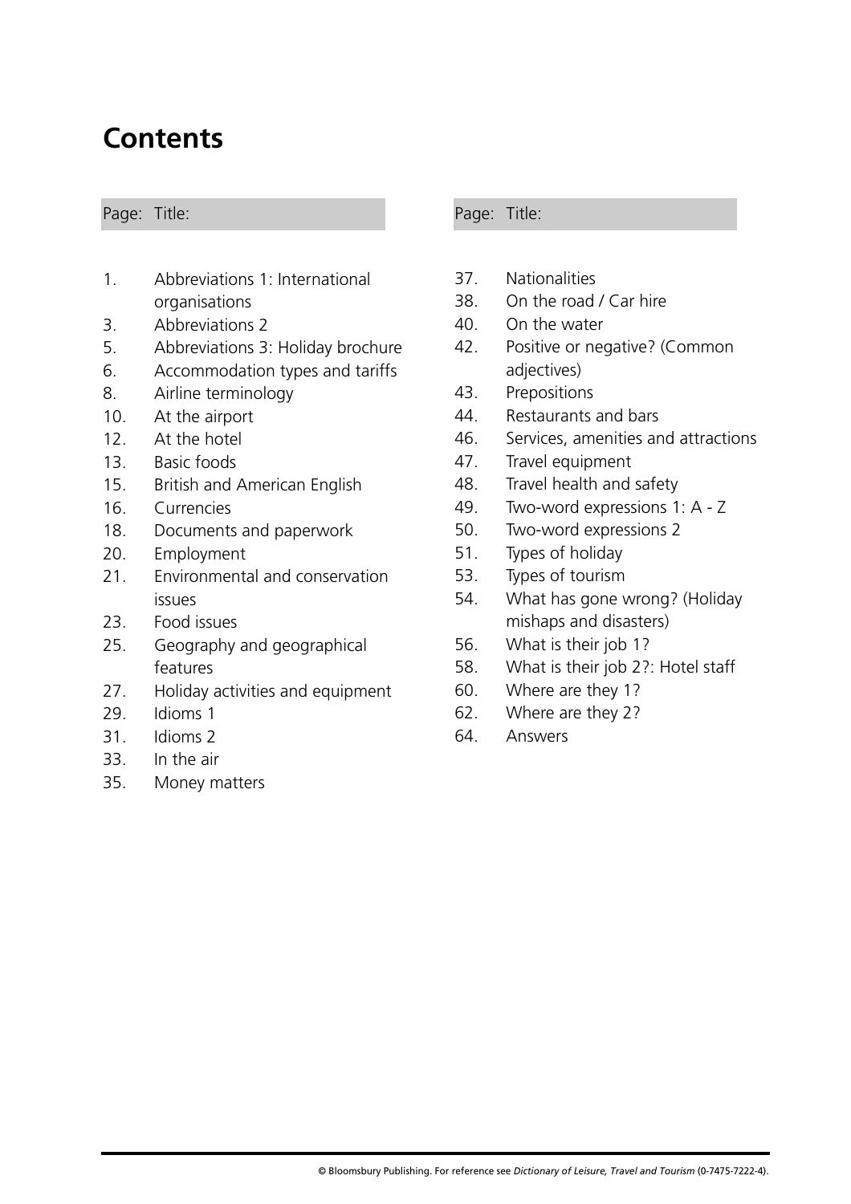# Contents

| Page: | Title: |
|---|---|
| 1. | Abbreviations 1: International organisations |
| 3. | Abbreviations 2 |
| 5. | Abbreviations 3: Holiday brochure |
| 6. | Accommodation types and tariffs |
| 8. | Airline terminology |
| 10. | At the airport |
| 12. | At the hotel |
| 13. | Basic foods |
| 15. | British and American English |
| 16. | Currencies |
| 18. | Documents and paperwork |
| 20. | Employment |
| 21. | Environmental and conservation issues |
| 23. | Food issues |
| 25. | Geography and geographical features |
| 27. | Holiday activities and equipment |
| 29. | Idioms 1 |
| 31. | Idioms 2 |
| 33. | In the air |
| 35. | Money matters |
| 37. | Nationalities |
| 38. | On the road / Car hire |
| 40. | On the water |
| 42. | Positive or negative? (Common adjectives) |
| 43. | Prepositions |
| 44. | Restaurants and bars |
| 46. | Services, amenities and attractions |
| 47. | Travel equipment |
| 48. | Travel health and safety |
| 49. | Two-word expressions 1: A - Z |
| 50. | Two-word expressions 2 |
| 51. | Types of holiday |
| 53. | Types of tourism |
| 54. | What has gone wrong? (Holiday mishaps and disasters) |
| 56. | What is their job 1? |
| 58. | What is their job 2?: Hotel staff |
| 60. | Where are they 1? |
| 62. | Where are they 2? |
| 64. | Answers |

© Bloomsbury Publishing. For reference see *Dictionary of Leisure, Travel and Tourism* (0-7475-7222-4).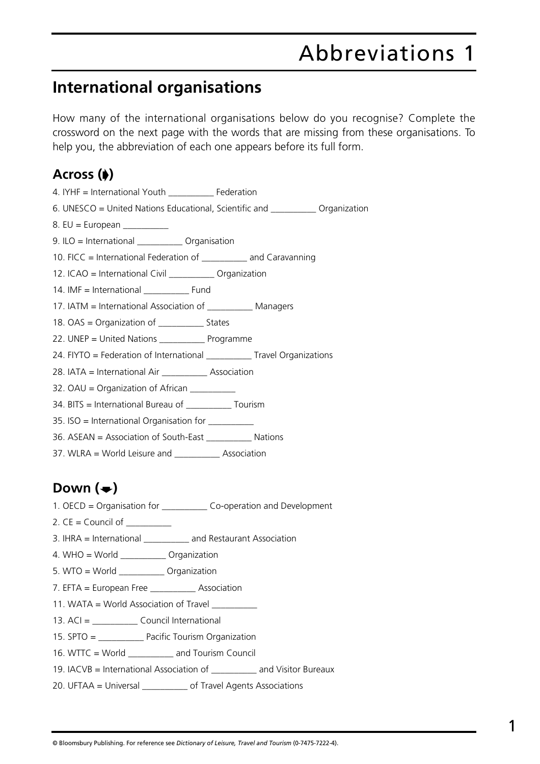# Abbreviations 1

## International organisations

How many of the international organisations below do you recognise? Complete the crossword on the next page with the words that are missing from these organisations. To help you, the abbreviation of each one appears before its full form.

### Across (➧)

4. IYHF = International Youth __________ Federation
6. UNESCO = United Nations Educational, Scientific and __________ Organization
8. EU = European __________
9. ILO = International __________ Organisation
10. FICC = International Federation of __________ and Caravanning
12. ICAO = International Civil __________ Organization
14. IMF = International __________ Fund
17. IATM = International Association of __________ Managers
18. OAS = Organization of __________ States
22. UNEP = United Nations __________ Programme
24. FIYTO = Federation of International __________ Travel Organizations
28. IATA = International Air __________ Association
32. OAU = Organization of African __________
34. BITS = International Bureau of __________ Tourism
35. ISO = International Organisation for __________
36. ASEAN = Association of South-East __________ Nations
37. WLRA = World Leisure and __________ Association

### Down (➷)

1. OECD = Organisation for __________ Co-operation and Development
2. CE = Council of __________
3. IHRA = International __________ and Restaurant Association
4. WHO = World __________ Organization
5. WTO = World __________ Organization
7. EFTA = European Free __________ Association
11. WATA = World Association of Travel __________
13. ACI = __________ Council International
15. SPTO = __________ Pacific Tourism Organization
16. WTTC = World __________ and Tourism Council
19. IACVB = International Association of __________ and Visitor Bureaux
20. UFTAA = Universal __________ of Travel Agents Associations

© Bloomsbury Publishing. For reference see *Dictionary of Leisure, Travel and Tourism* (0-7475-7222-4).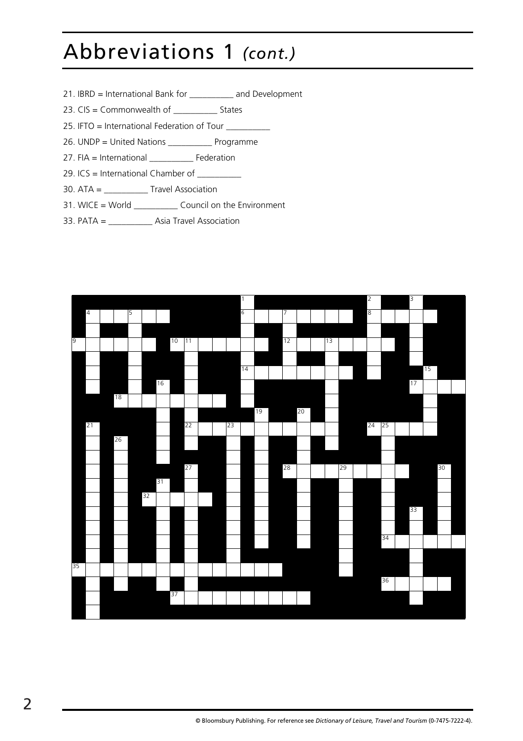# Abbreviations 1 *(cont.)*

21. IBRD = International Bank for __________ and Development
23. CIS = Commonwealth of __________ States
25. IFTO = International Federation of Tour __________
26. UNDP = United Nations __________ Programme
27. FIA = International __________ Federation
29. ICS = International Chamber of __________
30. ATA = __________ Travel Association
31. WICE = World __________ Council on the Environment
33. PATA = __________ Asia Travel Association

© Bloomsbury Publishing. For reference see *Dictionary of Leisure, Travel and Tourism* (0-7475-7222-4).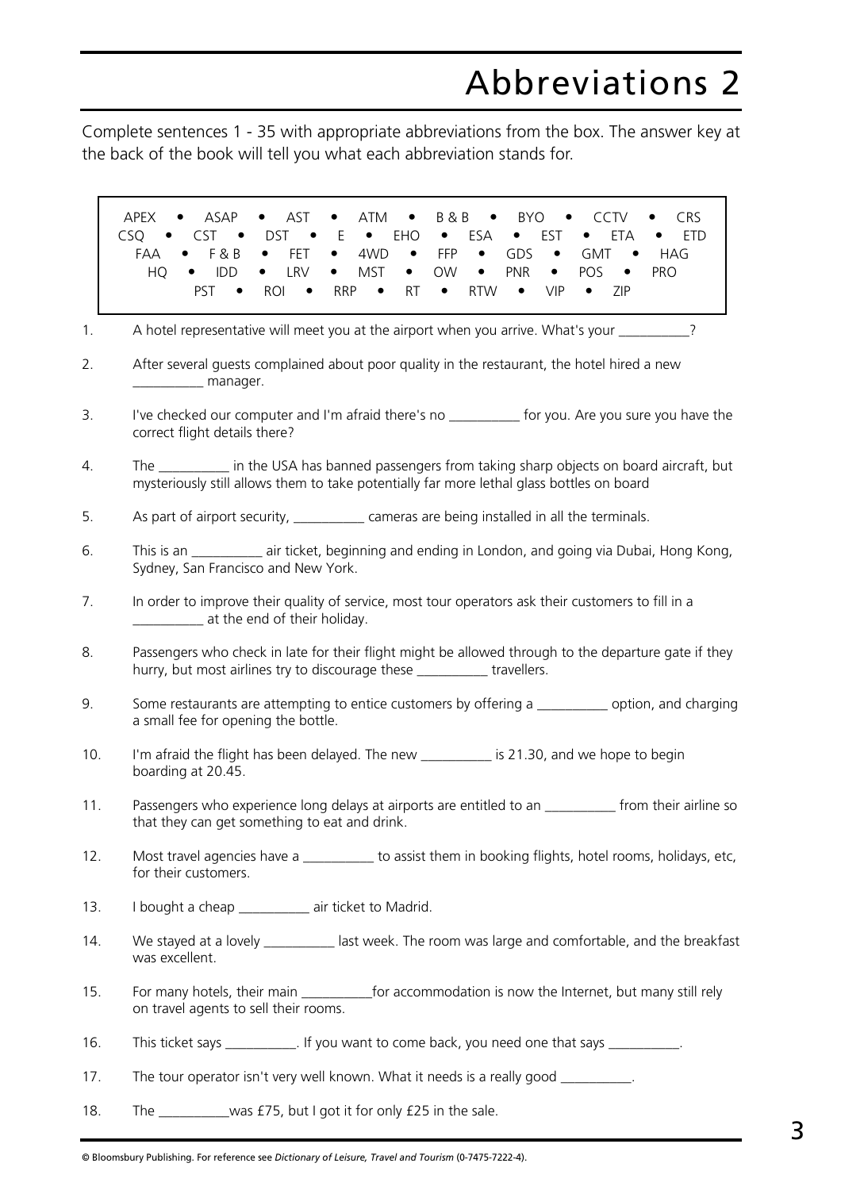# Abbreviations 2

Complete sentences 1 - 35 with appropriate abbreviations from the box. The answer key at the back of the book will tell you what each abbreviation stands for.

> APEX • ASAP • AST • ATM • B & B • BYO • CCTV • CRS
> CSQ • CST • DST • E • EHO • ESA • EST • ETA • ETD
> FAA • F & B • FET • 4WD • FFP • GDS • GMT • HAG
> HQ • IDD • LRV • MST • OW • PNR • POS • PRO
> PST • ROI • RRP • RT • RTW • VIP • ZIP

1. A hotel representative will meet you at the airport when you arrive. What's your __________?
2. After several guests complained about poor quality in the restaurant, the hotel hired a new __________ manager.
3. I've checked our computer and I'm afraid there's no __________ for you. Are you sure you have the correct flight details there?
4. The __________ in the USA has banned passengers from taking sharp objects on board aircraft, but mysteriously still allows them to take potentially far more lethal glass bottles on board
5. As part of airport security, __________ cameras are being installed in all the terminals.
6. This is an __________ air ticket, beginning and ending in London, and going via Dubai, Hong Kong, Sydney, San Francisco and New York.
7. In order to improve their quality of service, most tour operators ask their customers to fill in a __________ at the end of their holiday.
8. Passengers who check in late for their flight might be allowed through to the departure gate if they hurry, but most airlines try to discourage these __________ travellers.
9. Some restaurants are attempting to entice customers by offering a __________ option, and charging a small fee for opening the bottle.
10. I'm afraid the flight has been delayed. The new __________ is 21.30, and we hope to begin boarding at 20.45.
11. Passengers who experience long delays at airports are entitled to an __________ from their airline so that they can get something to eat and drink.
12. Most travel agencies have a __________ to assist them in booking flights, hotel rooms, holidays, etc, for their customers.
13. I bought a cheap __________ air ticket to Madrid.
14. We stayed at a lovely __________ last week. The room was large and comfortable, and the breakfast was excellent.
15. For many hotels, their main __________for accommodation is now the Internet, but many still rely on travel agents to sell their rooms.
16. This ticket says __________. If you want to come back, you need one that says __________.
17. The tour operator isn't very well known. What it needs is a really good __________.
18. The __________was £75, but I got it for only £25 in the sale.

© Bloomsbury Publishing. For reference see *Dictionary of Leisure, Travel and Tourism* (0-7475-7222-4).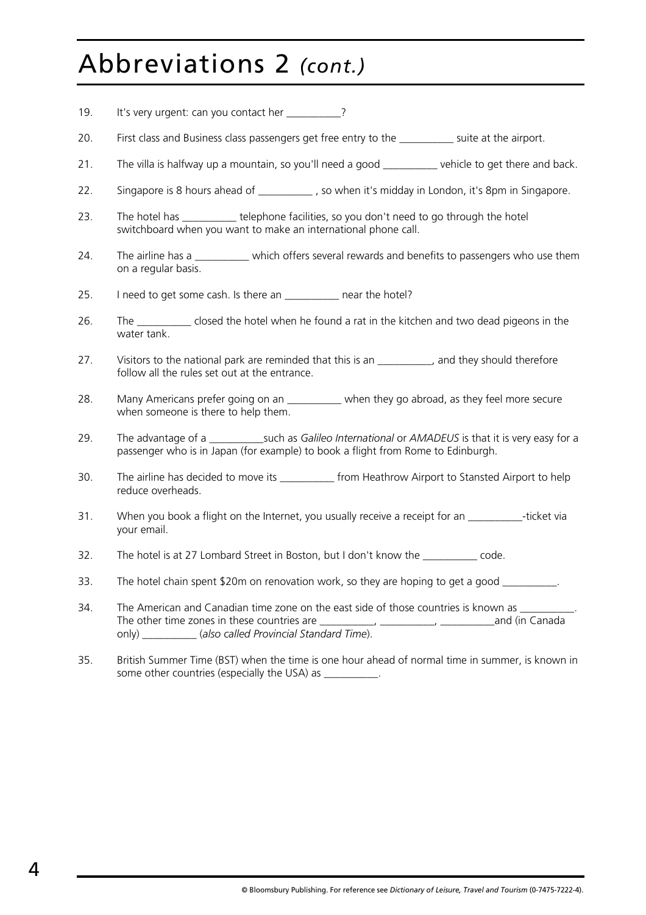# Abbreviations 2 *(cont.)*

19. It's very urgent: can you contact her __________?

20. First class and Business class passengers get free entry to the __________ suite at the airport.

21. The villa is halfway up a mountain, so you'll need a good __________ vehicle to get there and back.

22. Singapore is 8 hours ahead of __________ , so when it's midday in London, it's 8pm in Singapore.

23. The hotel has __________ telephone facilities, so you don't need to go through the hotel switchboard when you want to make an international phone call.

24. The airline has a __________ which offers several rewards and benefits to passengers who use them on a regular basis.

25. I need to get some cash. Is there an __________ near the hotel?

26. The __________ closed the hotel when he found a rat in the kitchen and two dead pigeons in the water tank.

27. Visitors to the national park are reminded that this is an __________, and they should therefore follow all the rules set out at the entrance.

28. Many Americans prefer going on an __________ when they go abroad, as they feel more secure when someone is there to help them.

29. The advantage of a __________such as *Galileo International* or *AMADEUS* is that it is very easy for a passenger who is in Japan (for example) to book a flight from Rome to Edinburgh.

30. The airline has decided to move its __________ from Heathrow Airport to Stansted Airport to help reduce overheads.

31. When you book a flight on the Internet, you usually receive a receipt for an __________-ticket via your email.

32. The hotel is at 27 Lombard Street in Boston, but I don't know the __________ code.

33. The hotel chain spent $20m on renovation work, so they are hoping to get a good __________.

34. The American and Canadian time zone on the east side of those countries is known as __________. The other time zones in these countries are __________, __________, __________and (in Canada only) __________ (*also called Provincial Standard Time*).

35. British Summer Time (BST) when the time is one hour ahead of normal time in summer, is known in some other countries (especially the USA) as __________.

© Bloomsbury Publishing. For reference see *Dictionary of Leisure, Travel and Tourism* (0-7475-7222-4).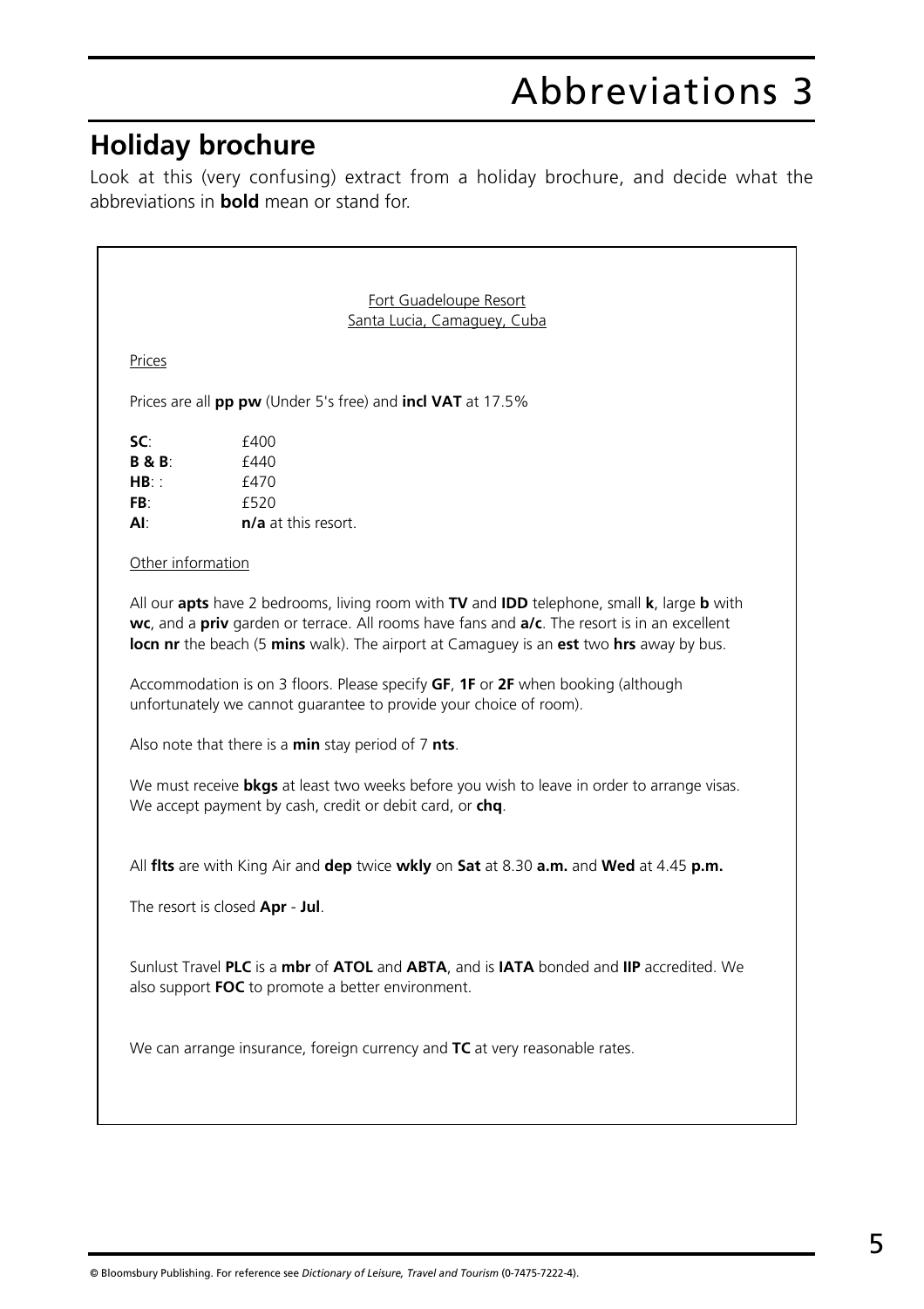# Abbreviations 3

## Holiday brochure

Look at this (very confusing) extract from a holiday brochure, and decide what the abbreviations in **bold** mean or stand for.

Fort Guadeloupe Resort
Santa Lucia, Camaguey, Cuba

Prices

Prices are all **pp pw** (Under 5's free) and **incl VAT** at 17.5%

| | |
|---|---|
| **SC**: | £400 |
| **B & B**: | £440 |
| **HB**: : | £470 |
| **FB**: | £520 |
| **AI**: | **n/a** at this resort. |

Other information

All our **apts** have 2 bedrooms, living room with **TV** and **IDD** telephone, small **k**, large **b** with **wc**, and a **priv** garden or terrace. All rooms have fans and **a/c**. The resort is in an excellent **locn nr** the beach (5 **mins** walk). The airport at Camaguey is an **est** two **hrs** away by bus.

Accommodation is on 3 floors. Please specify **GF**, **1F** or **2F** when booking (although unfortunately we cannot guarantee to provide your choice of room).

Also note that there is a **min** stay period of 7 **nts**.

We must receive **bkgs** at least two weeks before you wish to leave in order to arrange visas. We accept payment by cash, credit or debit card, or **chq**.

All **flts** are with King Air and **dep** twice **wkly** on **Sat** at 8.30 **a.m.** and **Wed** at 4.45 **p.m.**

The resort is closed **Apr** - **Jul**.

Sunlust Travel **PLC** is a **mbr** of **ATOL** and **ABTA**, and is **IATA** bonded and **IIP** accredited. We also support **FOC** to promote a better environment.

We can arrange insurance, foreign currency and **TC** at very reasonable rates.

© Bloomsbury Publishing. For reference see *Dictionary of Leisure, Travel and Tourism* (0-7475-7222-4).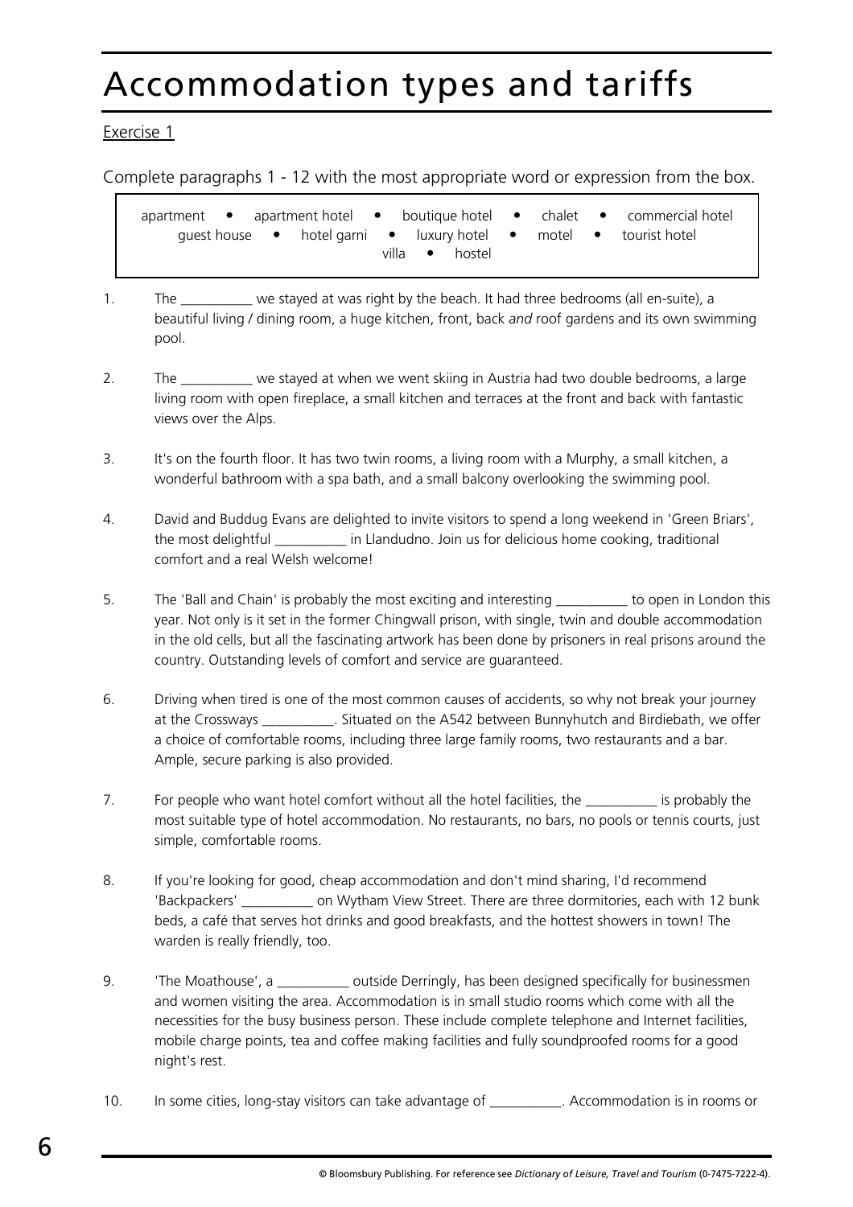# Accommodation types and tariffs

Exercise 1

Complete paragraphs 1 - 12 with the most appropriate word or expression from the box.

> apartment • apartment hotel • boutique hotel • chalet • commercial hotel
> guest house • hotel garni • luxury hotel • motel • tourist hotel
> villa • hostel

1. The __________ we stayed at was right by the beach. It had three bedrooms (all en-suite), a beautiful living / dining room, a huge kitchen, front, back *and* roof gardens and its own swimming pool.

2. The __________ we stayed at when we went skiing in Austria had two double bedrooms, a large living room with open fireplace, a small kitchen and terraces at the front and back with fantastic views over the Alps.

3. It's on the fourth floor. It has two twin rooms, a living room with a Murphy, a small kitchen, a wonderful bathroom with a spa bath, and a small balcony overlooking the swimming pool.

4. David and Buddug Evans are delighted to invite visitors to spend a long weekend in 'Green Briars', the most delightful __________ in Llandudno. Join us for delicious home cooking, traditional comfort and a real Welsh welcome!

5. The 'Ball and Chain' is probably the most exciting and interesting __________ to open in London this year. Not only is it set in the former Chingwall prison, with single, twin and double accommodation in the old cells, but all the fascinating artwork has been done by prisoners in real prisons around the country. Outstanding levels of comfort and service are guaranteed.

6. Driving when tired is one of the most common causes of accidents, so why not break your journey at the Crossways __________. Situated on the A542 between Bunnyhutch and Birdiebath, we offer a choice of comfortable rooms, including three large family rooms, two restaurants and a bar. Ample, secure parking is also provided.

7. For people who want hotel comfort without all the hotel facilities, the __________ is probably the most suitable type of hotel accommodation. No restaurants, no bars, no pools or tennis courts, just simple, comfortable rooms.

8. If you're looking for good, cheap accommodation and don't mind sharing, I'd recommend 'Backpackers' __________ on Wytham View Street. There are three dormitories, each with 12 bunk beds, a café that serves hot drinks and good breakfasts, and the hottest showers in town! The warden is really friendly, too.

9. 'The Moathouse', a __________ outside Derringly, has been designed specifically for businessmen and women visiting the area. Accommodation is in small studio rooms which come with all the necessities for the busy business person. These include complete telephone and Internet facilities, mobile charge points, tea and coffee making facilities and fully soundproofed rooms for a good night's rest.

10. In some cities, long-stay visitors can take advantage of __________. Accommodation is in rooms or

© Bloomsbury Publishing. For reference see *Dictionary of Leisure, Travel and Tourism* (0-7475-7222-4).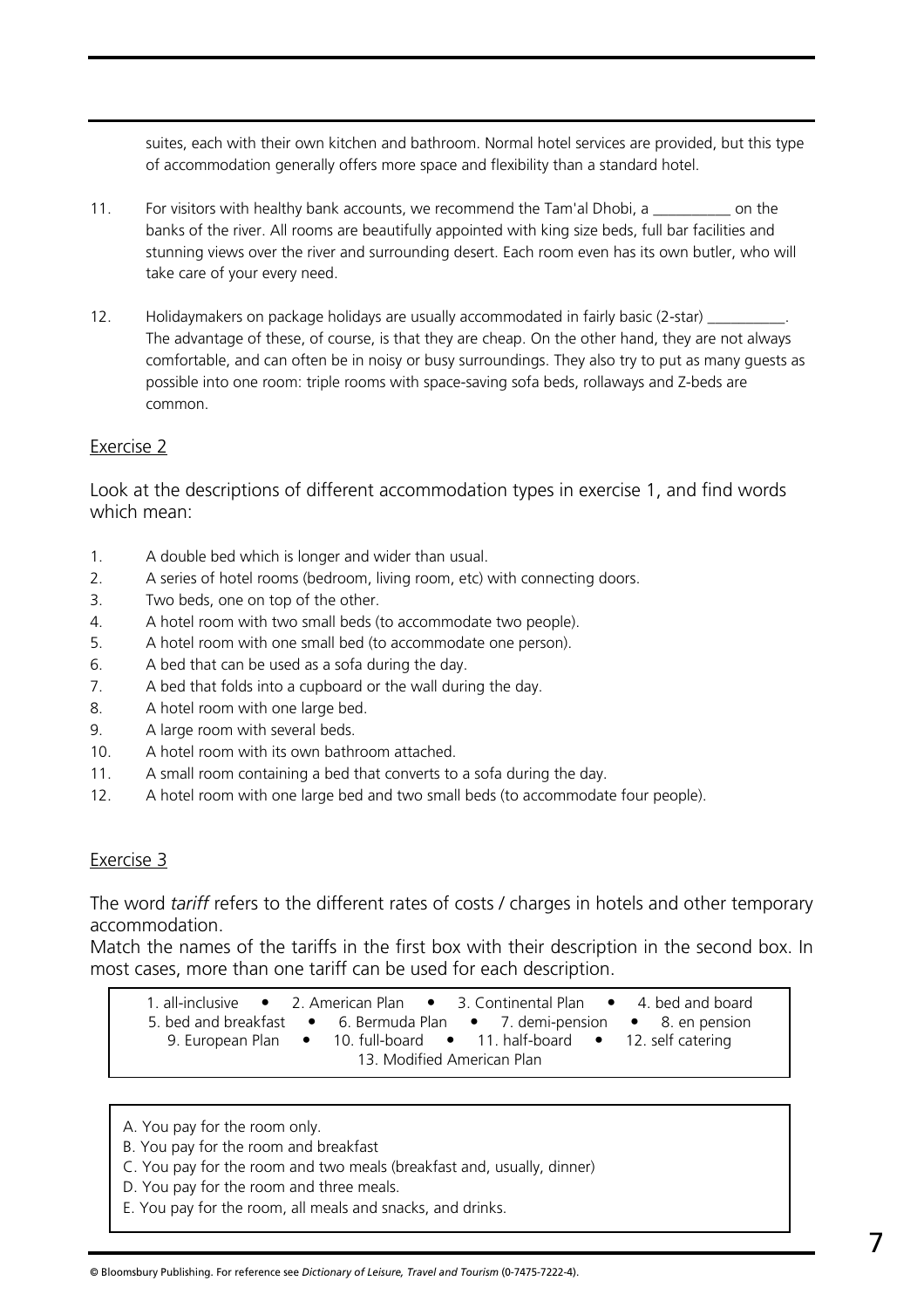suites, each with their own kitchen and bathroom. Normal hotel services are provided, but this type of accommodation generally offers more space and flexibility than a standard hotel.

11. For visitors with healthy bank accounts, we recommend the Tam'al Dhobi, a __________ on the banks of the river. All rooms are beautifully appointed with king size beds, full bar facilities and stunning views over the river and surrounding desert. Each room even has its own butler, who will take care of your every need.

12. Holidaymakers on package holidays are usually accommodated in fairly basic (2-star) __________. The advantage of these, of course, is that they are cheap. On the other hand, they are not always comfortable, and can often be in noisy or busy surroundings. They also try to put as many guests as possible into one room: triple rooms with space-saving sofa beds, rollaways and Z-beds are common.

## Exercise 2

Look at the descriptions of different accommodation types in exercise 1, and find words which mean:

1. A double bed which is longer and wider than usual.
2. A series of hotel rooms (bedroom, living room, etc) with connecting doors.
3. Two beds, one on top of the other.
4. A hotel room with two small beds (to accommodate two people).
5. A hotel room with one small bed (to accommodate one person).
6. A bed that can be used as a sofa during the day.
7. A bed that folds into a cupboard or the wall during the day.
8. A hotel room with one large bed.
9. A large room with several beds.
10. A hotel room with its own bathroom attached.
11. A small room containing a bed that converts to a sofa during the day.
12. A hotel room with one large bed and two small beds (to accommodate four people).

## Exercise 3

The word *tariff* refers to the different rates of costs / charges in hotels and other temporary accommodation.

Match the names of the tariffs in the first box with their description in the second box. In most cases, more than one tariff can be used for each description.

1. all-inclusive • 2. American Plan • 3. Continental Plan • 4. bed and board
5. bed and breakfast • 6. Bermuda Plan • 7. demi-pension • 8. en pension
9. European Plan • 10. full-board • 11. half-board • 12. self catering
13. Modified American Plan

A. You pay for the room only.
B. You pay for the room and breakfast
C. You pay for the room and two meals (breakfast and, usually, dinner)
D. You pay for the room and three meals.
E. You pay for the room, all meals and snacks, and drinks.

© Bloomsbury Publishing. For reference see *Dictionary of Leisure, Travel and Tourism* (0-7475-7222-4).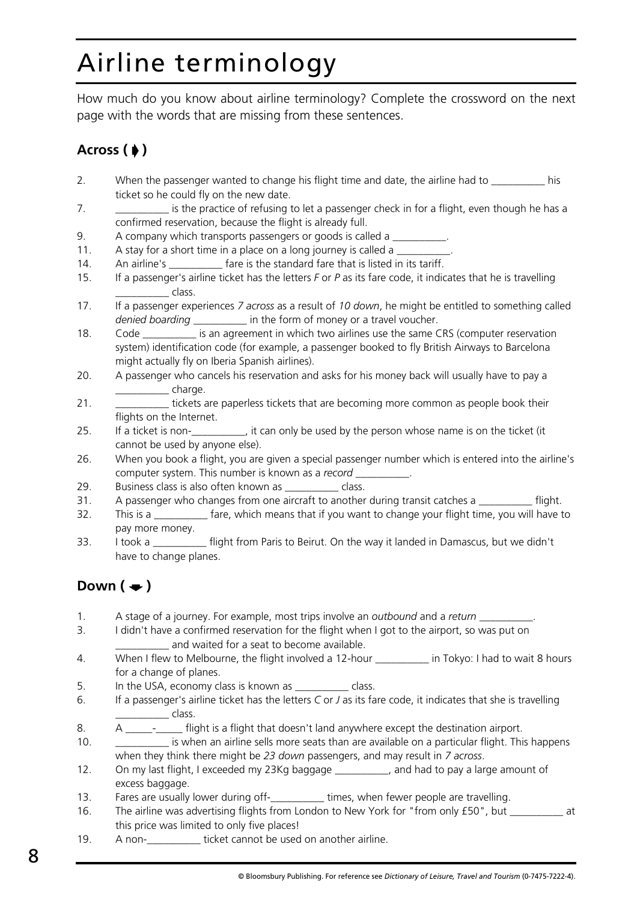# Airline terminology

How much do you know about airline terminology? Complete the crossword on the next page with the words that are missing from these sentences.

## Across (➧)

2. When the passenger wanted to change his flight time and date, the airline had to __________ his ticket so he could fly on the new date.
7. __________ is the practice of refusing to let a passenger check in for a flight, even though he has a confirmed reservation, because the flight is already full.
9. A company which transports passengers or goods is called a __________.
11. A stay for a short time in a place on a long journey is called a __________.
14. An airline's __________ fare is the standard fare that is listed in its tariff.
15. If a passenger's airline ticket has the letters *F* or *P* as its fare code, it indicates that he is travelling __________ class.
17. If a passenger experiences *7 across* as a result of *10 down*, he might be entitled to something called *denied boarding* __________ in the form of money or a travel voucher.
18. Code __________ is an agreement in which two airlines use the same CRS (computer reservation system) identification code (for example, a passenger booked to fly British Airways to Barcelona might actually fly on Iberia Spanish airlines).
20. A passenger who cancels his reservation and asks for his money back will usually have to pay a __________ charge.
21. __________ tickets are paperless tickets that are becoming more common as people book their flights on the Internet.
25. If a ticket is non-__________, it can only be used by the person whose name is on the ticket (it cannot be used by anyone else).
26. When you book a flight, you are given a special passenger number which is entered into the airline's computer system. This number is known as a *record* __________.
29. Business class is also often known as __________ class.
31. A passenger who changes from one aircraft to another during transit catches a __________ flight.
32. This is a __________ fare, which means that if you want to change your flight time, you will have to pay more money.
33. I took a __________ flight from Paris to Beirut. On the way it landed in Damascus, but we didn't have to change planes.

## Down (➧)

1. A stage of a journey. For example, most trips involve an *outbound* and a *return* __________.
3. I didn't have a confirmed reservation for the flight when I got to the airport, so was put on __________ and waited for a seat to become available.
4. When I flew to Melbourne, the flight involved a 12-hour __________ in Tokyo: I had to wait 8 hours for a change of planes.
5. In the USA, economy class is known as __________ class.
6. If a passenger's airline ticket has the letters *C* or *J* as its fare code, it indicates that she is travelling __________ class.
8. A _____-_____ flight is a flight that doesn't land anywhere except the destination airport.
10. __________ is when an airline sells more seats than are available on a particular flight. This happens when they think there might be *23 down* passengers, and may result in *7 across*.
12. On my last flight, I exceeded my 23Kg baggage __________, and had to pay a large amount of excess baggage.
13. Fares are usually lower during off-__________ times, when fewer people are travelling.
16. The airline was advertising flights from London to New York for "from only £50", but __________ at this price was limited to only five places!
19. A non-__________ ticket cannot be used on another airline.

© Bloomsbury Publishing. For reference see *Dictionary of Leisure, Travel and Tourism* (0-7475-7222-4).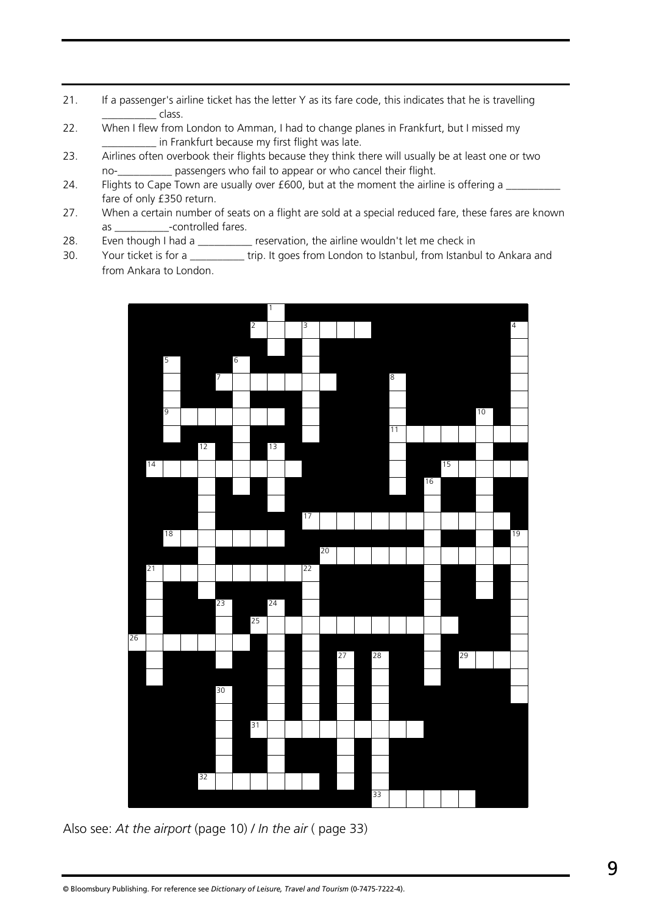21. If a passenger's airline ticket has the letter Y as its fare code, this indicates that he is travelling __________ class.
22. When I flew from London to Amman, I had to change planes in Frankfurt, but I missed my __________ in Frankfurt because my first flight was late.
23. Airlines often overbook their flights because they think there will usually be at least one or two no-__________ passengers who fail to appear or who cancel their flight.
24. Flights to Cape Town are usually over £600, but at the moment the airline is offering a __________ fare of only £350 return.
27. When a certain number of seats on a flight are sold at a special reduced fare, these fares are known as __________-controlled fares.
28. Even though I had a __________ reservation, the airline wouldn't let me check in
30. Your ticket is for a __________ trip. It goes from London to Istanbul, from Istanbul to Ankara and from Ankara to London.

Also see: *At the airport* (page 10) / *In the air* ( page 33)

© Bloomsbury Publishing. For reference see *Dictionary of Leisure, Travel and Tourism* (0-7475-7222-4).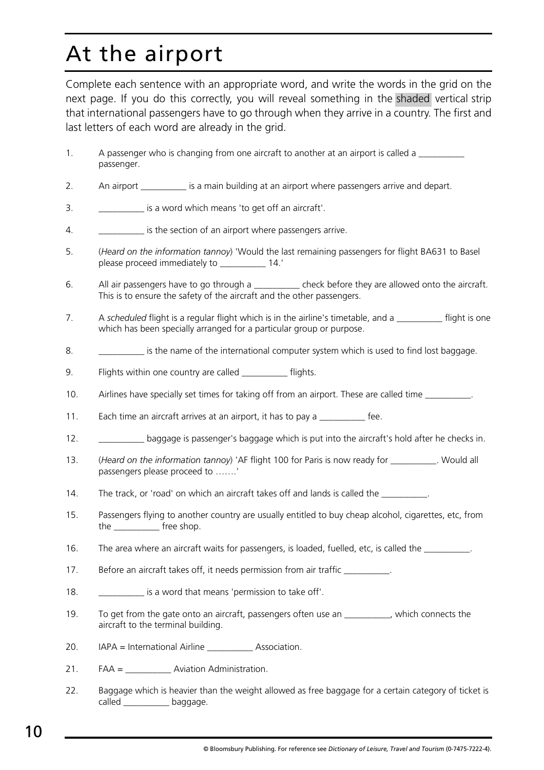# At the airport

Complete each sentence with an appropriate word, and write the words in the grid on the next page. If you do this correctly, you will reveal something in the shaded vertical strip that international passengers have to go through when they arrive in a country. The first and last letters of each word are already in the grid.

1. A passenger who is changing from one aircraft to another at an airport is called a __________ passenger.
2. An airport __________ is a main building at an airport where passengers arrive and depart.
3. __________ is a word which means 'to get off an aircraft'.
4. __________ is the section of an airport where passengers arrive.
5. (*Heard on the information tannoy*) 'Would the last remaining passengers for flight BA631 to Basel please proceed immediately to __________ 14.'
6. All air passengers have to go through a __________ check before they are allowed onto the aircraft. This is to ensure the safety of the aircraft and the other passengers.
7. A *scheduled* flight is a regular flight which is in the airline's timetable, and a __________ flight is one which has been specially arranged for a particular group or purpose.
8. __________ is the name of the international computer system which is used to find lost baggage.
9. Flights within one country are called __________ flights.
10. Airlines have specially set times for taking off from an airport. These are called time __________.
11. Each time an aircraft arrives at an airport, it has to pay a __________ fee.
12. __________ baggage is passenger's baggage which is put into the aircraft's hold after he checks in.
13. (*Heard on the information tannoy*) 'AF flight 100 for Paris is now ready for __________. Would all passengers please proceed to …….'
14. The track, or 'road' on which an aircraft takes off and lands is called the __________.
15. Passengers flying to another country are usually entitled to buy cheap alcohol, cigarettes, etc, from the __________ free shop.
16. The area where an aircraft waits for passengers, is loaded, fuelled, etc, is called the __________.
17. Before an aircraft takes off, it needs permission from air traffic __________.
18. __________ is a word that means 'permission to take off'.
19. To get from the gate onto an aircraft, passengers often use an __________, which connects the aircraft to the terminal building.
20. IAPA = International Airline __________ Association.
21. FAA = __________ Aviation Administration.
22. Baggage which is heavier than the weight allowed as free baggage for a certain category of ticket is called __________ baggage.

© Bloomsbury Publishing. For reference see *Dictionary of Leisure, Travel and Tourism* (0-7475-7222-4).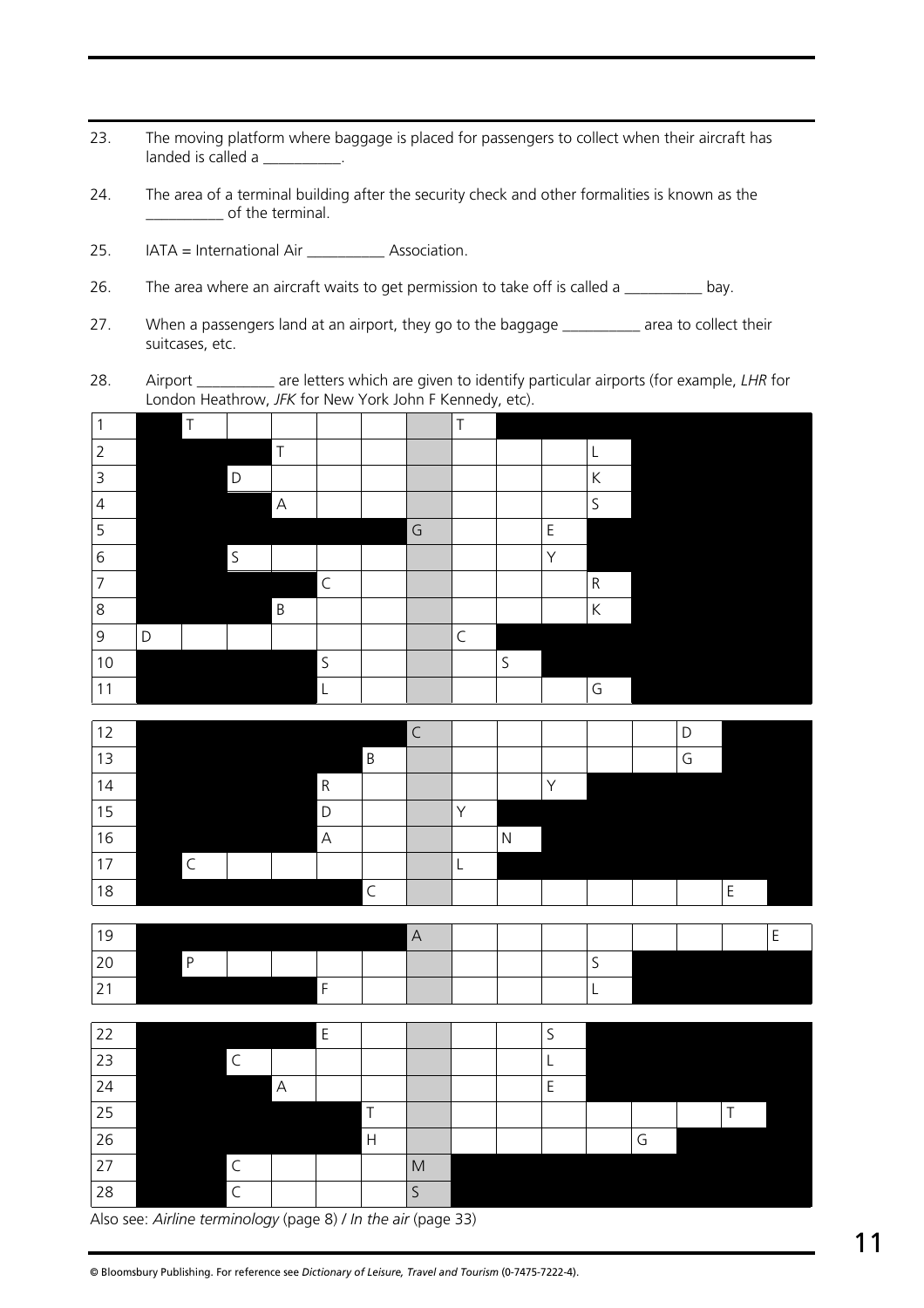23. The moving platform where baggage is placed for passengers to collect when their aircraft has landed is called a __________.

24. The area of a terminal building after the security check and other formalities is known as the __________ of the terminal.

25. IATA = International Air __________ Association.

26. The area where an aircraft waits to get permission to take off is called a __________ bay.

27. When a passengers land at an airport, they go to the baggage __________ area to collect their suitcases, etc.

28. Airport __________ are letters which are given to identify particular airports (for example, *LHR* for London Heathrow, *JFK* for New York John F Kennedy, etc).

| | | | | | | | | | | | | | | | |
|---|---|---|---|---|---|---|---|---|---|---|---|---|---|---|---|
| 1 | | T | | | | | | T | | | | | | | |
| 2 | | | | T | | | | | | | L | | | | |
| 3 | | | D | | | | | | | | K | | | | |
| 4 | | | | A | | | | | | | S | | | | |
| 5 | | | | | | | G | | | E | | | | | |
| 6 | | | S | | | | | | | Y | | | | | |
| 7 | | | | | C | | | | | | R | | | | |
| 8 | | | | B | | | | | | | K | | | | |
| 9 | D | | | | | | | C | | | | | | | |
| 10 | | | | | S | | | | S | | | | | | |
| 11 | | | | | L | | | | | | G | | | | |
| 12 | | | | | | | C | | | | | | D | | |
| 13 | | | | | | B | | | | | | | G | | |
| 14 | | | | | R | | | | | Y | | | | | |
| 15 | | | | | D | | | Y | | | | | | | |
| 16 | | | | | A | | | | N | | | | | | |
| 17 | | C | | | | | | L | | | | | | | |
| 18 | | | | | | C | | | | | | | | E | |
| 19 | | | | | | | A | | | | | | | | E |
| 20 | | P | | | | | | | | | S | | | | |
| 21 | | | | | F | | | | | | L | | | | |
| 22 | | | | | E | | | | | S | | | | | |
| 23 | | | C | | | | | | | L | | | | | |
| 24 | | | | A | | | | | | E | | | | | |
| 25 | | | | | | T | | | | | | | | T | |
| 26 | | | | | | H | | | | | | G | | | |
| 27 | | | C | | | | M | | | | | | | | |
| 28 | | | C | | | | S | | | | | | | | |

Also see: *Airline terminology* (page 8) / *In the air* (page 33)

© Bloomsbury Publishing. For reference see *Dictionary of Leisure, Travel and Tourism* (0-7475-7222-4).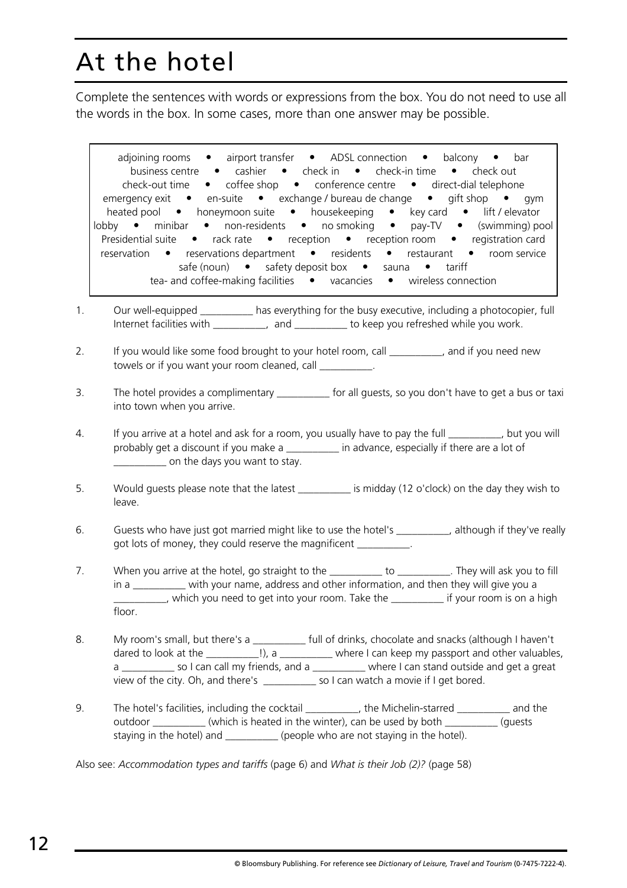# At the hotel

Complete the sentences with words or expressions from the box. You do not need to use all the words in the box. In some cases, more than one answer may be possible.

> adjoining rooms • airport transfer • ADSL connection • balcony • bar • business centre • cashier • check in • check-in time • check out • check-out time • coffee shop • conference centre • direct-dial telephone • emergency exit • en-suite • exchange / bureau de change • gift shop • gym • heated pool • honeymoon suite • housekeeping • key card • lift / elevator • lobby • minibar • non-residents • no smoking • pay-TV • (swimming) pool • Presidential suite • rack rate • reception • reception room • registration card • reservation • reservations department • residents • restaurant • room service • safe (noun) • safety deposit box • sauna • tariff • tea- and coffee-making facilities • vacancies • wireless connection

1. Our well-equipped __________ has everything for the busy executive, including a photocopier, full Internet facilities with __________, and __________ to keep you refreshed while you work.

2. If you would like some food brought to your hotel room, call __________, and if you need new towels or if you want your room cleaned, call __________.

3. The hotel provides a complimentary __________ for all guests, so you don't have to get a bus or taxi into town when you arrive.

4. If you arrive at a hotel and ask for a room, you usually have to pay the full __________, but you will probably get a discount if you make a __________ in advance, especially if there are a lot of __________ on the days you want to stay.

5. Would guests please note that the latest __________ is midday (12 o'clock) on the day they wish to leave.

6. Guests who have just got married might like to use the hotel's __________, although if they've really got lots of money, they could reserve the magnificent __________.

7. When you arrive at the hotel, go straight to the __________ to __________. They will ask you to fill in a __________ with your name, address and other information, and then they will give you a __________, which you need to get into your room. Take the __________ if your room is on a high floor.

8. My room's small, but there's a __________ full of drinks, chocolate and snacks (although I haven't dared to look at the __________!), a __________ where I can keep my passport and other valuables, a __________ so I can call my friends, and a __________ where I can stand outside and get a great view of the city. Oh, and there's __________ so I can watch a movie if I get bored.

9. The hotel's facilities, including the cocktail __________, the Michelin-starred __________ and the outdoor __________ (which is heated in the winter), can be used by both __________ (guests staying in the hotel) and __________ (people who are not staying in the hotel).

Also see: *Accommodation types and tariffs* (page 6) and *What is their Job (2)?* (page 58)

© Bloomsbury Publishing. For reference see *Dictionary of Leisure, Travel and Tourism* (0-7475-7222-4).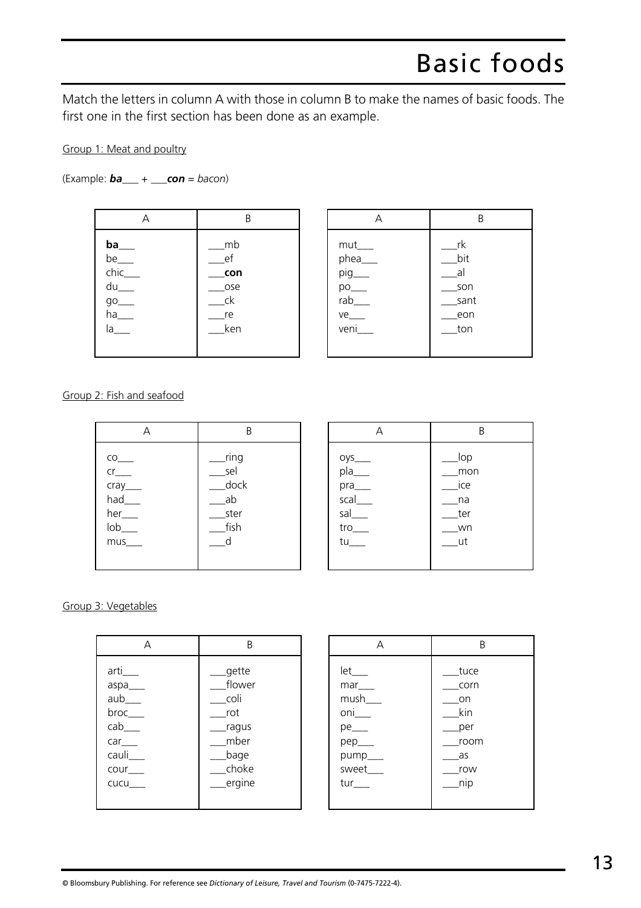# Basic foods

Match the letters in column A with those in column B to make the names of basic foods. The first one in the first section has been done as an example.

Group 1: Meat and poultry

(Example: ***ba***___ + ___***con*** = *bacon*)

| A | B |
|---|---|
| **ba**___ | ___mb |
| be___ | ___ef |
| chic___ | ___**con** |
| du___ | ___ose |
| go___ | ___ck |
| ha___ | ___re |
| la___ | ___ken |

| A | B |
|---|---|
| mut___ | ___rk |
| phea___ | ___bit |
| pig___ | ___al |
| po___ | ___son |
| rab___ | ___sant |
| ve___ | ___eon |
| veni___ | ___ton |

Group 2: Fish and seafood

| A | B |
|---|---|
| co___ | ___ring |
| cr___ | ___sel |
| cray___ | ___dock |
| had___ | ___ab |
| her___ | ___ster |
| lob___ | ___fish |
| mus___ | ___d |

| A | B |
|---|---|
| oys___ | ___lop |
| pla___ | ___mon |
| pra___ | ___ice |
| scal___ | ___na |
| sal___ | ___ter |
| tro___ | ___wn |
| tu___ | ___ut |

Group 3: Vegetables

| A | B |
|---|---|
| arti___ | ___gette |
| aspa___ | ___flower |
| aub___ | ___coli |
| broc___ | ___rot |
| cab___ | ___ragus |
| car___ | ___mber |
| cauli___ | ___bage |
| cour___ | ___choke |
| cucu___ | ___ergine |

| A | B |
|---|---|
| let___ | ___tuce |
| mar___ | ___corn |
| mush___ | ___on |
| oni___ | ___kin |
| pe___ | ___per |
| pep___ | ___room |
| pump___ | ___as |
| sweet___ | ___row |
| tur___ | ___nip |

© Bloomsbury Publishing. For reference see *Dictionary of Leisure, Travel and Tourism* (0-7475-7222-4).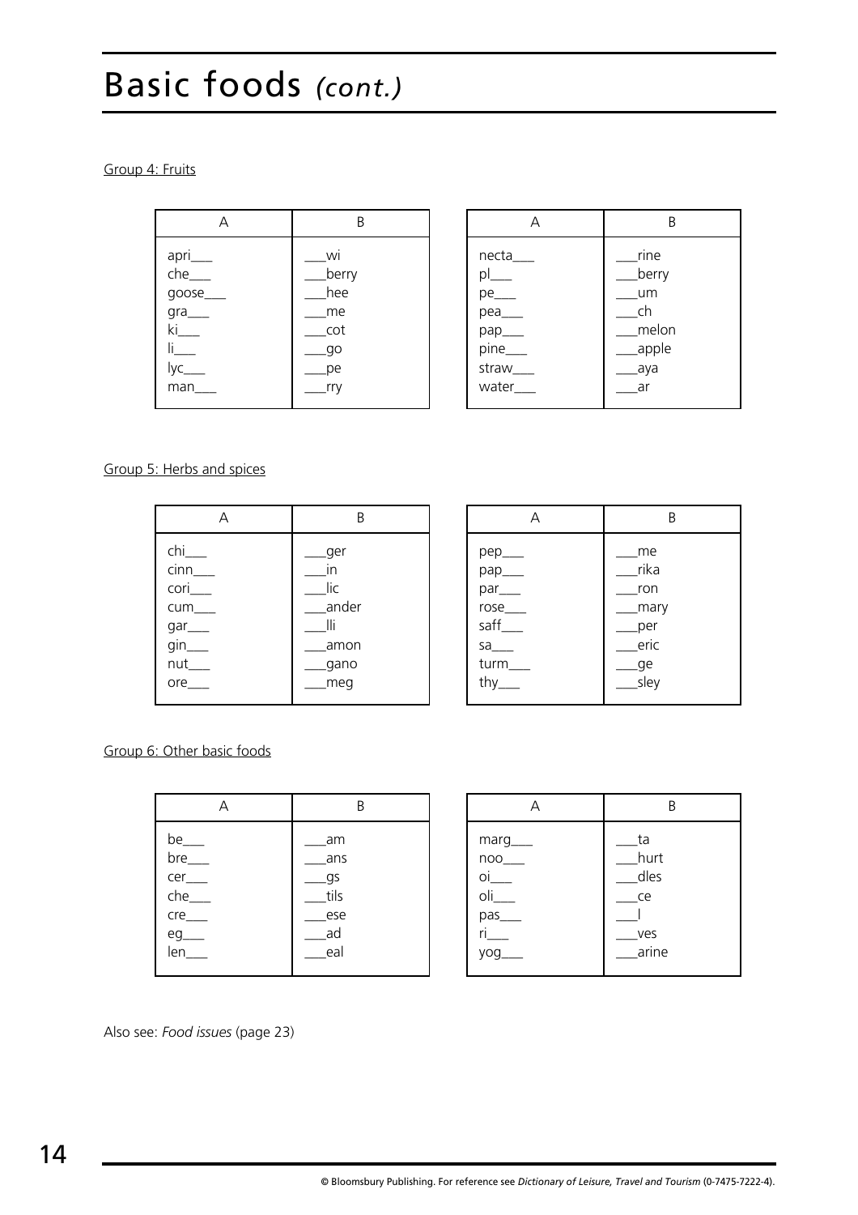# Basic foods *(cont.)*

Group 4: Fruits

| A | B |
|---|---|
| apri___ | ___wi |
| che___ | ___berry |
| goose___ | ___hee |
| gra___ | ___me |
| ki___ | ___cot |
| li___ | ___go |
| lyc___ | ___pe |
| man___ | ___rry |

| A | B |
|---|---|
| necta___ | ___rine |
| pl___ | ___berry |
| pe___ | ___um |
| pea___ | ___ch |
| pap___ | ___melon |
| pine___ | ___apple |
| straw___ | ___aya |
| water___ | ___ar |

Group 5: Herbs and spices

| A | B |
|---|---|
| chi___ | ___ger |
| cinn___ | ___in |
| cori___ | ___lic |
| cum___ | ___ander |
| gar___ | ___lli |
| gin___ | ___amon |
| nut___ | ___gano |
| ore___ | ___meg |

| A | B |
|---|---|
| pep___ | ___me |
| pap___ | ___rika |
| par___ | ___ron |
| rose___ | ___mary |
| saff___ | ___per |
| sa___ | ___eric |
| turm___ | ___ge |
| thy___ | ___sley |

Group 6: Other basic foods

| A | B |
|---|---|
| be___ | ___am |
| bre___ | ___ans |
| cer___ | ___gs |
| che___ | ___tils |
| cre___ | ___ese |
| eg___ | ___ad |
| len___ | ___eal |

| A | B |
|---|---|
| marg___ | ___ta |
| noo___ | ___hurt |
| oi___ | ___dles |
| oli___ | ___ce |
| pas___ | ___l |
| ri___ | ___ves |
| yog___ | ___arine |

Also see: *Food issues* (page 23)

© Bloomsbury Publishing. For reference see *Dictionary of Leisure, Travel and Tourism* (0-7475-7222-4).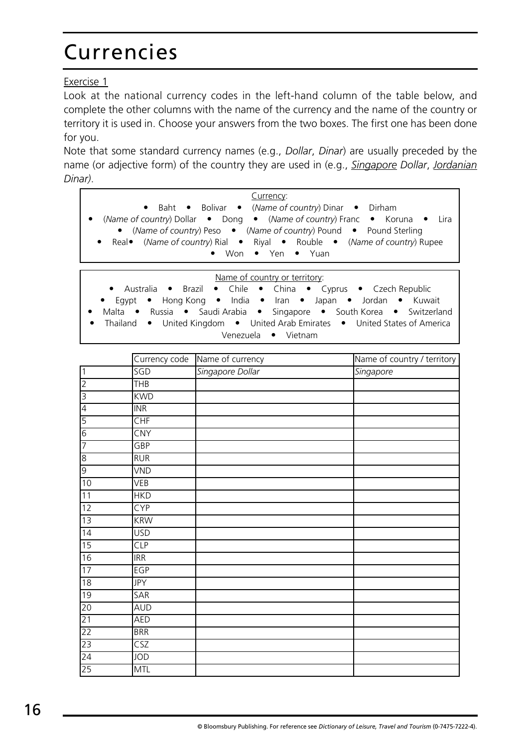# Currencies

Exercise 1

Look at the national currency codes in the left-hand column of the table below, and complete the other columns with the name of the currency and the name of the country or territory it is used in. Choose your answers from the two boxes. The first one has been done for you.

Note that some standard currency names (e.g., *Dollar*, *Dinar*) are usually preceded by the name (or adjective form) of the country they are used in (e.g., *Singapore Dollar*, *Jordanian Dinar)*.

Currency:

- Baht • Bolivar • (*Name of country*) Dinar • Dirham
- (*Name of country*) Dollar • Dong • (*Name of country*) Franc • Koruna • Lira
- (*Name of country*) Peso • (*Name of country*) Pound • Pound Sterling
- Real • (*Name of country*) Rial • Riyal • Rouble • (*Name of country*) Rupee
- Won • Yen • Yuan

Name of country or territory:

- Australia • Brazil • Chile • China • Cyprus • Czech Republic
- Egypt • Hong Kong • India • Iran • Japan • Jordan • Kuwait
- Malta • Russia • Saudi Arabia • Singapore • South Korea • Switzerland
- Thailand • United Kingdom • United Arab Emirates • United States of America
- Venezuela • Vietnam

| | Currency code | Name of currency | Name of country / territory |
|---|---|---|---|
| 1 | SGD | *Singapore Dollar* | *Singapore* |
| 2 | THB | | |
| 3 | KWD | | |
| 4 | INR | | |
| 5 | CHF | | |
| 6 | CNY | | |
| 7 | GBP | | |
| 8 | RUR | | |
| 9 | VND | | |
| 10 | VEB | | |
| 11 | HKD | | |
| 12 | CYP | | |
| 13 | KRW | | |
| 14 | USD | | |
| 15 | CLP | | |
| 16 | IRR | | |
| 17 | EGP | | |
| 18 | JPY | | |
| 19 | SAR | | |
| 20 | AUD | | |
| 21 | AED | | |
| 22 | BRR | | |
| 23 | CSZ | | |
| 24 | JOD | | |
| 25 | MTL | | |

© Bloomsbury Publishing. For reference see *Dictionary of Leisure, Travel and Tourism* (0-7475-7222-4).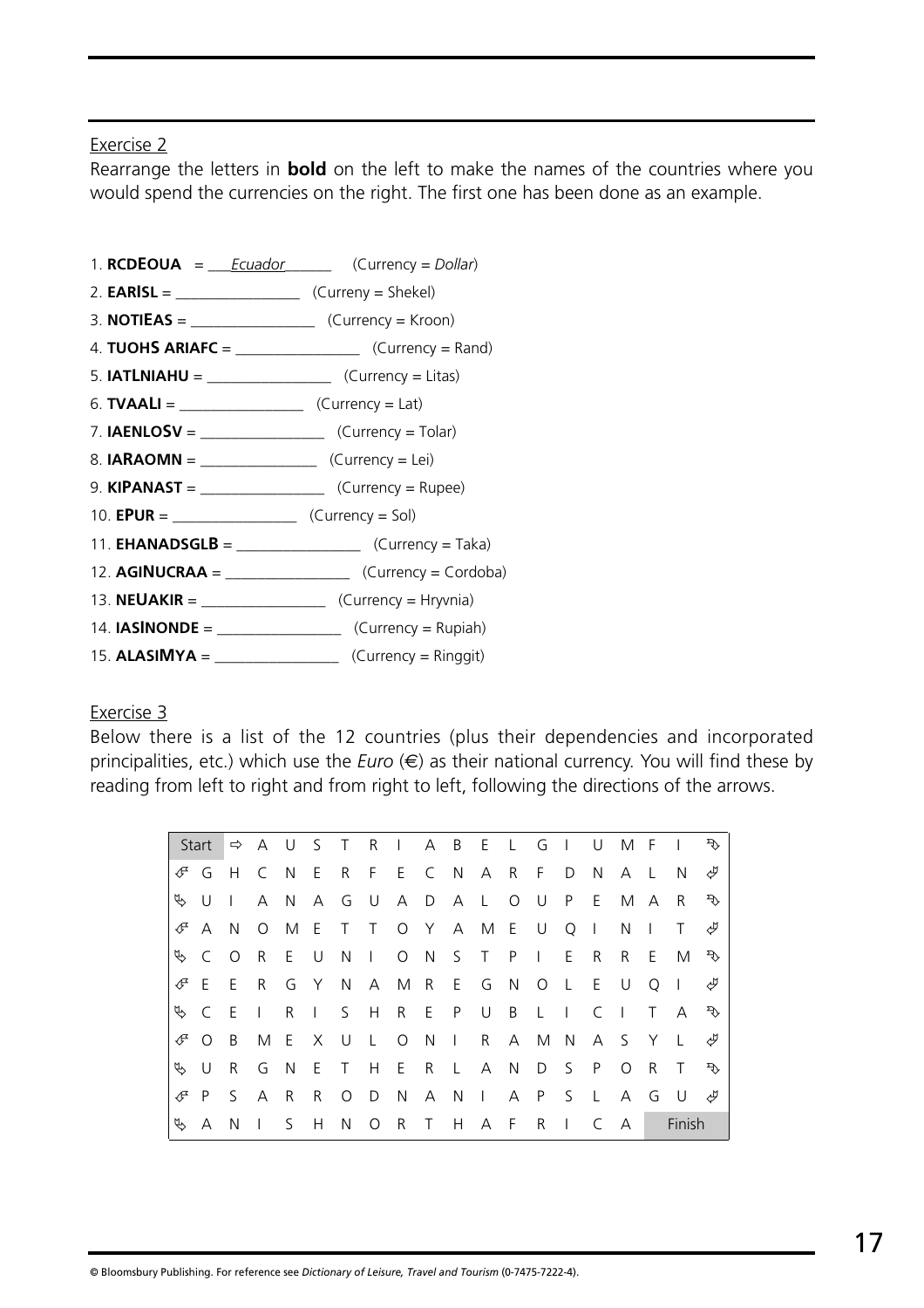Exercise 2

Rearrange the letters in **bold** on the left to make the names of the countries where you would spend the currencies on the right. The first one has been done as an example.

1. **RCDEOUA** = ___*Ecuador*______ (Currency = *Dollar*)
2. **EARISL** = ________________ (Curreny = Shekel)
3. **NOTIEAS** = ________________ (Currency = Kroon)
4. **TUOHS ARIAFC** = ________________ (Currency = Rand)
5. **IATLNIAHU** = ________________ (Currency = Litas)
6. **TVAALI** = ________________ (Currency = Lat)
7. **IAENLOSV** = ________________ (Currency = Tolar)
8. **IARAOMN** = ________________ (Currency = Lei)
9. **KIPANAST** = ________________ (Currency = Rupee)
10. **EPUR** = ________________ (Currency = Sol)
11. **EHANADSGLB** = ________________ (Currency = Taka)
12. **AGINUCRAA** = ________________ (Currency = Cordoba)
13. **NEUAKIR** = ________________ (Currency = Hryvnia)
14. **IASINONDE** = ________________ (Currency = Rupiah)
15. **ALASIMYA** = ________________ (Currency = Ringgit)

Exercise 3

Below there is a list of the 12 countries (plus their dependencies and incorporated principalities, etc.) which use the *Euro* (€) as their national currency. You will find these by reading from left to right and from right to left, following the directions of the arrows.

| Start | ⇨ | A | U | S | T | R | I | A | B | E | L | G | I | U | M | F | I | ↴ |
|---|---|---|---|---|---|---|---|---|---|---|---|---|---|---|---|---|---|---|
| ↲ | G | H | C | N | E | R | F | E | C | N | A | R | F | D | N | A | L | N ↲ |
| ↳ | U | I | A | N | A | G | U | A | D | A | L | O | U | P | E | M | A | R ↴ |
| ↲ | A | N | O | M | E | T | T | O | Y | A | M | E | U | Q | I | N | I | T ↲ |
| ↳ | C | O | R | E | U | N | I | O | N | S | T | P | I | E | R | R | E | M ↴ |
| ↲ | E | E | R | G | Y | N | A | M | R | E | G | N | O | L | E | U | Q | I ↲ |
| ↳ | C | E | I | R | I | S | H | R | E | P | U | B | L | I | C | I | T | A ↴ |
| ↲ | O | B | M | E | X | U | L | O | N | I | R | A | M | N | A | S | Y | L ↲ |
| ↳ | U | R | G | N | E | T | H | E | R | L | A | N | D | S | P | O | R | T ↴ |
| ↲ | P | S | A | R | R | O | D | N | A | N | I | A | P | S | L | A | G | U ↲ |
| ↳ | A | N | I | S | H | N | O | R | T | H | A | F | R | I | C | A | Finish | |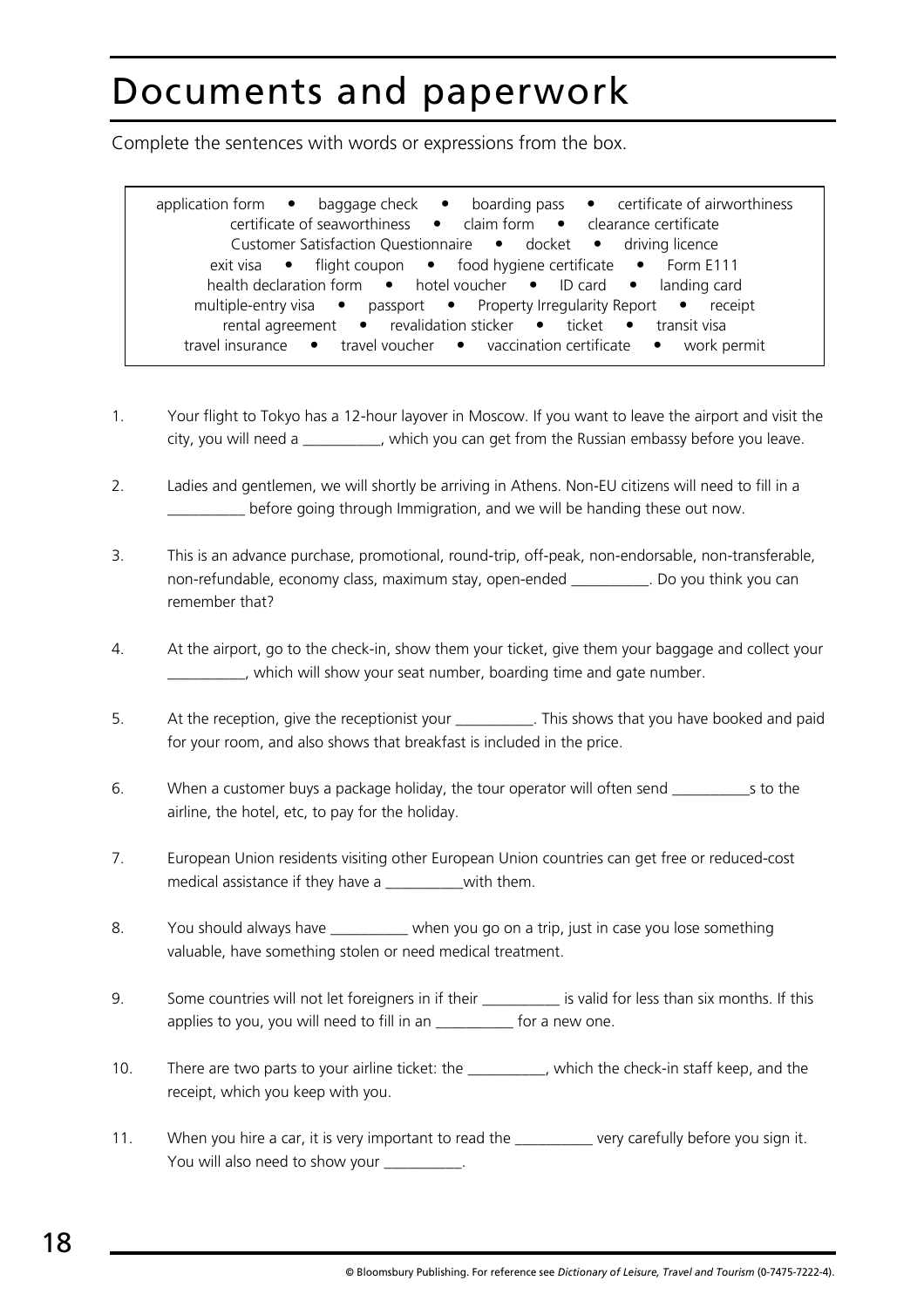# Documents and paperwork

Complete the sentences with words or expressions from the box.

application form • baggage check • boarding pass • certificate of airworthiness
certificate of seaworthiness • claim form • clearance certificate
Customer Satisfaction Questionnaire • docket • driving licence
exit visa • flight coupon • food hygiene certificate • Form E111
health declaration form • hotel voucher • ID card • landing card
multiple-entry visa • passport • Property Irregularity Report • receipt
rental agreement • revalidation sticker • ticket • transit visa
travel insurance • travel voucher • vaccination certificate • work permit

1. Your flight to Tokyo has a 12-hour layover in Moscow. If you want to leave the airport and visit the city, you will need a __________, which you can get from the Russian embassy before you leave.

2. Ladies and gentlemen, we will shortly be arriving in Athens. Non-EU citizens will need to fill in a __________ before going through Immigration, and we will be handing these out now.

3. This is an advance purchase, promotional, round-trip, off-peak, non-endorsable, non-transferable, non-refundable, economy class, maximum stay, open-ended __________. Do you think you can remember that?

4. At the airport, go to the check-in, show them your ticket, give them your baggage and collect your __________, which will show your seat number, boarding time and gate number.

5. At the reception, give the receptionist your __________. This shows that you have booked and paid for your room, and also shows that breakfast is included in the price.

6. When a customer buys a package holiday, the tour operator will often send __________s to the airline, the hotel, etc, to pay for the holiday.

7. European Union residents visiting other European Union countries can get free or reduced-cost medical assistance if they have a __________with them.

8. You should always have __________ when you go on a trip, just in case you lose something valuable, have something stolen or need medical treatment.

9. Some countries will not let foreigners in if their __________ is valid for less than six months. If this applies to you, you will need to fill in an __________ for a new one.

10. There are two parts to your airline ticket: the __________, which the check-in staff keep, and the receipt, which you keep with you.

11. When you hire a car, it is very important to read the __________ very carefully before you sign it. You will also need to show your __________.

© Bloomsbury Publishing. For reference see *Dictionary of Leisure, Travel and Tourism* (0-7475-7222-4).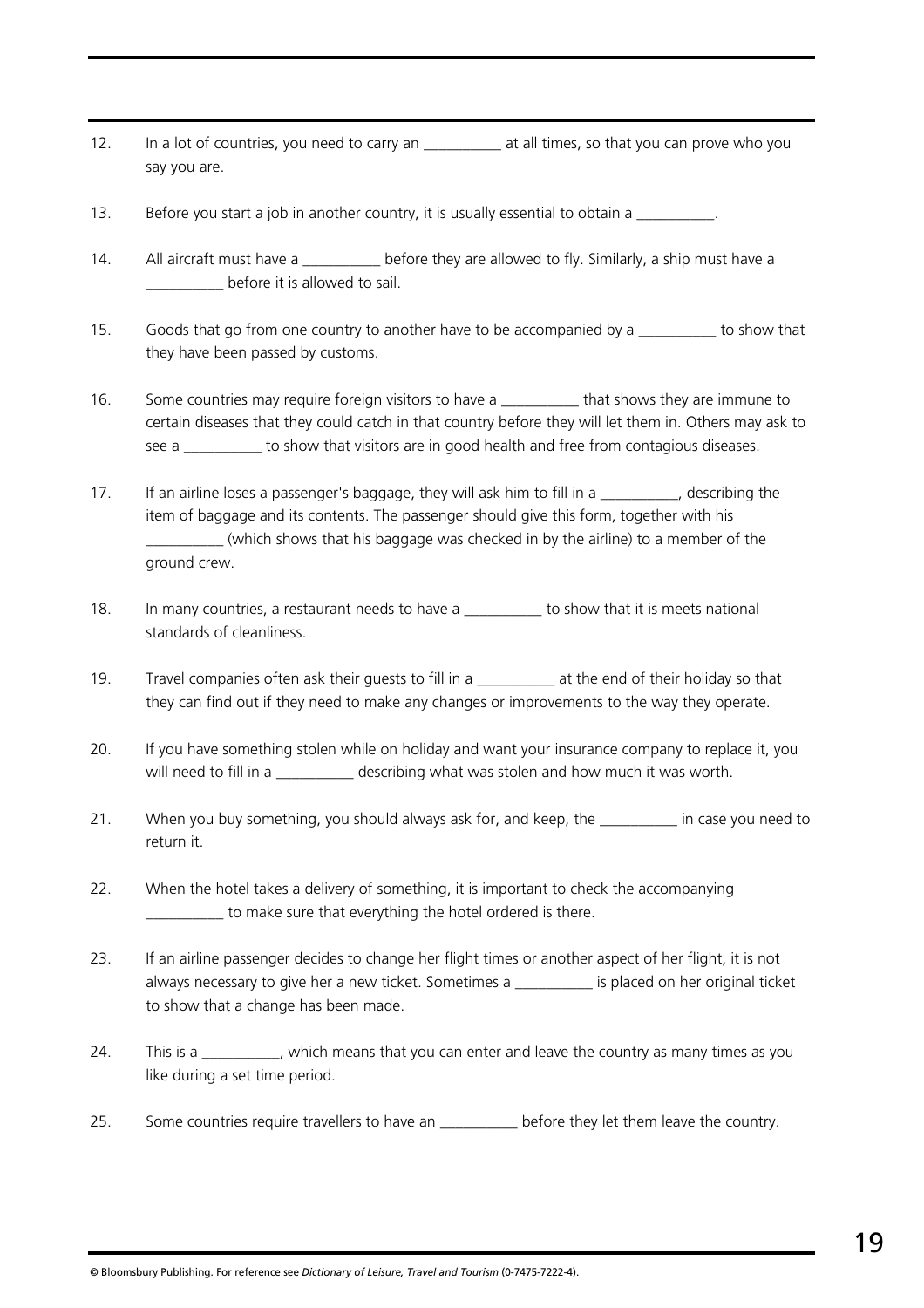12. In a lot of countries, you need to carry an __________ at all times, so that you can prove who you say you are.

13. Before you start a job in another country, it is usually essential to obtain a __________.

14. All aircraft must have a __________ before they are allowed to fly. Similarly, a ship must have a __________ before it is allowed to sail.

15. Goods that go from one country to another have to be accompanied by a __________ to show that they have been passed by customs.

16. Some countries may require foreign visitors to have a __________ that shows they are immune to certain diseases that they could catch in that country before they will let them in. Others may ask to see a __________ to show that visitors are in good health and free from contagious diseases.

17. If an airline loses a passenger's baggage, they will ask him to fill in a __________, describing the item of baggage and its contents. The passenger should give this form, together with his __________ (which shows that his baggage was checked in by the airline) to a member of the ground crew.

18. In many countries, a restaurant needs to have a __________ to show that it is meets national standards of cleanliness.

19. Travel companies often ask their guests to fill in a __________ at the end of their holiday so that they can find out if they need to make any changes or improvements to the way they operate.

20. If you have something stolen while on holiday and want your insurance company to replace it, you will need to fill in a __________ describing what was stolen and how much it was worth.

21. When you buy something, you should always ask for, and keep, the __________ in case you need to return it.

22. When the hotel takes a delivery of something, it is important to check the accompanying __________ to make sure that everything the hotel ordered is there.

23. If an airline passenger decides to change her flight times or another aspect of her flight, it is not always necessary to give her a new ticket. Sometimes a __________ is placed on her original ticket to show that a change has been made.

24. This is a __________, which means that you can enter and leave the country as many times as you like during a set time period.

25. Some countries require travellers to have an __________ before they let them leave the country.

© Bloomsbury Publishing. For reference see *Dictionary of Leisure, Travel and Tourism* (0-7475-7222-4).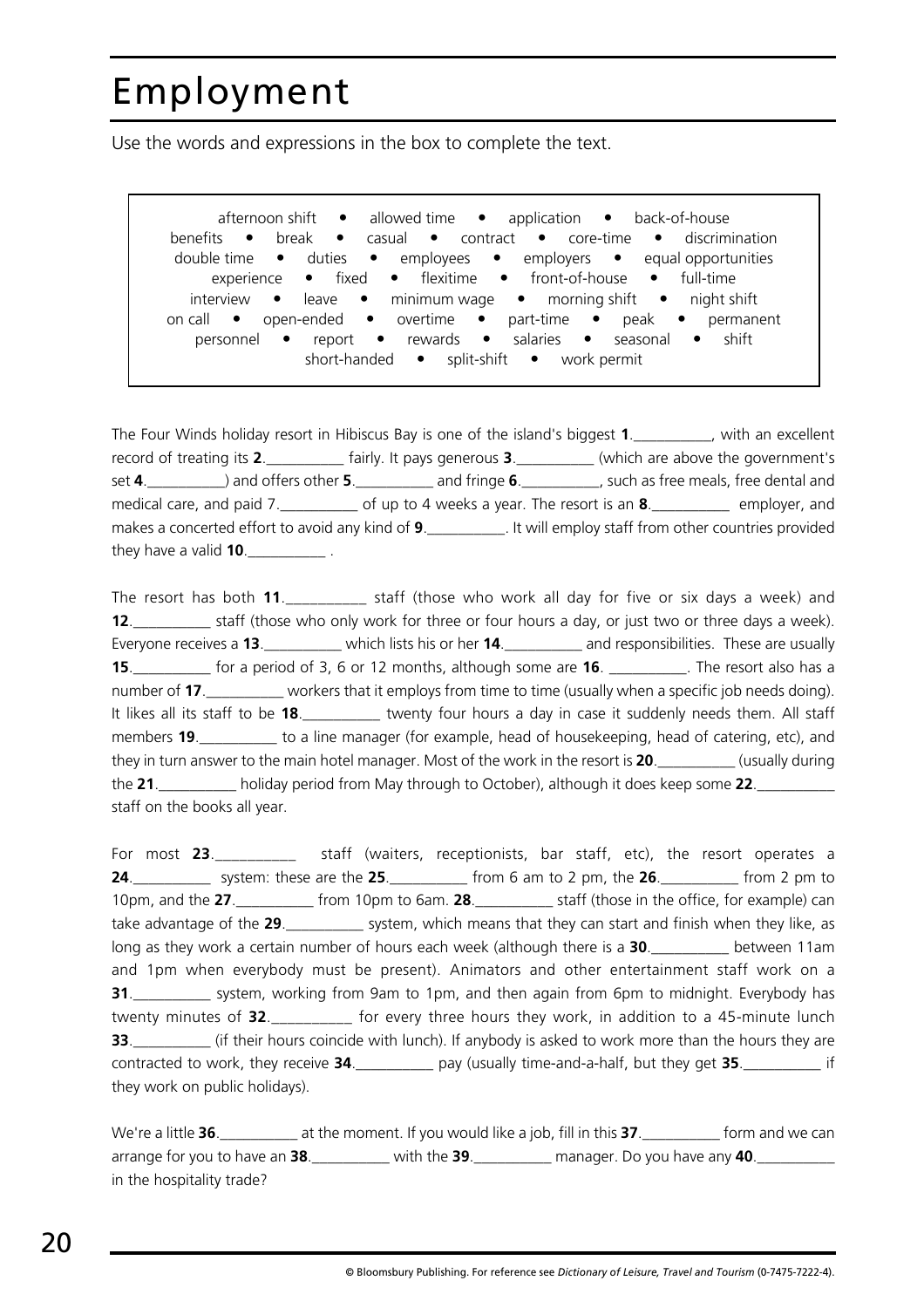# Employment

Use the words and expressions in the box to complete the text.

> afternoon shift • allowed time • application • back-of-house
> benefits • break • casual • contract • core-time • discrimination
> double time • duties • employees • employers • equal opportunities
> experience • fixed • flexitime • front-of-house • full-time
> interview • leave • minimum wage • morning shift • night shift
> on call • open-ended • overtime • part-time • peak • permanent
> personnel • report • rewards • salaries • seasonal • shift
> short-handed • split-shift • work permit

The Four Winds holiday resort in Hibiscus Bay is one of the island's biggest **1**.__________, with an excellent record of treating its **2**.__________ fairly. It pays generous **3**.__________ (which are above the government's set **4**.__________) and offers other **5**.__________ and fringe **6**.__________, such as free meals, free dental and medical care, and paid 7.__________ of up to 4 weeks a year. The resort is an **8**.__________ employer, and makes a concerted effort to avoid any kind of **9**.__________. It will employ staff from other countries provided they have a valid **10**.__________ .

The resort has both **11**.__________ staff (those who work all day for five or six days a week) and **12**.__________ staff (those who only work for three or four hours a day, or just two or three days a week). Everyone receives a **13**.__________ which lists his or her **14**.__________ and responsibilities. These are usually **15**.__________ for a period of 3, 6 or 12 months, although some are **16**. __________. The resort also has a number of **17**.__________ workers that it employs from time to time (usually when a specific job needs doing). It likes all its staff to be **18**.__________ twenty four hours a day in case it suddenly needs them. All staff members **19**.__________ to a line manager (for example, head of housekeeping, head of catering, etc), and they in turn answer to the main hotel manager. Most of the work in the resort is **20**.__________ (usually during the **21**.__________ holiday period from May through to October), although it does keep some **22**.__________ staff on the books all year.

For most **23**.__________ staff (waiters, receptionists, bar staff, etc), the resort operates a **24**.__________ system: these are the **25**.__________ from 6 am to 2 pm, the **26**.__________ from 2 pm to 10pm, and the **27**.__________ from 10pm to 6am. **28**.__________ staff (those in the office, for example) can take advantage of the **29**.__________ system, which means that they can start and finish when they like, as long as they work a certain number of hours each week (although there is a **30**.__________ between 11am and 1pm when everybody must be present). Animators and other entertainment staff work on a **31**.__________ system, working from 9am to 1pm, and then again from 6pm to midnight. Everybody has twenty minutes of **32**.__________ for every three hours they work, in addition to a 45-minute lunch **33**.__________ (if their hours coincide with lunch). If anybody is asked to work more than the hours they are contracted to work, they receive **34**.__________ pay (usually time-and-a-half, but they get **35**.__________ if they work on public holidays).

We're a little **36**.__________ at the moment. If you would like a job, fill in this **37**.__________ form and we can arrange for you to have an **38**.__________ with the **39**.__________ manager. Do you have any **40**.__________ in the hospitality trade?

© Bloomsbury Publishing. For reference see *Dictionary of Leisure, Travel and Tourism* (0-7475-7222-4).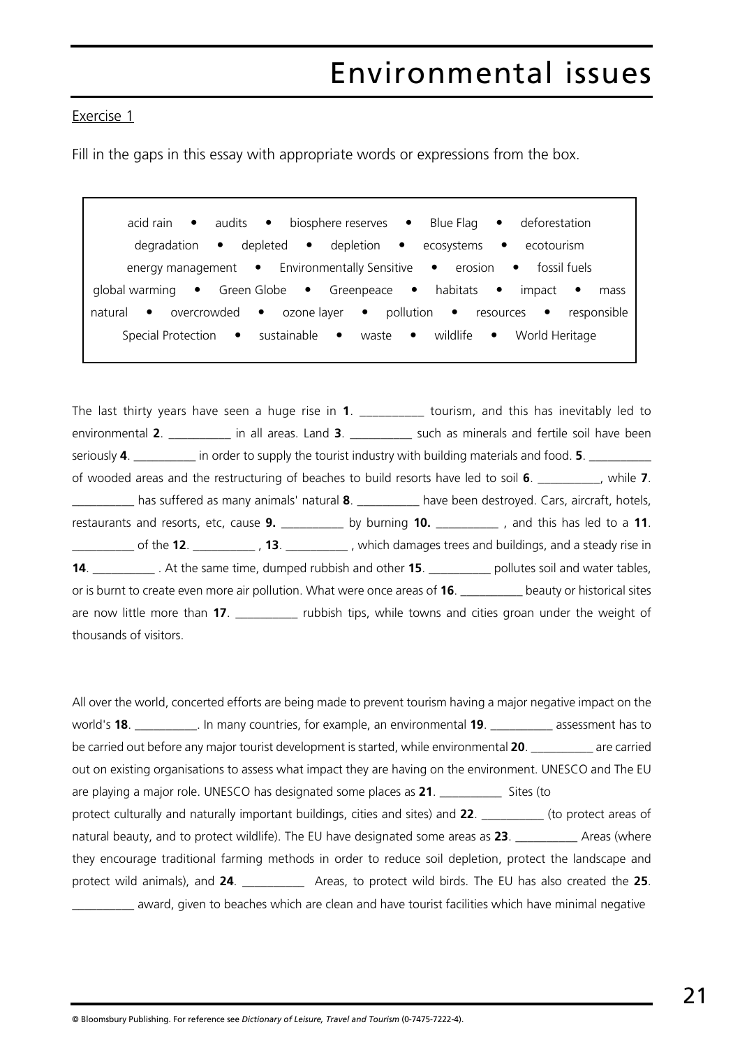# Environmental issues

Exercise 1

Fill in the gaps in this essay with appropriate words or expressions from the box.

> acid rain • audits • biosphere reserves • Blue Flag • deforestation
> degradation • depleted • depletion • ecosystems • ecotourism
> energy management • Environmentally Sensitive • erosion • fossil fuels
> global warming • Green Globe • Greenpeace • habitats • impact • mass
> natural • overcrowded • ozone layer • pollution • resources • responsible
> Special Protection • sustainable • waste • wildlife • World Heritage

The last thirty years have seen a huge rise in **1**. __________ tourism, and this has inevitably led to environmental **2**. __________ in all areas. Land **3**. __________ such as minerals and fertile soil have been seriously **4**. __________ in order to supply the tourist industry with building materials and food. **5**. __________ of wooded areas and the restructuring of beaches to build resorts have led to soil **6**. __________, while **7**. __________ has suffered as many animals' natural **8**. __________ have been destroyed. Cars, aircraft, hotels, restaurants and resorts, etc, cause **9.** __________ by burning **10.** __________ , and this has led to a **11**. __________ of the **12**. __________ , **13**. __________ , which damages trees and buildings, and a steady rise in **14**. __________ . At the same time, dumped rubbish and other **15**. __________ pollutes soil and water tables, or is burnt to create even more air pollution. What were once areas of **16**. __________ beauty or historical sites are now little more than **17**. __________ rubbish tips, while towns and cities groan under the weight of thousands of visitors.

All over the world, concerted efforts are being made to prevent tourism having a major negative impact on the world's **18**. __________. In many countries, for example, an environmental **19**. __________ assessment has to be carried out before any major tourist development is started, while environmental **20**. __________ are carried out on existing organisations to assess what impact they are having on the environment. UNESCO and The EU are playing a major role. UNESCO has designated some places as **21**. __________ Sites (to protect culturally and naturally important buildings, cities and sites) and **22**. __________ (to protect areas of natural beauty, and to protect wildlife). The EU have designated some areas as **23**. __________ Areas (where they encourage traditional farming methods in order to reduce soil depletion, protect the landscape and protect wild animals), and **24**. __________ Areas, to protect wild birds. The EU has also created the **25**. __________ award, given to beaches which are clean and have tourist facilities which have minimal negative

© Bloomsbury Publishing. For reference see *Dictionary of Leisure, Travel and Tourism* (0-7475-7222-4).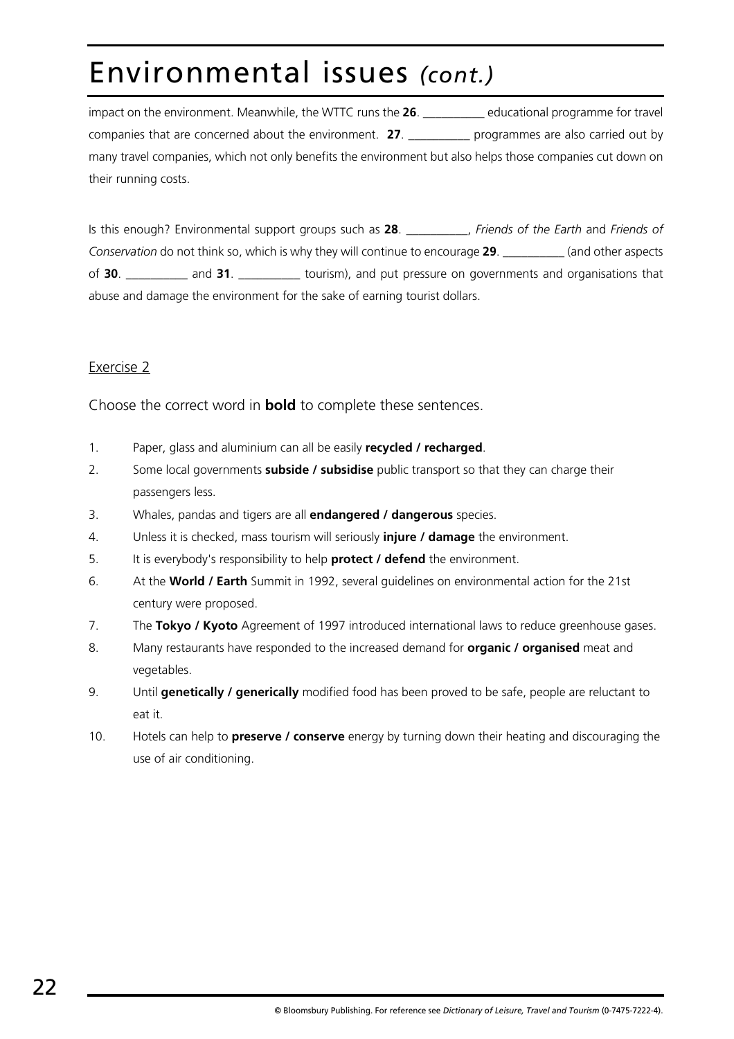# Environmental issues *(cont.)*

impact on the environment. Meanwhile, the WTTC runs the **26**. __________ educational programme for travel companies that are concerned about the environment. **27**. __________ programmes are also carried out by many travel companies, which not only benefits the environment but also helps those companies cut down on their running costs.

Is this enough? Environmental support groups such as **28**. __________, *Friends of the Earth* and *Friends of Conservation* do not think so, which is why they will continue to encourage **29**. __________ (and other aspects of **30**. __________ and **31**. __________ tourism), and put pressure on governments and organisations that abuse and damage the environment for the sake of earning tourist dollars.

Exercise 2

Choose the correct word in **bold** to complete these sentences.

1. Paper, glass and aluminium can all be easily **recycled / recharged**.
2. Some local governments **subside / subsidise** public transport so that they can charge their passengers less.
3. Whales, pandas and tigers are all **endangered / dangerous** species.
4. Unless it is checked, mass tourism will seriously **injure / damage** the environment.
5. It is everybody's responsibility to help **protect / defend** the environment.
6. At the **World / Earth** Summit in 1992, several guidelines on environmental action for the 21st century were proposed.
7. The **Tokyo / Kyoto** Agreement of 1997 introduced international laws to reduce greenhouse gases.
8. Many restaurants have responded to the increased demand for **organic / organised** meat and vegetables.
9. Until **genetically / generically** modified food has been proved to be safe, people are reluctant to eat it.
10. Hotels can help to **preserve / conserve** energy by turning down their heating and discouraging the use of air conditioning.

© Bloomsbury Publishing. For reference see *Dictionary of Leisure, Travel and Tourism* (0-7475-7222-4).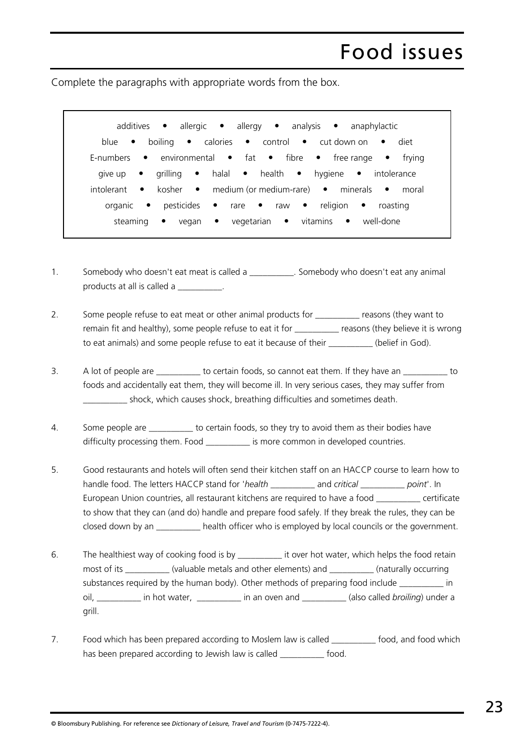# Food issues

Complete the paragraphs with appropriate words from the box.

> additives • allergic • allergy • analysis • anaphylactic
> blue • boiling • calories • control • cut down on • diet
> E-numbers • environmental • fat • fibre • free range • frying
> give up • grilling • halal • health • hygiene • intolerance
> intolerant • kosher • medium (or medium-rare) • minerals • moral
> organic • pesticides • rare • raw • religion • roasting
> steaming • vegan • vegetarian • vitamins • well-done

1. Somebody who doesn't eat meat is called a __________. Somebody who doesn't eat any animal products at all is called a __________.

2. Some people refuse to eat meat or other animal products for __________ reasons (they want to remain fit and healthy), some people refuse to eat it for __________ reasons (they believe it is wrong to eat animals) and some people refuse to eat it because of their __________ (belief in God).

3. A lot of people are __________ to certain foods, so cannot eat them. If they have an __________ to foods and accidentally eat them, they will become ill. In very serious cases, they may suffer from __________ shock, which causes shock, breathing difficulties and sometimes death.

4. Some people are __________ to certain foods, so they try to avoid them as their bodies have difficulty processing them. Food __________ is more common in developed countries.

5. Good restaurants and hotels will often send their kitchen staff on an HACCP course to learn how to handle food. The letters HACCP stand for '*health* __________ and *critical* __________ *point*'. In European Union countries, all restaurant kitchens are required to have a food __________ certificate to show that they can (and do) handle and prepare food safely. If they break the rules, they can be closed down by an __________ health officer who is employed by local councils or the government.

6. The healthiest way of cooking food is by __________ it over hot water, which helps the food retain most of its __________ (valuable metals and other elements) and __________ (naturally occurring substances required by the human body). Other methods of preparing food include __________ in oil, __________ in hot water, __________ in an oven and __________ (also called *broiling*) under a grill.

7. Food which has been prepared according to Moslem law is called __________ food, and food which has been prepared according to Jewish law is called __________ food.

© Bloomsbury Publishing. For reference see *Dictionary of Leisure, Travel and Tourism* (0-7475-7222-4).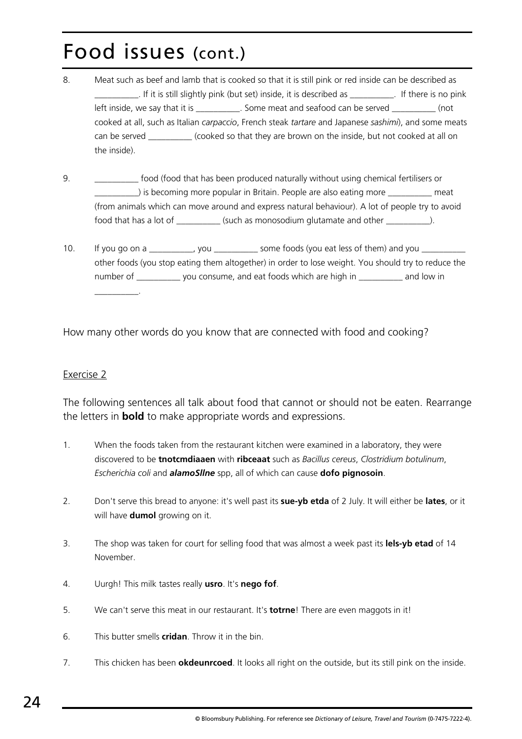# Food issues (cont.)

8. Meat such as beef and lamb that is cooked so that it is still pink or red inside can be described as __________. If it is still slightly pink (but set) inside, it is described as __________. If there is no pink left inside, we say that it is __________. Some meat and seafood can be served __________ (not cooked at all, such as Italian *carpaccio*, French steak *tartare* and Japanese *sashimi*), and some meats can be served __________ (cooked so that they are brown on the inside, but not cooked at all on the inside).

9. __________ food (food that has been produced naturally without using chemical fertilisers or __________) is becoming more popular in Britain. People are also eating more __________ meat (from animals which can move around and express natural behaviour). A lot of people try to avoid food that has a lot of __________ (such as monosodium glutamate and other __________).

10. If you go on a __________, you __________ some foods (you eat less of them) and you __________ other foods (you stop eating them altogether) in order to lose weight. You should try to reduce the number of __________ you consume, and eat foods which are high in __________ and low in __________.

How many other words do you know that are connected with food and cooking?

Exercise 2

The following sentences all talk about food that cannot or should not be eaten. Rearrange the letters in **bold** to make appropriate words and expressions.

1. When the foods taken from the restaurant kitchen were examined in a laboratory, they were discovered to be **tnotcmdiaaen** with **ribceaat** such as *Bacillus cereus*, *Clostridium botulinum*, *Escherichia coli* and ***alamoSllne*** spp, all of which can cause **dofo pignosoin**.

2. Don't serve this bread to anyone: it's well past its **sue-yb etda** of 2 July. It will either be **lates**, or it will have **dumol** growing on it.

3. The shop was taken for court for selling food that was almost a week past its **lels-yb etad** of 14 November.

4. Uurgh! This milk tastes really **usro**. It's **nego fof**.

5. We can't serve this meat in our restaurant. It's **totrne**! There are even maggots in it!

6. This butter smells **cridan**. Throw it in the bin.

7. This chicken has been **okdeunrcoed**. It looks all right on the outside, but its still pink on the inside.

© Bloomsbury Publishing. For reference see *Dictionary of Leisure, Travel and Tourism* (0-7475-7222-4).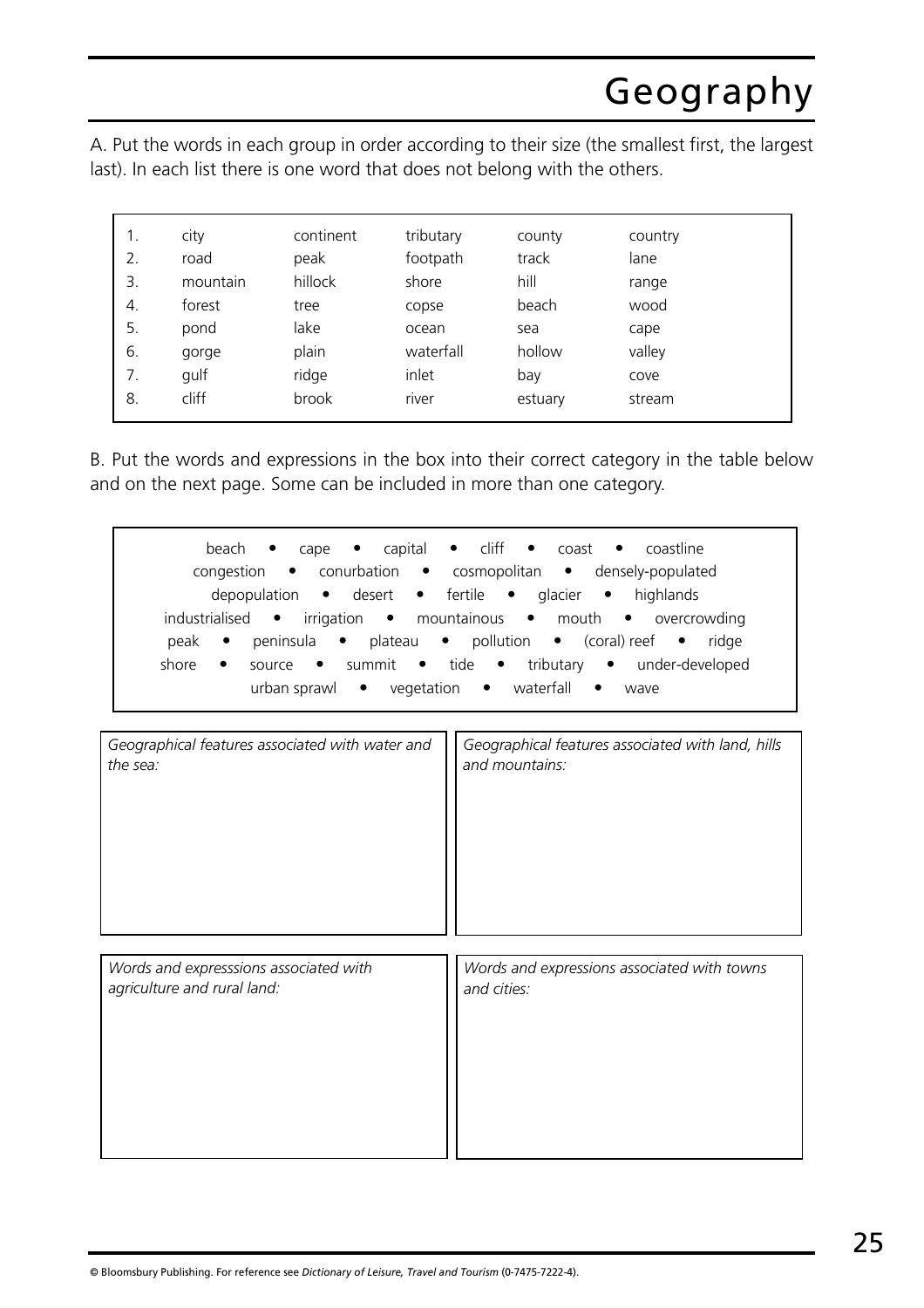# Geography

A. Put the words in each group in order according to their size (the smallest first, the largest last). In each list there is one word that does not belong with the others.

| | | | | | |
|---|---|---|---|---|---|
| 1. | city | continent | tributary | county | country |
| 2. | road | peak | footpath | track | lane |
| 3. | mountain | hillock | shore | hill | range |
| 4. | forest | tree | copse | beach | wood |
| 5. | pond | lake | ocean | sea | cape |
| 6. | gorge | plain | waterfall | hollow | valley |
| 7. | gulf | ridge | inlet | bay | cove |
| 8. | cliff | brook | river | estuary | stream |

B. Put the words and expressions in the box into their correct category in the table below and on the next page. Some can be included in more than one category.

beach • cape • capital • cliff • coast • coastline
congestion • conurbation • cosmopolitan • densely-populated
depopulation • desert • fertile • glacier • highlands
industrialised • irrigation • mountainous • mouth • overcrowding
peak • peninsula • plateau • pollution • (coral) reef • ridge
shore • source • summit • tide • tributary • under-developed
urban sprawl • vegetation • waterfall • wave

| *Geographical features associated with water and the sea:* | *Geographical features associated with land, hills and mountains:* |
|---|---|
| | |

| *Words and expresssions associated with agriculture and rural land:* | *Words and expressions associated with towns and cities:* |
|---|---|
| | |

© Bloomsbury Publishing. For reference see *Dictionary of Leisure, Travel and Tourism* (0-7475-7222-4).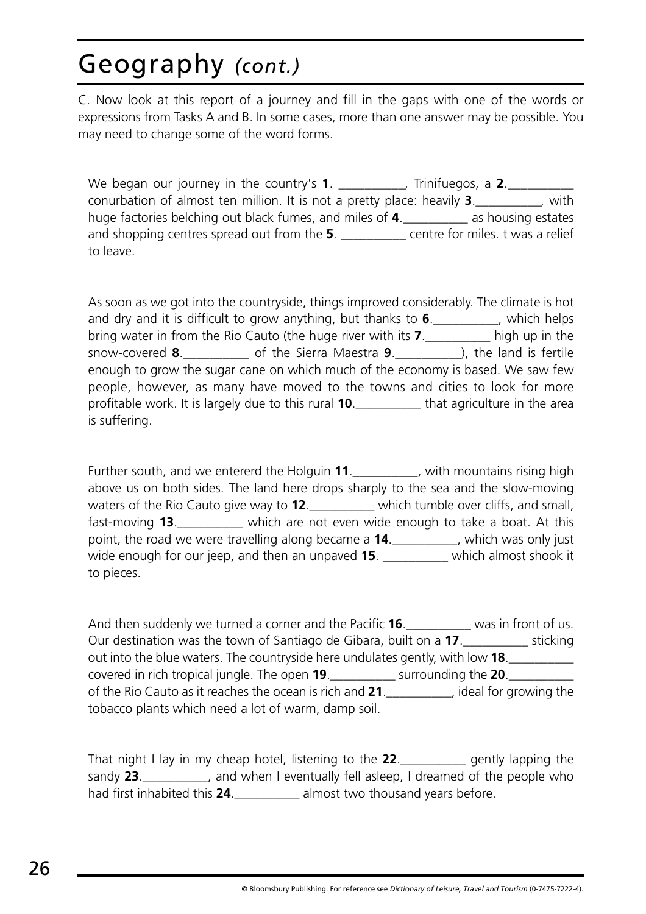# Geography *(cont.)*

C. Now look at this report of a journey and fill in the gaps with one of the words or expressions from Tasks A and B. In some cases, more than one answer may be possible. You may need to change some of the word forms.

We began our journey in the country's **1**. __________, Trinifuegos, a **2**.__________ conurbation of almost ten million. It is not a pretty place: heavily **3**.__________, with huge factories belching out black fumes, and miles of **4**.__________ as housing estates and shopping centres spread out from the **5**. __________ centre for miles. t was a relief to leave.

As soon as we got into the countryside, things improved considerably. The climate is hot and dry and it is difficult to grow anything, but thanks to **6**.__________, which helps bring water in from the Rio Cauto (the huge river with its **7**.__________ high up in the snow-covered **8**.__________ of the Sierra Maestra **9**.__________), the land is fertile enough to grow the sugar cane on which much of the economy is based. We saw few people, however, as many have moved to the towns and cities to look for more profitable work. It is largely due to this rural **10**.__________ that agriculture in the area is suffering.

Further south, and we entererd the Holguin **11**.__________, with mountains rising high above us on both sides. The land here drops sharply to the sea and the slow-moving waters of the Rio Cauto give way to **12**.__________ which tumble over cliffs, and small, fast-moving **13**.__________ which are not even wide enough to take a boat. At this point, the road we were travelling along became a **14**.__________, which was only just wide enough for our jeep, and then an unpaved **15**. __________ which almost shook it to pieces.

And then suddenly we turned a corner and the Pacific **16**.__________ was in front of us. Our destination was the town of Santiago de Gibara, built on a **17**.__________ sticking out into the blue waters. The countryside here undulates gently, with low **18**.__________ covered in rich tropical jungle. The open **19**.__________ surrounding the **20**.__________ of the Rio Cauto as it reaches the ocean is rich and **21**.__________, ideal for growing the tobacco plants which need a lot of warm, damp soil.

That night I lay in my cheap hotel, listening to the **22**.__________ gently lapping the sandy **23**.__________, and when I eventually fell asleep, I dreamed of the people who had first inhabited this **24**.__________ almost two thousand years before.

© Bloomsbury Publishing. For reference see *Dictionary of Leisure, Travel and Tourism* (0-7475-7222-4).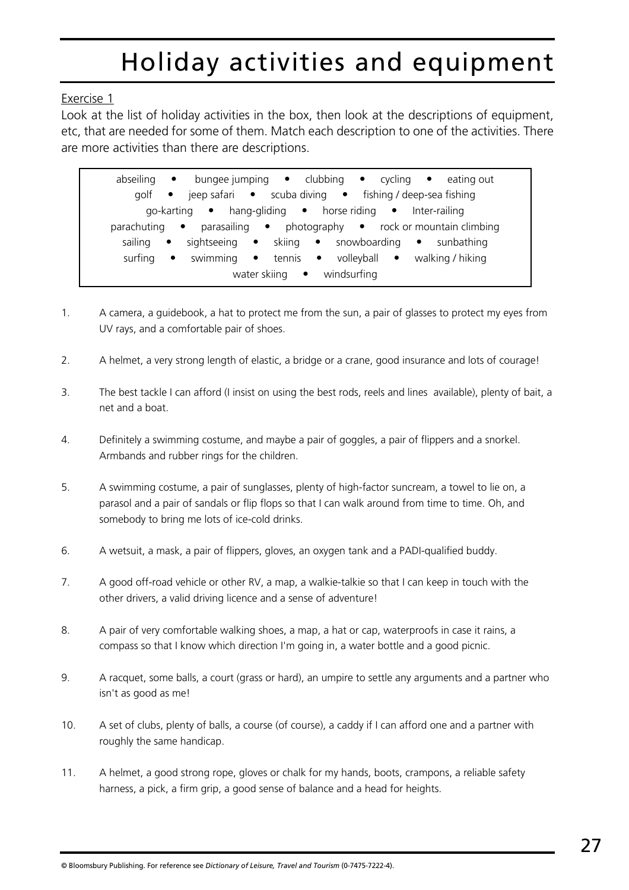# Holiday activities and equipment

Exercise 1

Look at the list of holiday activities in the box, then look at the descriptions of equipment, etc, that are needed for some of them. Match each description to one of the activities. There are more activities than there are descriptions.

> abseiling • bungee jumping • clubbing • cycling • eating out
> golf • jeep safari • scuba diving • fishing / deep-sea fishing
> go-karting • hang-gliding • horse riding • Inter-railing
> parachuting • parasailing • photography • rock or mountain climbing
> sailing • sightseeing • skiing • snowboarding • sunbathing
> surfing • swimming • tennis • volleyball • walking / hiking
> water skiing • windsurfing

1. A camera, a guidebook, a hat to protect me from the sun, a pair of glasses to protect my eyes from UV rays, and a comfortable pair of shoes.

2. A helmet, a very strong length of elastic, a bridge or a crane, good insurance and lots of courage!

3. The best tackle I can afford (I insist on using the best rods, reels and lines available), plenty of bait, a net and a boat.

4. Definitely a swimming costume, and maybe a pair of goggles, a pair of flippers and a snorkel. Armbands and rubber rings for the children.

5. A swimming costume, a pair of sunglasses, plenty of high-factor suncream, a towel to lie on, a parasol and a pair of sandals or flip flops so that I can walk around from time to time. Oh, and somebody to bring me lots of ice-cold drinks.

6. A wetsuit, a mask, a pair of flippers, gloves, an oxygen tank and a PADI-qualified buddy.

7. A good off-road vehicle or other RV, a map, a walkie-talkie so that I can keep in touch with the other drivers, a valid driving licence and a sense of adventure!

8. A pair of very comfortable walking shoes, a map, a hat or cap, waterproofs in case it rains, a compass so that I know which direction I'm going in, a water bottle and a good picnic.

9. A racquet, some balls, a court (grass or hard), an umpire to settle any arguments and a partner who isn't as good as me!

10. A set of clubs, plenty of balls, a course (of course), a caddy if I can afford one and a partner with roughly the same handicap.

11. A helmet, a good strong rope, gloves or chalk for my hands, boots, crampons, a reliable safety harness, a pick, a firm grip, a good sense of balance and a head for heights.

© Bloomsbury Publishing. For reference see *Dictionary of Leisure, Travel and Tourism* (0-7475-7222-4).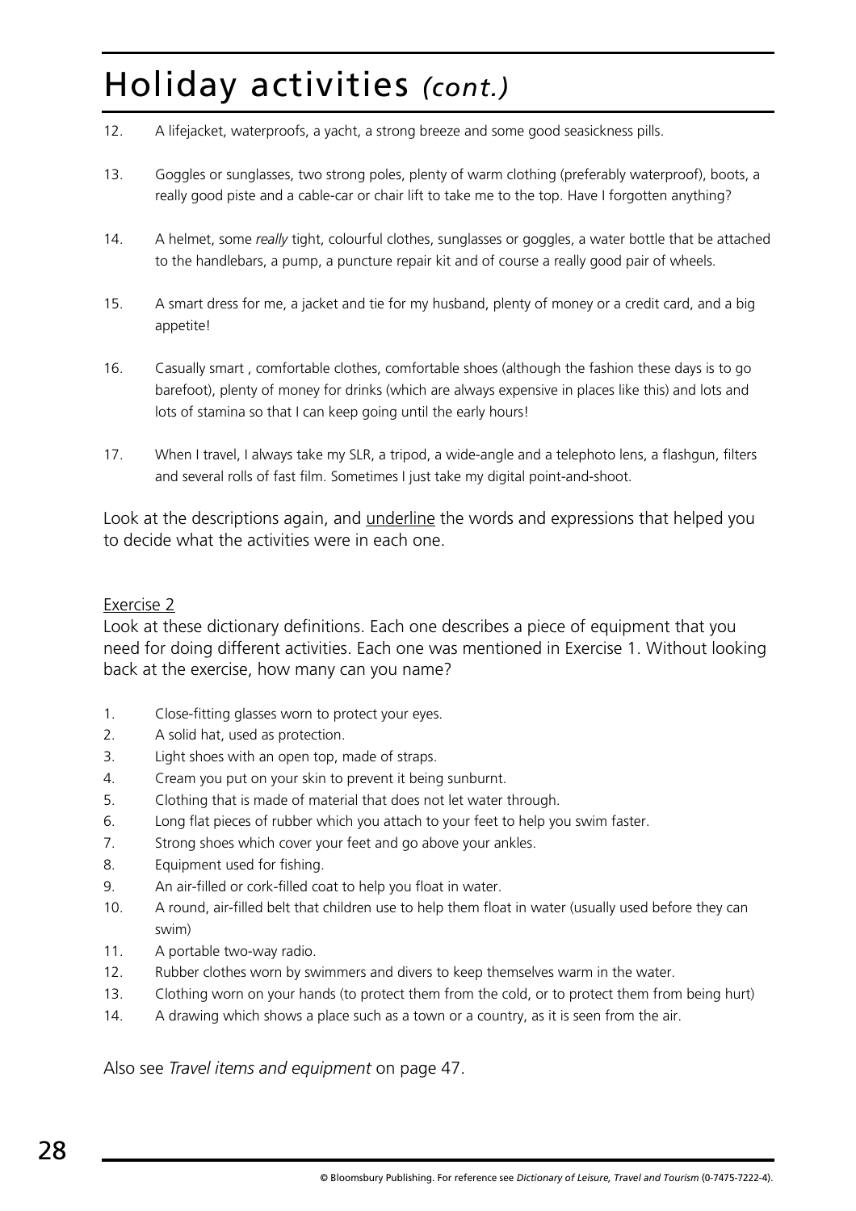# Holiday activities *(cont.)*

12. A lifejacket, waterproofs, a yacht, a strong breeze and some good seasickness pills.

13. Goggles or sunglasses, two strong poles, plenty of warm clothing (preferably waterproof), boots, a really good piste and a cable-car or chair lift to take me to the top. Have I forgotten anything?

14. A helmet, some *really* tight, colourful clothes, sunglasses or goggles, a water bottle that be attached to the handlebars, a pump, a puncture repair kit and of course a really good pair of wheels.

15. A smart dress for me, a jacket and tie for my husband, plenty of money or a credit card, and a big appetite!

16. Casually smart , comfortable clothes, comfortable shoes (although the fashion these days is to go barefoot), plenty of money for drinks (which are always expensive in places like this) and lots and lots of stamina so that I can keep going until the early hours!

17. When I travel, I always take my SLR, a tripod, a wide-angle and a telephoto lens, a flashgun, filters and several rolls of fast film. Sometimes I just take my digital point-and-shoot.

Look at the descriptions again, and <u>underline</u> the words and expressions that helped you to decide what the activities were in each one.

<u>Exercise 2</u>

Look at these dictionary definitions. Each one describes a piece of equipment that you need for doing different activities. Each one was mentioned in Exercise 1. Without looking back at the exercise, how many can you name?

1. Close-fitting glasses worn to protect your eyes.
2. A solid hat, used as protection.
3. Light shoes with an open top, made of straps.
4. Cream you put on your skin to prevent it being sunburnt.
5. Clothing that is made of material that does not let water through.
6. Long flat pieces of rubber which you attach to your feet to help you swim faster.
7. Strong shoes which cover your feet and go above your ankles.
8. Equipment used for fishing.
9. An air-filled or cork-filled coat to help you float in water.
10. A round, air-filled belt that children use to help them float in water (usually used before they can swim)
11. A portable two-way radio.
12. Rubber clothes worn by swimmers and divers to keep themselves warm in the water.
13. Clothing worn on your hands (to protect them from the cold, or to protect them from being hurt)
14. A drawing which shows a place such as a town or a country, as it is seen from the air.

Also see *Travel items and equipment* on page 47.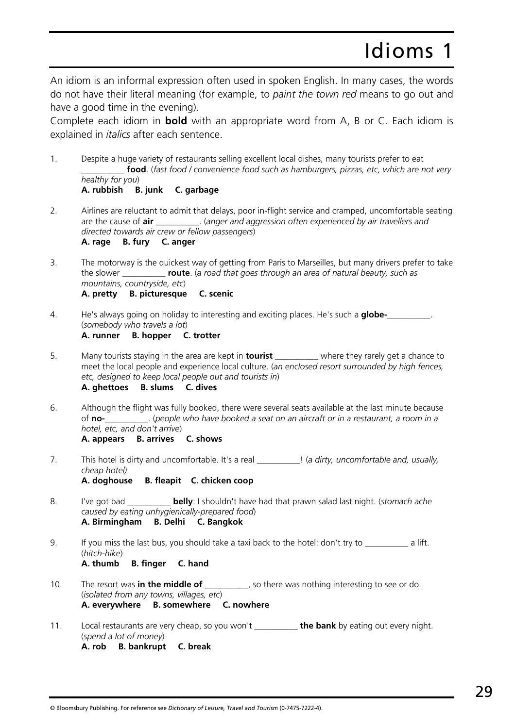# Idioms 1

An idiom is an informal expression often used in spoken English. In many cases, the words do not have their literal meaning (for example, to *paint the town red* means to go out and have a good time in the evening).

Complete each idiom in **bold** with an appropriate word from A, B or C. Each idiom is explained in *italics* after each sentence.

1. Despite a huge variety of restaurants selling excellent local dishes, many tourists prefer to eat __________ **food**. (*fast food / convenience food such as hamburgers, pizzas, etc, which are not very healthy for you*)
   **A. rubbish B. junk C. garbage**

2. Airlines are reluctant to admit that delays, poor in-flight service and cramped, uncomfortable seating are the cause of **air** __________. (*anger and aggression often experienced by air travellers and directed towards air crew or fellow passengers*)
   **A. rage B. fury C. anger**

3. The motorway is the quickest way of getting from Paris to Marseilles, but many drivers prefer to take the slower __________ **route**. (*a road that goes through an area of natural beauty, such as mountains, countryside, etc*)
   **A. pretty B. picturesque C. scenic**

4. He's always going on holiday to interesting and exciting places. He's such a **globe-**__________. (*somebody who travels a lot*)
   **A. runner B. hopper C. trotter**

5. Many tourists staying in the area are kept in **tourist** __________ where they rarely get a chance to meet the local people and experience local culture. (*an enclosed resort surrounded by high fences, etc, designed to keep local people out and tourists in*)
   **A. ghettoes B. slums C. dives**

6. Although the flight was fully booked, there were several seats available at the last minute because of **no-**__________. (*people who have booked a seat on an aircraft or in a restaurant, a room in a hotel, etc, and don't arrive*)
   **A. appears B. arrives C. shows**

7. This hotel is dirty and uncomfortable. It's a real __________! (*a dirty, uncomfortable and, usually, cheap hotel*)
   **A. doghouse B. fleapit C. chicken coop**

8. I've got bad __________ **belly**: I shouldn't have had that prawn salad last night. (*stomach ache caused by eating unhygienically-prepared food*)
   **A. Birmingham B. Delhi C. Bangkok**

9. If you miss the last bus, you should take a taxi back to the hotel: don't try to __________ a lift. (*hitch-hike*)
   **A. thumb B. finger C. hand**

10. The resort was **in the middle of** __________, so there was nothing interesting to see or do. (*isolated from any towns, villages, etc*)
    **A. everywhere B. somewhere C. nowhere**

11. Local restaurants are very cheap, so you won't __________ **the bank** by eating out every night. (*spend a lot of money*)
    **A. rob B. bankrupt C. break**

© Bloomsbury Publishing. For reference see *Dictionary of Leisure, Travel and Tourism* (0-7475-7222-4).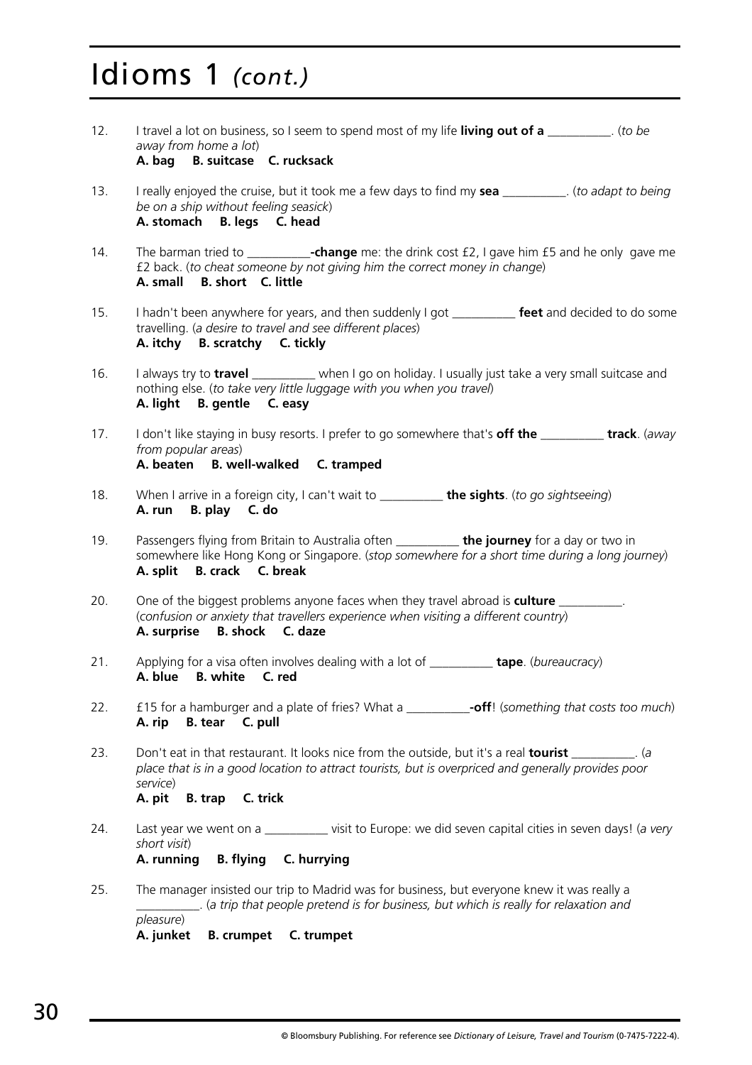# Idioms 1 *(cont.)*

12. I travel a lot on business, so I seem to spend most of my life **living out of a** __________. (*to be away from home a lot*)
    **A. bag B. suitcase C. rucksack**

13. I really enjoyed the cruise, but it took me a few days to find my **sea** __________. (*to adapt to being be on a ship without feeling seasick*)
    **A. stomach B. legs C. head**

14. The barman tried to __________**-change** me: the drink cost £2, I gave him £5 and he only gave me £2 back. (*to cheat someone by not giving him the correct money in change*)
    **A. small B. short C. little**

15. I hadn't been anywhere for years, and then suddenly I got __________ **feet** and decided to do some travelling. (*a desire to travel and see different places*)
    **A. itchy B. scratchy C. tickly**

16. I always try to **travel** __________ when I go on holiday. I usually just take a very small suitcase and nothing else. (*to take very little luggage with you when you travel*)
    **A. light B. gentle C. easy**

17. I don't like staying in busy resorts. I prefer to go somewhere that's **off the** __________ **track**. (*away from popular areas*)
    **A. beaten B. well-walked C. tramped**

18. When I arrive in a foreign city, I can't wait to __________ **the sights**. (*to go sightseeing*)
    **A. run B. play C. do**

19. Passengers flying from Britain to Australia often __________ **the journey** for a day or two in somewhere like Hong Kong or Singapore. (*stop somewhere for a short time during a long journey*)
    **A. split B. crack C. break**

20. One of the biggest problems anyone faces when they travel abroad is **culture** __________. (*confusion or anxiety that travellers experience when visiting a different country*)
    **A. surprise B. shock C. daze**

21. Applying for a visa often involves dealing with a lot of __________ **tape**. (*bureaucracy*)
    **A. blue B. white C. red**

22. £15 for a hamburger and a plate of fries? What a __________**-off**! (*something that costs too much*)
    **A. rip B. tear C. pull**

23. Don't eat in that restaurant. It looks nice from the outside, but it's a real **tourist** __________. (*a place that is in a good location to attract tourists, but is overpriced and generally provides poor service*)
    **A. pit B. trap C. trick**

24. Last year we went on a __________ visit to Europe: we did seven capital cities in seven days! (*a very short visit*)
    **A. running B. flying C. hurrying**

25. The manager insisted our trip to Madrid was for business, but everyone knew it was really a __________. (*a trip that people pretend is for business, but which is really for relaxation and pleasure*)
    **A. junket B. crumpet C. trumpet**

© Bloomsbury Publishing. For reference see *Dictionary of Leisure, Travel and Tourism* (0-7475-7222-4).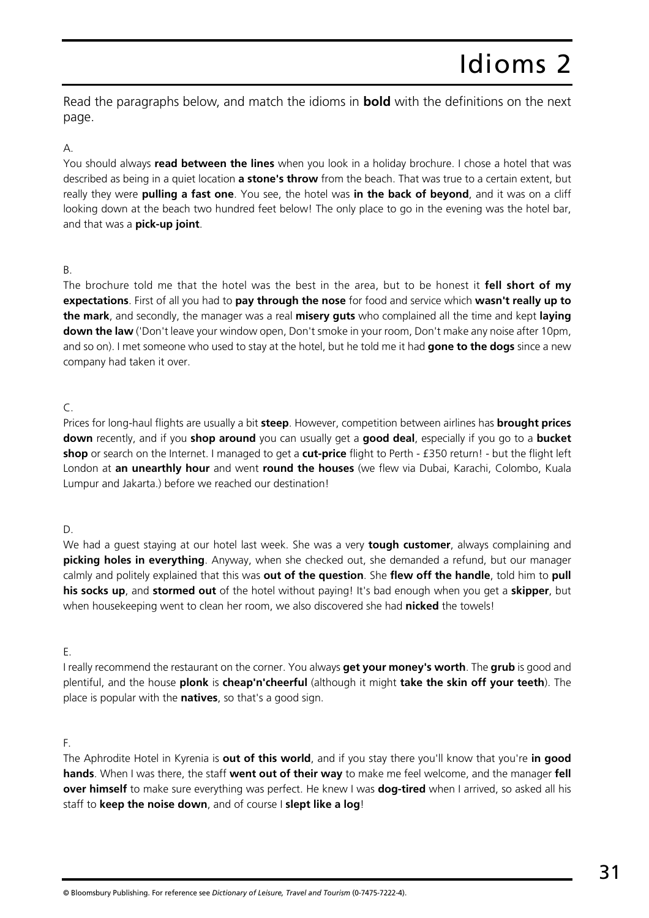# Idioms 2

Read the paragraphs below, and match the idioms in **bold** with the definitions on the next page.

A.

You should always **read between the lines** when you look in a holiday brochure. I chose a hotel that was described as being in a quiet location **a stone's throw** from the beach. That was true to a certain extent, but really they were **pulling a fast one**. You see, the hotel was **in the back of beyond**, and it was on a cliff looking down at the beach two hundred feet below! The only place to go in the evening was the hotel bar, and that was a **pick-up joint**.

B.

The brochure told me that the hotel was the best in the area, but to be honest it **fell short of my expectations**. First of all you had to **pay through the nose** for food and service which **wasn't really up to the mark**, and secondly, the manager was a real **misery guts** who complained all the time and kept **laying down the law** ('Don't leave your window open, Don't smoke in your room, Don't make any noise after 10pm, and so on). I met someone who used to stay at the hotel, but he told me it had **gone to the dogs** since a new company had taken it over.

C.

Prices for long-haul flights are usually a bit **steep**. However, competition between airlines has **brought prices down** recently, and if you **shop around** you can usually get a **good deal**, especially if you go to a **bucket shop** or search on the Internet. I managed to get a **cut-price** flight to Perth - £350 return! - but the flight left London at **an unearthly hour** and went **round the houses** (we flew via Dubai, Karachi, Colombo, Kuala Lumpur and Jakarta.) before we reached our destination!

D.

We had a guest staying at our hotel last week. She was a very **tough customer**, always complaining and **picking holes in everything**. Anyway, when she checked out, she demanded a refund, but our manager calmly and politely explained that this was **out of the question**. She **flew off the handle**, told him to **pull his socks up**, and **stormed out** of the hotel without paying! It's bad enough when you get a **skipper**, but when housekeeping went to clean her room, we also discovered she had **nicked** the towels!

E.

I really recommend the restaurant on the corner. You always **get your money's worth**. The **grub** is good and plentiful, and the house **plonk** is **cheap'n'cheerful** (although it might **take the skin off your teeth**). The place is popular with the **natives**, so that's a good sign.

F.

The Aphrodite Hotel in Kyrenia is **out of this world**, and if you stay there you'll know that you're **in good hands**. When I was there, the staff **went out of their way** to make me feel welcome, and the manager **fell over himself** to make sure everything was perfect. He knew I was **dog-tired** when I arrived, so asked all his staff to **keep the noise down**, and of course I **slept like a log**!

© Bloomsbury Publishing. For reference see *Dictionary of Leisure, Travel and Tourism* (0-7475-7222-4).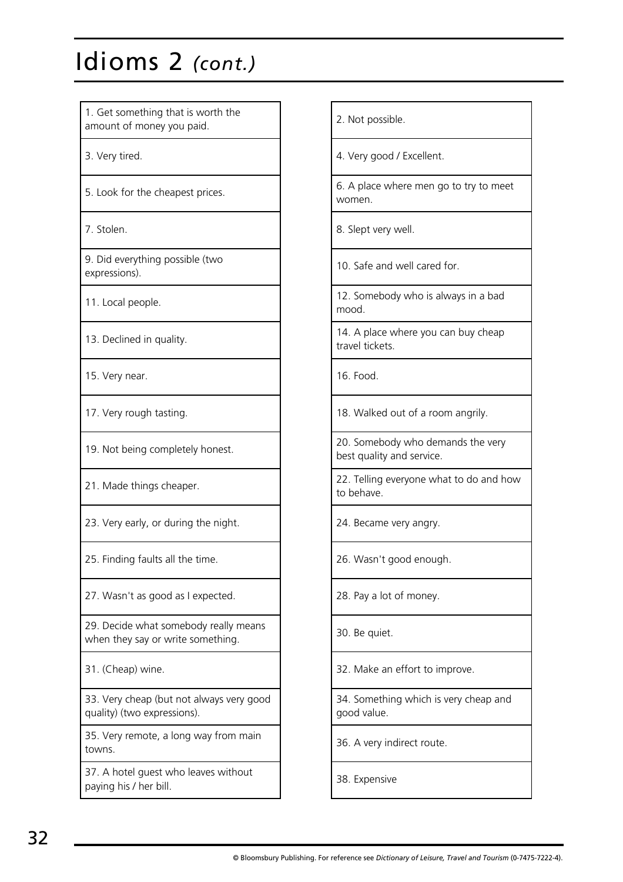# Idioms 2 *(cont.)*

| | |
|---|---|
| 1. Get something that is worth the amount of money you paid. | 2. Not possible. |
| 3. Very tired. | 4. Very good / Excellent. |
| 5. Look for the cheapest prices. | 6. A place where men go to try to meet women. |
| 7. Stolen. | 8. Slept very well. |
| 9. Did everything possible (two expressions). | 10. Safe and well cared for. |
| 11. Local people. | 12. Somebody who is always in a bad mood. |
| 13. Declined in quality. | 14. A place where you can buy cheap travel tickets. |
| 15. Very near. | 16. Food. |
| 17. Very rough tasting. | 18. Walked out of a room angrily. |
| 19. Not being completely honest. | 20. Somebody who demands the very best quality and service. |
| 21. Made things cheaper. | 22. Telling everyone what to do and how to behave. |
| 23. Very early, or during the night. | 24. Became very angry. |
| 25. Finding faults all the time. | 26. Wasn't good enough. |
| 27. Wasn't as good as I expected. | 28. Pay a lot of money. |
| 29. Decide what somebody really means when they say or write something. | 30. Be quiet. |
| 31. (Cheap) wine. | 32. Make an effort to improve. |
| 33. Very cheap (but not always very good quality) (two expressions). | 34. Something which is very cheap and good value. |
| 35. Very remote, a long way from main towns. | 36. A very indirect route. |
| 37. A hotel guest who leaves without paying his / her bill. | 38. Expensive |

© Bloomsbury Publishing. For reference see *Dictionary of Leisure, Travel and Tourism* (0-7475-7222-4).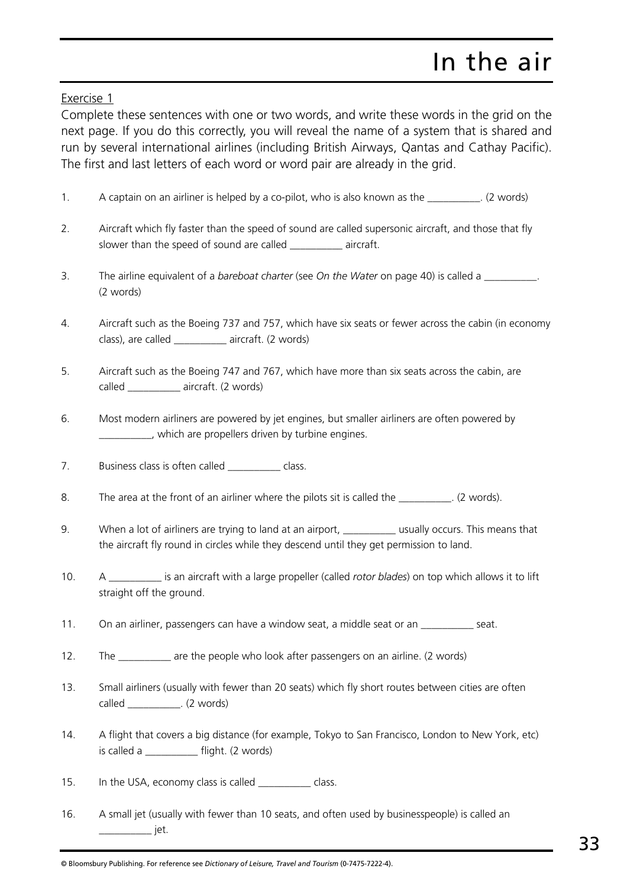# In the air

Exercise 1

Complete these sentences with one or two words, and write these words in the grid on the next page. If you do this correctly, you will reveal the name of a system that is shared and run by several international airlines (including British Airways, Qantas and Cathay Pacific). The first and last letters of each word or word pair are already in the grid.

1. A captain on an airliner is helped by a co-pilot, who is also known as the __________. (2 words)
2. Aircraft which fly faster than the speed of sound are called supersonic aircraft, and those that fly slower than the speed of sound are called __________ aircraft.
3. The airline equivalent of a *bareboat charter* (see *On the Water* on page 40) is called a __________. (2 words)
4. Aircraft such as the Boeing 737 and 757, which have six seats or fewer across the cabin (in economy class), are called __________ aircraft. (2 words)
5. Aircraft such as the Boeing 747 and 767, which have more than six seats across the cabin, are called __________ aircraft. (2 words)
6. Most modern airliners are powered by jet engines, but smaller airliners are often powered by __________, which are propellers driven by turbine engines.
7. Business class is often called __________ class.
8. The area at the front of an airliner where the pilots sit is called the __________. (2 words).
9. When a lot of airliners are trying to land at an airport, __________ usually occurs. This means that the aircraft fly round in circles while they descend until they get permission to land.
10. A __________ is an aircraft with a large propeller (called *rotor blades*) on top which allows it to lift straight off the ground.
11. On an airliner, passengers can have a window seat, a middle seat or an __________ seat.
12. The __________ are the people who look after passengers on an airline. (2 words)
13. Small airliners (usually with fewer than 20 seats) which fly short routes between cities are often called __________. (2 words)
14. A flight that covers a big distance (for example, Tokyo to San Francisco, London to New York, etc) is called a __________ flight. (2 words)
15. In the USA, economy class is called __________ class.
16. A small jet (usually with fewer than 10 seats, and often used by businesspeople) is called an __________ jet.

© Bloomsbury Publishing. For reference see *Dictionary of Leisure, Travel and Tourism* (0-7475-7222-4).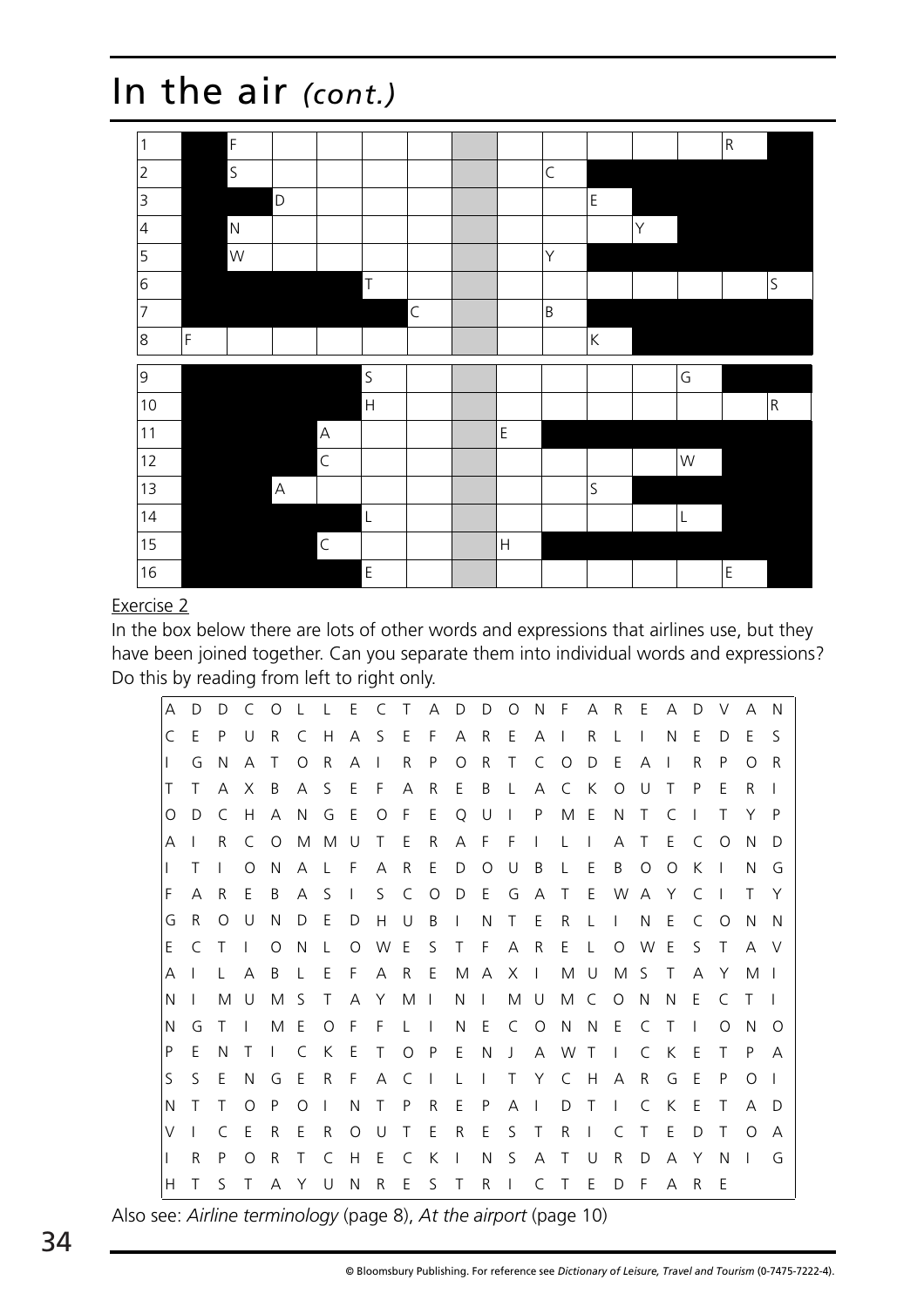# In the air *(cont.)*

| | | | | | | | | | | | | | | |
|---|---|---|---|---|---|---|---|---|---|---|---|---|---|---|
| 1 | ■ | F | | | | | | | | | | | R | ■ |
| 2 | ■ | S | | | | | | | C | ■ | ■ | ■ | ■ | ■ |
| 3 | ■ | ■ | D | | | | | | | E | ■ | ■ | ■ | ■ |
| 4 | ■ | N | | | | | | | | | Y | ■ | ■ | ■ |
| 5 | ■ | W | | | | | | | Y | ■ | ■ | ■ | ■ | ■ |
| 6 | ■ | ■ | ■ | ■ | T | | | | | | | | | S |
| 7 | ■ | ■ | ■ | ■ | ■ | C | | | B | ■ | ■ | ■ | ■ | ■ |
| 8 | F | | | | | | | | | K | ■ | ■ | ■ | ■ |
| 9 | ■ | ■ | ■ | ■ | S | | | | | | | G | ■ | ■ |
| 10 | ■ | ■ | ■ | ■ | H | | | | | | | | | R |
| 11 | ■ | ■ | ■ | A | | | | E | ■ | ■ | ■ | ■ | ■ | ■ |
| 12 | ■ | ■ | ■ | C | | | | | | | | W | ■ | ■ |
| 13 | ■ | ■ | A | | | | | | | S | ■ | ■ | ■ | ■ |
| 14 | ■ | ■ | ■ | ■ | L | | | | | | | L | ■ | ■ |
| 15 | ■ | ■ | ■ | C | | | | H | ■ | ■ | ■ | ■ | ■ | ■ |
| 16 | ■ | ■ | ■ | ■ | E | | | | | | | | E | ■ |

<u>Exercise 2</u>

In the box below there are lots of other words and expressions that airlines use, but they have been joined together. Can you separate them into individual words and expressions? Do this by reading from left to right only.

```
A D D C O L L E C T A D D O N F A R E A D V A N
C E P U R C H A S E F A R E A I R L I N E D E S
I G N A T O R A I R P O R T C O D E A I R P O R
T T A X B A S E F A R E B L A C K O U T P E R I
O D C H A N G E O F E Q U I P M E N T C I T Y P
A I R C O M M U T E R A F F I L I A T E C O N D
I T I O N A L F A R E D O U B L E B O O K I N G
F A R E B A S I S C O D E G A T E W A Y C I T Y
G R O U N D E D H U B I N T E R L I N E C O N N
E C T I O N L O W E S T F A R E L O W E S T A V
A I L A B L E F A R E M A X I M U M S T A Y M I
N I M U M S T A Y M I N I M U M C O N N E C T I
N G T I M E O F F L I N E C O N N E C T I O N O
P E N T I C K E T O P E N J A W T I C K E T P A
S S E N G E R F A C I L I T Y C H A R G E P O I
N T T O P O I N T P R E P A I D T I C K E T A D
V I C E R E R O U T E R E S T R I C T E D T O A
I R P O R T C H E C K I N S A T U R D A Y N I G
H T S T A Y U N R E S T R I C T E D F A R E
```

Also see: *Airline terminology* (page 8), *At the airport* (page 10)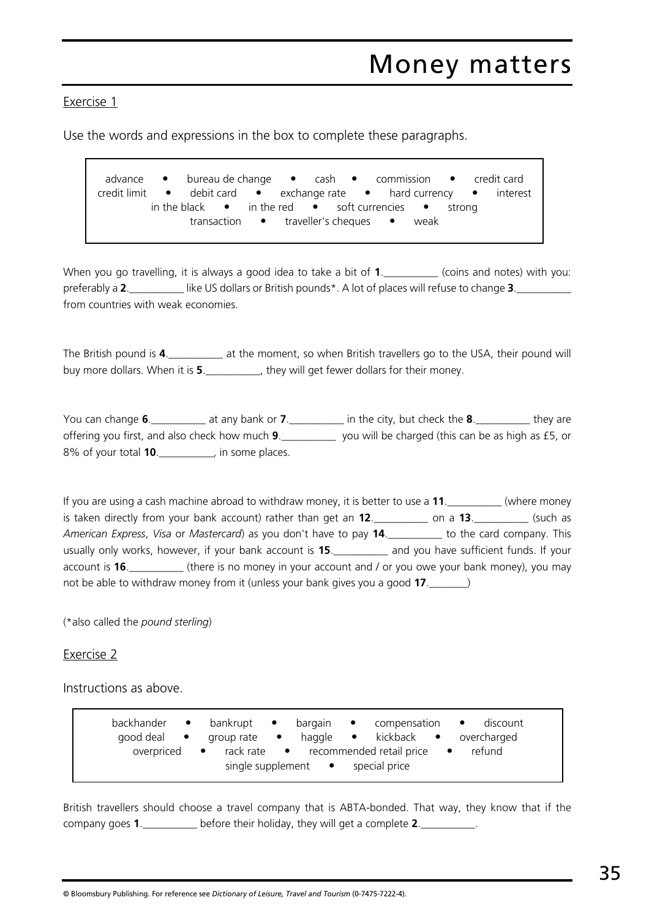# Money matters

Exercise 1

Use the words and expressions in the box to complete these paragraphs.

> advance • bureau de change • cash • commission • credit card
> credit limit • debit card • exchange rate • hard currency • interest
> in the black • in the red • soft currencies • strong
> transaction • traveller's cheques • weak

When you go travelling, it is always a good idea to take a bit of **1**.__________ (coins and notes) with you: preferably a **2**.__________ like US dollars or British pounds*. A lot of places will refuse to change **3**.__________ from countries with weak economies.

The British pound is **4**.__________ at the moment, so when British travellers go to the USA, their pound will buy more dollars. When it is **5**.__________, they will get fewer dollars for their money.

You can change **6**.__________ at any bank or **7**.__________ in the city, but check the **8**.__________ they are offering you first, and also check how much **9**.__________ you will be charged (this can be as high as £5, or 8% of your total **10**.__________, in some places.

If you are using a cash machine abroad to withdraw money, it is better to use a **11**.__________ (where money is taken directly from your bank account) rather than get an **12**.__________ on a **13**.__________ (such as *American Express*, *Visa* or *Mastercard*) as you don't have to pay **14**.__________ to the card company. This usually only works, however, if your bank account is **15**.__________ and you have sufficient funds. If your account is **16**.__________ (there is no money in your account and / or you owe your bank money), you may not be able to withdraw money from it (unless your bank gives you a good **17**._______)

(*also called the *pound sterling*)

Exercise 2

Instructions as above.

> backhander • bankrupt • bargain • compensation • discount
> good deal • group rate • haggle • kickback • overcharged
> overpriced • rack rate • recommended retail price • refund
> single supplement • special price

British travellers should choose a travel company that is ABTA-bonded. That way, they know that if the company goes **1**.__________ before their holiday, they will get a complete **2**.__________.

© Bloomsbury Publishing. For reference see *Dictionary of Leisure, Travel and Tourism* (0-7475-7222-4).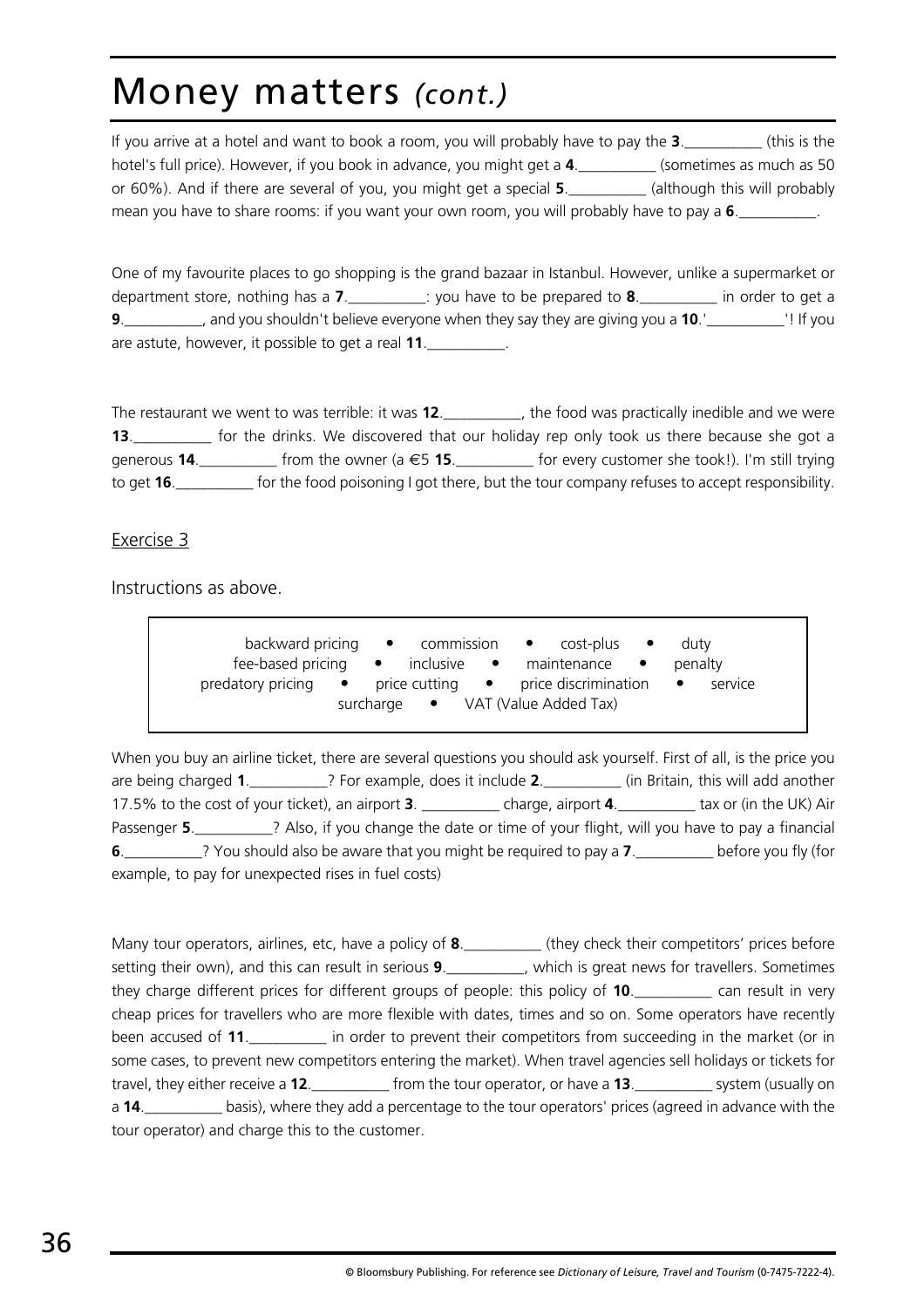# Money matters *(cont.)*

If you arrive at a hotel and want to book a room, you will probably have to pay the **3**.__________ (this is the hotel's full price). However, if you book in advance, you might get a **4**.__________ (sometimes as much as 50 or 60%). And if there are several of you, you might get a special **5**.__________ (although this will probably mean you have to share rooms: if you want your own room, you will probably have to pay a **6**.__________.

One of my favourite places to go shopping is the grand bazaar in Istanbul. However, unlike a supermarket or department store, nothing has a **7**.__________: you have to be prepared to **8**.__________ in order to get a **9**.__________, and you shouldn't believe everyone when they say they are giving you a **10**.'__________'! If you are astute, however, it possible to get a real **11**.__________.

The restaurant we went to was terrible: it was **12**.__________, the food was practically inedible and we were **13**.__________ for the drinks. We discovered that our holiday rep only took us there because she got a generous **14**.__________ from the owner (a €5 **15**.__________ for every customer she took!). I'm still trying to get **16**.__________ for the food poisoning I got there, but the tour company refuses to accept responsibility.

Exercise 3

Instructions as above.

> backward pricing • commission • cost-plus • duty
> fee-based pricing • inclusive • maintenance • penalty
> predatory pricing • price cutting • price discrimination • service
> surcharge • VAT (Value Added Tax)

When you buy an airline ticket, there are several questions you should ask yourself. First of all, is the price you are being charged **1**.__________? For example, does it include **2**.__________ (in Britain, this will add another 17.5% to the cost of your ticket), an airport **3**. __________ charge, airport **4**.__________ tax or (in the UK) Air Passenger **5**.__________? Also, if you change the date or time of your flight, will you have to pay a financial **6**.__________? You should also be aware that you might be required to pay a **7**.__________ before you fly (for example, to pay for unexpected rises in fuel costs)

Many tour operators, airlines, etc, have a policy of **8**.__________ (they check their competitors' prices before setting their own), and this can result in serious **9**.__________, which is great news for travellers. Sometimes they charge different prices for different groups of people: this policy of **10**.__________ can result in very cheap prices for travellers who are more flexible with dates, times and so on. Some operators have recently been accused of **11**.__________ in order to prevent their competitors from succeeding in the market (or in some cases, to prevent new competitors entering the market). When travel agencies sell holidays or tickets for travel, they either receive a **12**.__________ from the tour operator, or have a **13**.__________ system (usually on a **14**.__________ basis), where they add a percentage to the tour operators' prices (agreed in advance with the tour operator) and charge this to the customer.

© Bloomsbury Publishing. For reference see *Dictionary of Leisure, Travel and Tourism* (0-7475-7222-4).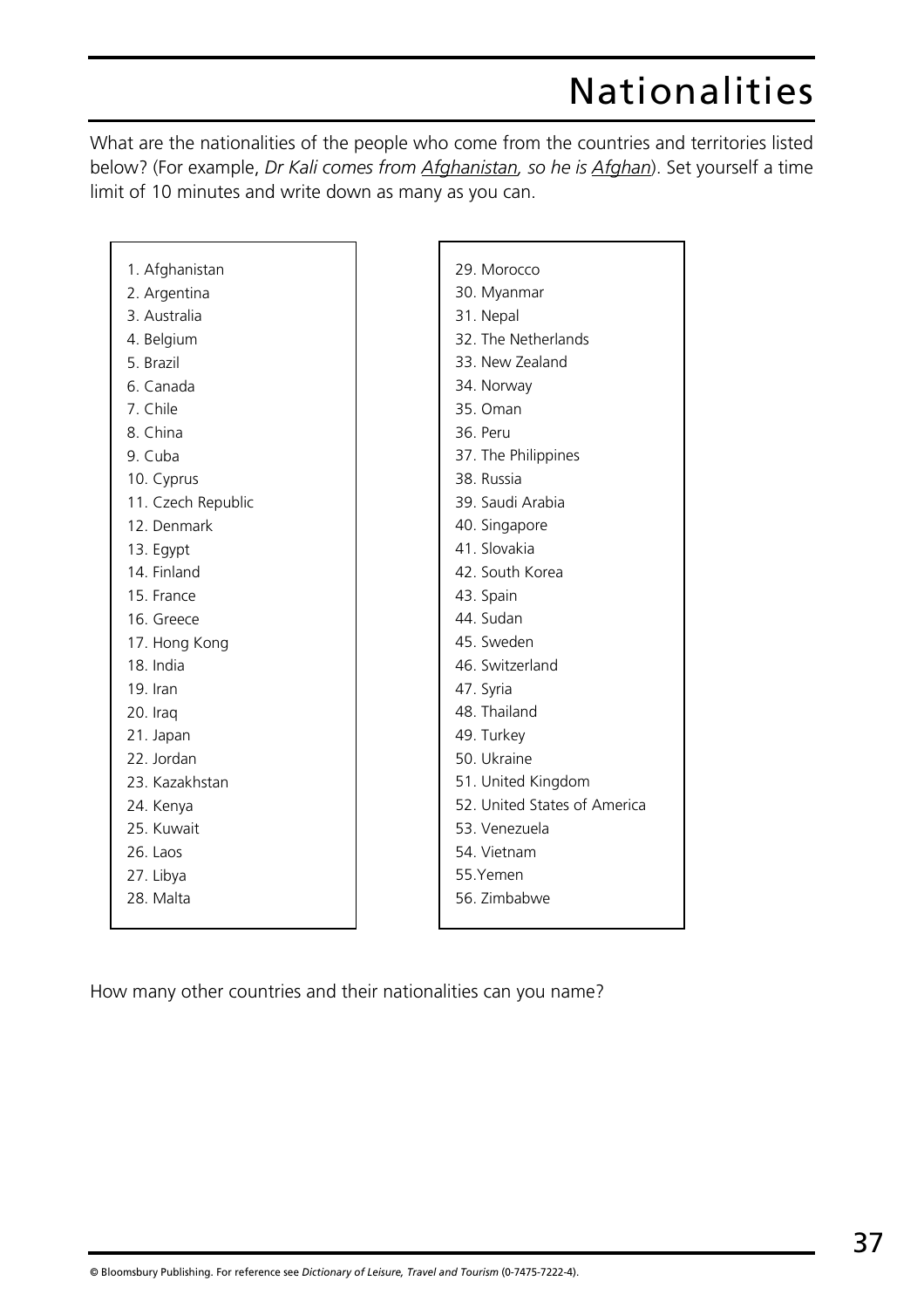# Nationalities

What are the nationalities of the people who come from the countries and territories listed below? (For example, *Dr Kali comes from <u>Afghanistan</u>, so he is <u>Afghan</u>*). Set yourself a time limit of 10 minutes and write down as many as you can.

1. Afghanistan
2. Argentina
3. Australia
4. Belgium
5. Brazil
6. Canada
7. Chile
8. China
9. Cuba
10. Cyprus
11. Czech Republic
12. Denmark
13. Egypt
14. Finland
15. France
16. Greece
17. Hong Kong
18. India
19. Iran
20. Iraq
21. Japan
22. Jordan
23. Kazakhstan
24. Kenya
25. Kuwait
26. Laos
27. Libya
28. Malta
29. Morocco
30. Myanmar
31. Nepal
32. The Netherlands
33. New Zealand
34. Norway
35. Oman
36. Peru
37. The Philippines
38. Russia
39. Saudi Arabia
40. Singapore
41. Slovakia
42. South Korea
43. Spain
44. Sudan
45. Sweden
46. Switzerland
47. Syria
48. Thailand
49. Turkey
50. Ukraine
51. United Kingdom
52. United States of America
53. Venezuela
54. Vietnam
55. Yemen
56. Zimbabwe

How many other countries and their nationalities can you name?

© Bloomsbury Publishing. For reference see *Dictionary of Leisure, Travel and Tourism* (0-7475-7222-4).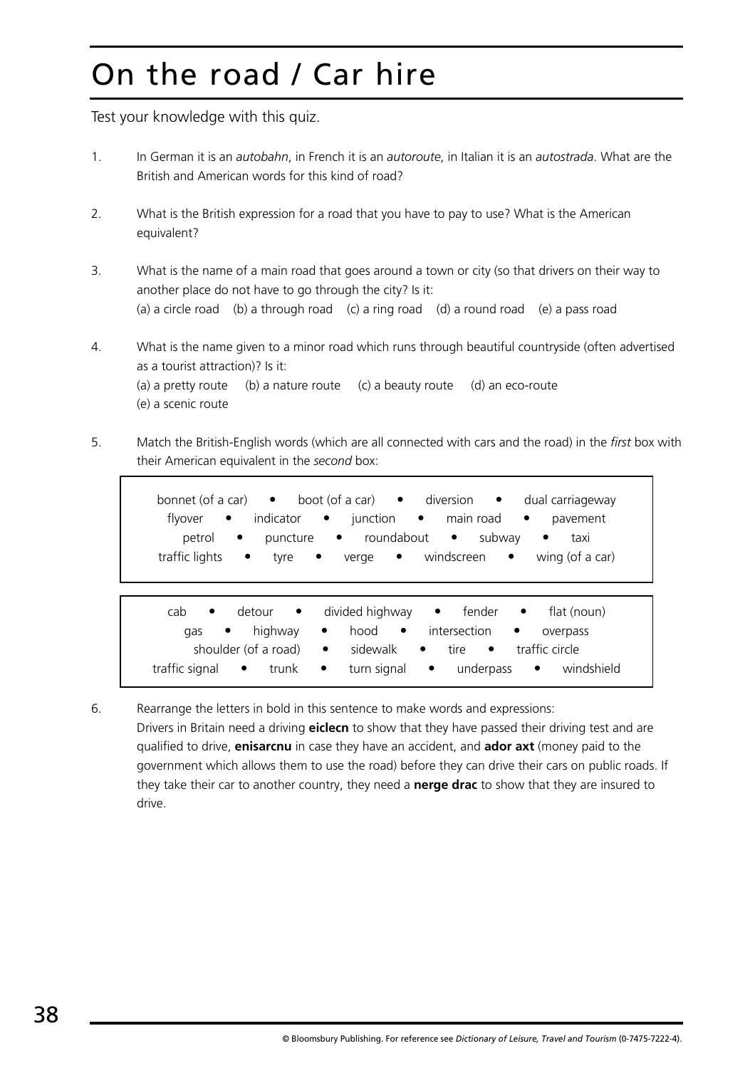# On the road / Car hire

Test your knowledge with this quiz.

1. In German it is an *autobahn*, in French it is an *autoroute*, in Italian it is an *autostrada*. What are the British and American words for this kind of road?

2. What is the British expression for a road that you have to pay to use? What is the American equivalent?

3. What is the name of a main road that goes around a town or city (so that drivers on their way to another place do not have to go through the city? Is it:
   (a) a circle road (b) a through road (c) a ring road (d) a round road (e) a pass road

4. What is the name given to a minor road which runs through beautiful countryside (often advertised as a tourist attraction)? Is it:
   (a) a pretty route (b) a nature route (c) a beauty route (d) an eco-route
   (e) a scenic route

5. Match the British-English words (which are all connected with cars and the road) in the *first* box with their American equivalent in the *second* box:

   bonnet (of a car) • boot (of a car) • diversion • dual carriageway
   flyover • indicator • junction • main road • pavement
   petrol • puncture • roundabout • subway • taxi
   traffic lights • tyre • verge • windscreen • wing (of a car)

   cab • detour • divided highway • fender • flat (noun)
   gas • highway • hood • intersection • overpass
   shoulder (of a road) • sidewalk • tire • traffic circle
   traffic signal • trunk • turn signal • underpass • windshield

6. Rearrange the letters in bold in this sentence to make words and expressions:
   Drivers in Britain need a driving **eiclecn** to show that they have passed their driving test and are qualified to drive, **enisarcnu** in case they have an accident, and **ador axt** (money paid to the government which allows them to use the road) before they can drive their cars on public roads. If they take their car to another country, they need a **nerge drac** to show that they are insured to drive.

© Bloomsbury Publishing. For reference see *Dictionary of Leisure, Travel and Tourism* (0-7475-7222-4).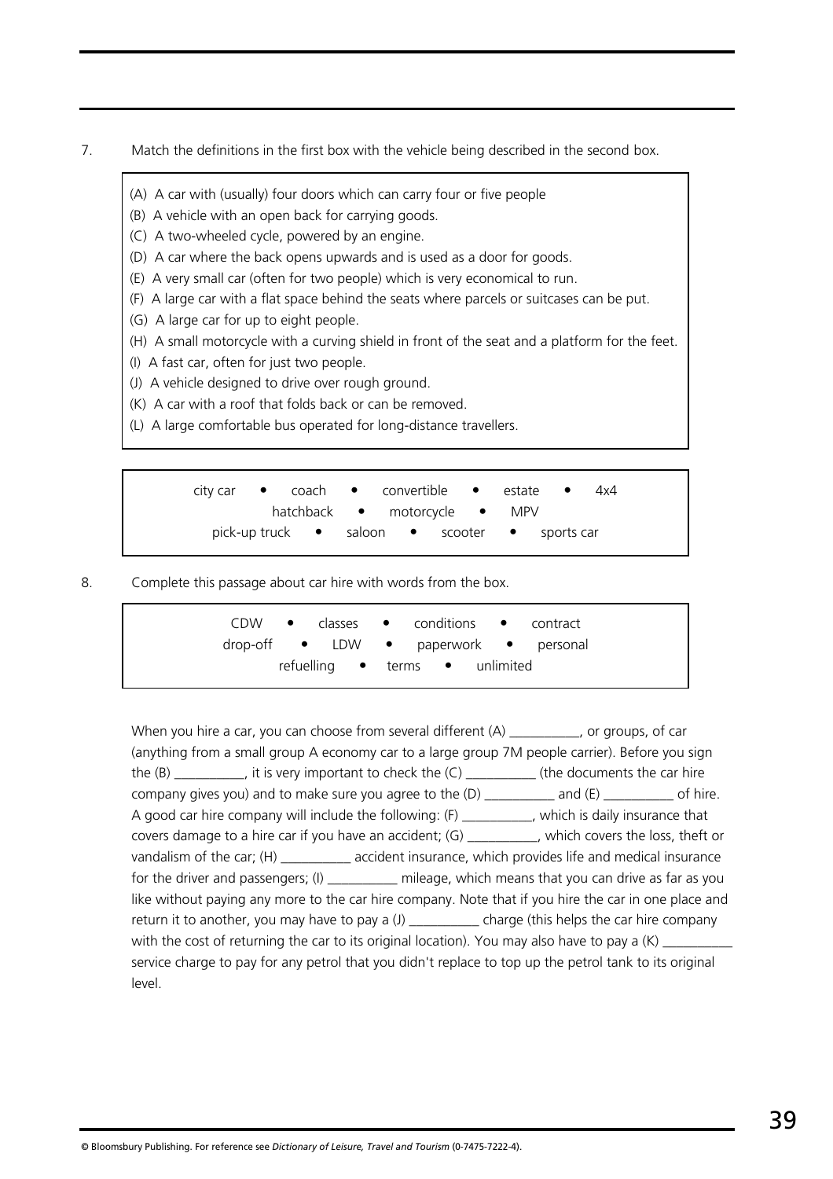7. Match the definitions in the first box with the vehicle being described in the second box.

(A) A car with (usually) four doors which can carry four or five people
(B) A vehicle with an open back for carrying goods.
(C) A two-wheeled cycle, powered by an engine.
(D) A car where the back opens upwards and is used as a door for goods.
(E) A very small car (often for two people) which is very economical to run.
(F) A large car with a flat space behind the seats where parcels or suitcases can be put.
(G) A large car for up to eight people.
(H) A small motorcycle with a curving shield in front of the seat and a platform for the feet.
(I) A fast car, often for just two people.
(J) A vehicle designed to drive over rough ground.
(K) A car with a roof that folds back or can be removed.
(L) A large comfortable bus operated for long-distance travellers.

city car • coach • convertible • estate • 4x4
hatchback • motorcycle • MPV
pick-up truck • saloon • scooter • sports car

8. Complete this passage about car hire with words from the box.

CDW • classes • conditions • contract
drop-off • LDW • paperwork • personal
refuelling • terms • unlimited

When you hire a car, you can choose from several different (A) __________, or groups, of car (anything from a small group A economy car to a large group 7M people carrier). Before you sign the (B) __________, it is very important to check the (C) __________ (the documents the car hire company gives you) and to make sure you agree to the (D) __________ and (E) __________ of hire. A good car hire company will include the following: (F) __________, which is daily insurance that covers damage to a hire car if you have an accident; (G) __________, which covers the loss, theft or vandalism of the car; (H) __________ accident insurance, which provides life and medical insurance for the driver and passengers; (I) __________ mileage, which means that you can drive as far as you like without paying any more to the car hire company. Note that if you hire the car in one place and return it to another, you may have to pay a (J) __________ charge (this helps the car hire company with the cost of returning the car to its original location). You may also have to pay a (K) __________ service charge to pay for any petrol that you didn't replace to top up the petrol tank to its original level.

© Bloomsbury Publishing. For reference see *Dictionary of Leisure, Travel and Tourism* (0-7475-7222-4).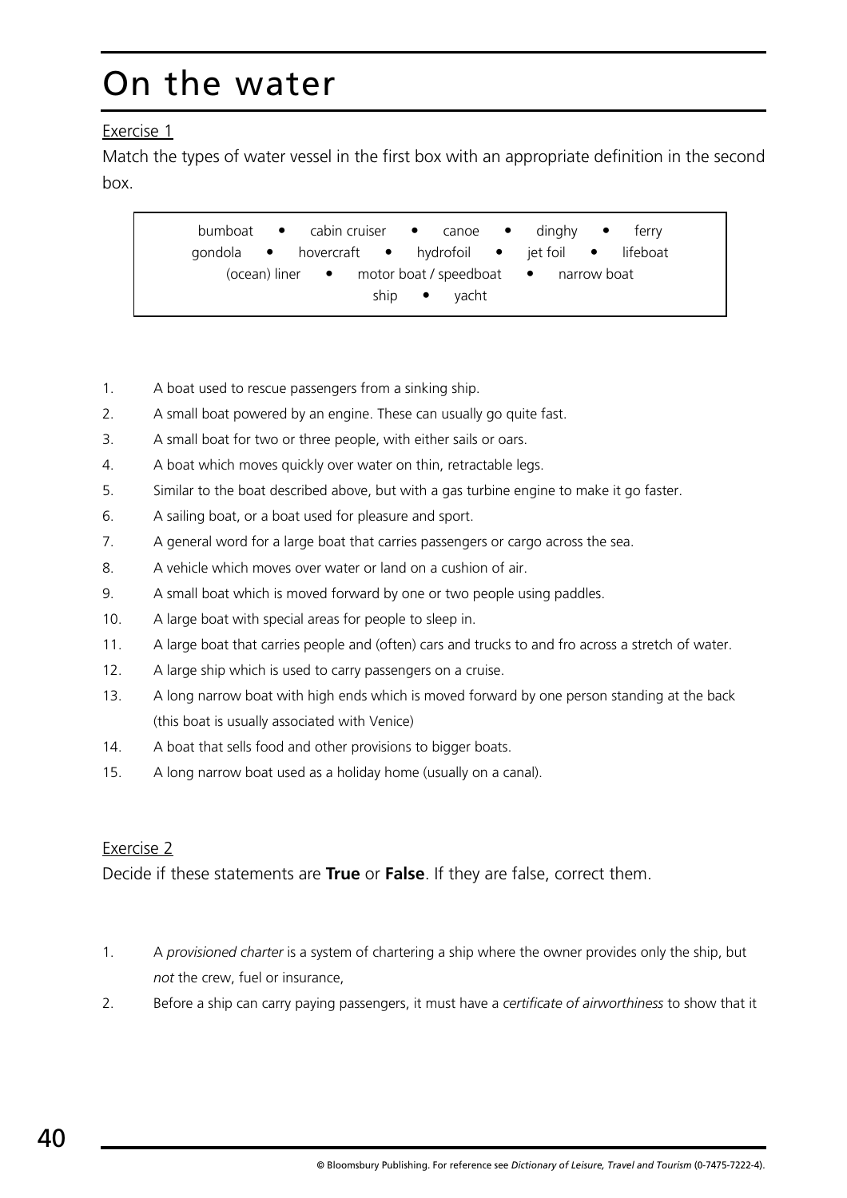# On the water

Exercise 1

Match the types of water vessel in the first box with an appropriate definition in the second box.

> bumboat • cabin cruiser • canoe • dinghy • ferry
> gondola • hovercraft • hydrofoil • jet foil • lifeboat
> (ocean) liner • motor boat / speedboat • narrow boat
> ship • yacht

1. A boat used to rescue passengers from a sinking ship.
2. A small boat powered by an engine. These can usually go quite fast.
3. A small boat for two or three people, with either sails or oars.
4. A boat which moves quickly over water on thin, retractable legs.
5. Similar to the boat described above, but with a gas turbine engine to make it go faster.
6. A sailing boat, or a boat used for pleasure and sport.
7. A general word for a large boat that carries passengers or cargo across the sea.
8. A vehicle which moves over water or land on a cushion of air.
9. A small boat which is moved forward by one or two people using paddles.
10. A large boat with special areas for people to sleep in.
11. A large boat that carries people and (often) cars and trucks to and fro across a stretch of water.
12. A large ship which is used to carry passengers on a cruise.
13. A long narrow boat with high ends which is moved forward by one person standing at the back (this boat is usually associated with Venice)
14. A boat that sells food and other provisions to bigger boats.
15. A long narrow boat used as a holiday home (usually on a canal).

Exercise 2

Decide if these statements are **True** or **False**. If they are false, correct them.

1. A *provisioned charter* is a system of chartering a ship where the owner provides only the ship, but *not* the crew, fuel or insurance,
2. Before a ship can carry paying passengers, it must have a *certificate of airworthiness* to show that it

© Bloomsbury Publishing. For reference see *Dictionary of Leisure, Travel and Tourism* (0-7475-7222-4).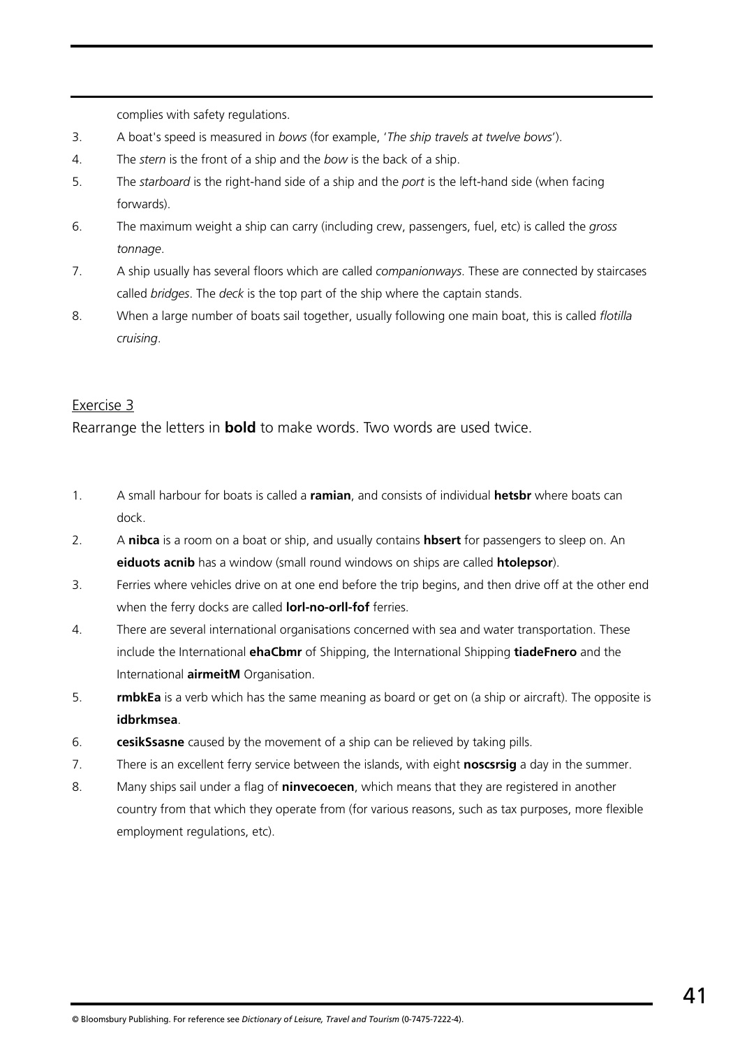complies with safety regulations.

3. A boat's speed is measured in *bows* (for example, '*The ship travels at twelve bows*').
4. The *stern* is the front of a ship and the *bow* is the back of a ship.
5. The *starboard* is the right-hand side of a ship and the *port* is the left-hand side (when facing forwards).
6. The maximum weight a ship can carry (including crew, passengers, fuel, etc) is called the *gross tonnage*.
7. A ship usually has several floors which are called *companionways*. These are connected by staircases called *bridges*. The *deck* is the top part of the ship where the captain stands.
8. When a large number of boats sail together, usually following one main boat, this is called *flotilla cruising*.

## Exercise 3

Rearrange the letters in **bold** to make words. Two words are used twice.

1. A small harbour for boats is called a **ramian**, and consists of individual **hetsbr** where boats can dock.
2. A **nibca** is a room on a boat or ship, and usually contains **hbsert** for passengers to sleep on. An **eiduots acnib** has a window (small round windows on ships are called **htolepsor**).
3. Ferries where vehicles drive on at one end before the trip begins, and then drive off at the other end when the ferry docks are called **lorl-no-orll-fof** ferries.
4. There are several international organisations concerned with sea and water transportation. These include the International **ehaCbmr** of Shipping, the International Shipping **tiadeFnero** and the International **airmeitM** Organisation.
5. **rmbkEa** is a verb which has the same meaning as board or get on (a ship or aircraft). The opposite is **idbrkmsea**.
6. **cesikSsasne** caused by the movement of a ship can be relieved by taking pills.
7. There is an excellent ferry service between the islands, with eight **noscsrsig** a day in the summer.
8. Many ships sail under a flag of **ninvecoecen**, which means that they are registered in another country from that which they operate from (for various reasons, such as tax purposes, more flexible employment regulations, etc).

© Bloomsbury Publishing. For reference see *Dictionary of Leisure, Travel and Tourism* (0-7475-7222-4).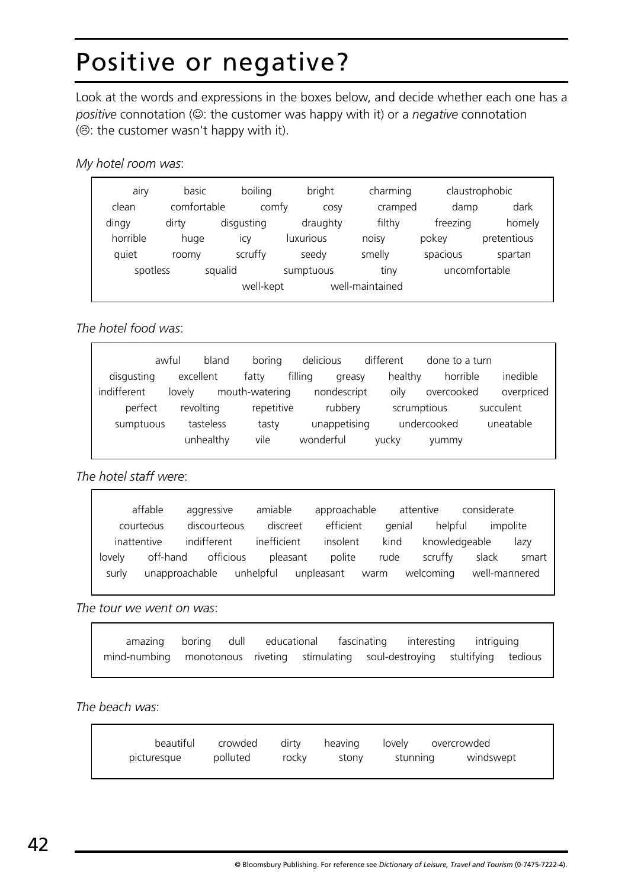# Positive or negative?

Look at the words and expressions in the boxes below, and decide whether each one has a *positive* connotation (☺: the customer was happy with it) or a *negative* connotation (☹: the customer wasn't happy with it).

*My hotel room was*:

airy basic boiling bright charming claustrophobic
clean comfortable comfy cosy cramped damp dark
dingy dirty disgusting draughty filthy freezing homely
horrible huge icy luxurious noisy pokey pretentious
quiet roomy scruffy seedy smelly spacious spartan
spotless squalid sumptuous tiny uncomfortable
well-kept well-maintained

*The hotel food was*:

awful bland boring delicious different done to a turn
disgusting excellent fatty filling greasy healthy horrible inedible
indifferent lovely mouth-watering nondescript oily overcooked overpriced
perfect revolting repetitive rubbery scrumptious succulent
sumptuous tasteless tasty unappetising undercooked uneatable
unhealthy vile wonderful yucky yummy

*The hotel staff were*:

affable aggressive amiable approachable attentive considerate
courteous discourteous discreet efficient genial helpful impolite
inattentive indifferent inefficient insolent kind knowledgeable lazy
lovely off-hand officious pleasant polite rude scruffy slack smart
surly unapproachable unhelpful unpleasant warm welcoming well-mannered

*The tour we went on was*:

amazing boring dull educational fascinating interesting intriguing
mind-numbing monotonous riveting stimulating soul-destroying stultifying tedious

*The beach was*:

beautiful crowded dirty heaving lovely overcrowded
picturesque polluted rocky stony stunning windswept

© Bloomsbury Publishing. For reference see *Dictionary of Leisure, Travel and Tourism* (0-7475-7222-4).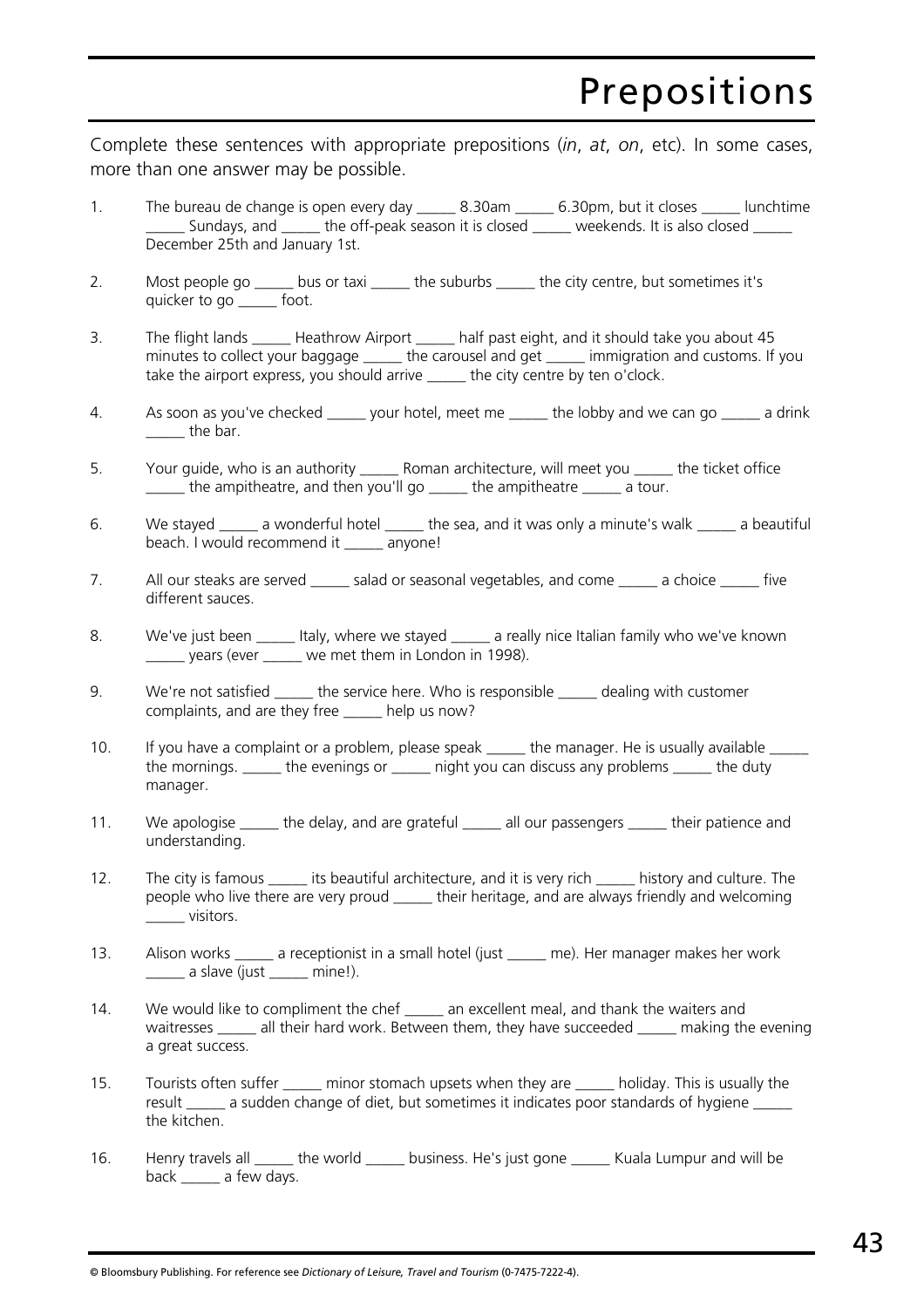# Prepositions

Complete these sentences with appropriate prepositions (*in*, *at*, *on*, etc). In some cases, more than one answer may be possible.

1. The bureau de change is open every day _____ 8.30am _____ 6.30pm, but it closes _____ lunchtime _____ Sundays, and _____ the off-peak season it is closed _____ weekends. It is also closed _____ December 25th and January 1st.

2. Most people go _____ bus or taxi _____ the suburbs _____ the city centre, but sometimes it's quicker to go _____ foot.

3. The flight lands _____ Heathrow Airport _____ half past eight, and it should take you about 45 minutes to collect your baggage _____ the carousel and get _____ immigration and customs. If you take the airport express, you should arrive _____ the city centre by ten o'clock.

4. As soon as you've checked _____ your hotel, meet me _____ the lobby and we can go _____ a drink _____ the bar.

5. Your guide, who is an authority _____ Roman architecture, will meet you _____ the ticket office _____ the ampitheatre, and then you'll go _____ the ampitheatre _____ a tour.

6. We stayed _____ a wonderful hotel _____ the sea, and it was only a minute's walk _____ a beautiful beach. I would recommend it _____ anyone!

7. All our steaks are served _____ salad or seasonal vegetables, and come _____ a choice _____ five different sauces.

8. We've just been _____ Italy, where we stayed _____ a really nice Italian family who we've known _____ years (ever _____ we met them in London in 1998).

9. We're not satisfied _____ the service here. Who is responsible _____ dealing with customer complaints, and are they free _____ help us now?

10. If you have a complaint or a problem, please speak _____ the manager. He is usually available _____ the mornings. _____ the evenings or _____ night you can discuss any problems _____ the duty manager.

11. We apologise _____ the delay, and are grateful _____ all our passengers _____ their patience and understanding.

12. The city is famous _____ its beautiful architecture, and it is very rich _____ history and culture. The people who live there are very proud _____ their heritage, and are always friendly and welcoming _____ visitors.

13. Alison works _____ a receptionist in a small hotel (just _____ me). Her manager makes her work _____ a slave (just _____ mine!).

14. We would like to compliment the chef _____ an excellent meal, and thank the waiters and waitresses _____ all their hard work. Between them, they have succeeded _____ making the evening a great success.

15. Tourists often suffer _____ minor stomach upsets when they are _____ holiday. This is usually the result _____ a sudden change of diet, but sometimes it indicates poor standards of hygiene _____ the kitchen.

16. Henry travels all _____ the world _____ business. He's just gone _____ Kuala Lumpur and will be back _____ a few days.

© Bloomsbury Publishing. For reference see *Dictionary of Leisure, Travel and Tourism* (0-7475-7222-4).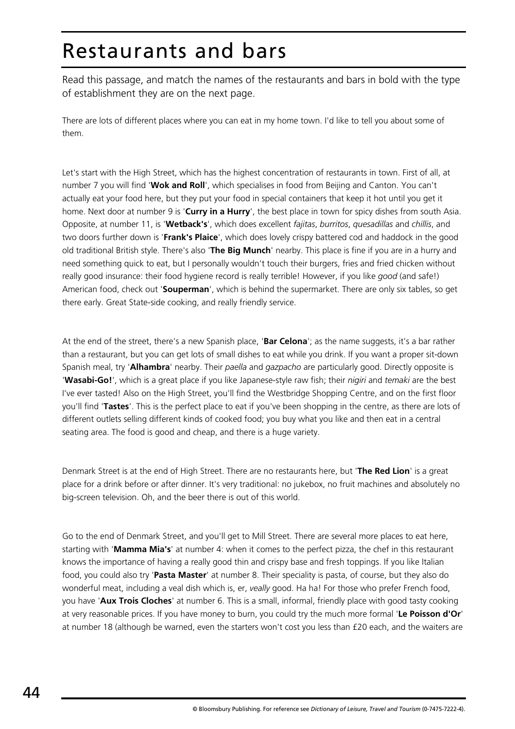# Restaurants and bars

Read this passage, and match the names of the restaurants and bars in bold with the type of establishment they are on the next page.

There are lots of different places where you can eat in my home town. I'd like to tell you about some of them.

Let's start with the High Street, which has the highest concentration of restaurants in town. First of all, at number 7 you will find '**Wok and Roll**', which specialises in food from Beijing and Canton. You can't actually eat your food here, but they put your food in special containers that keep it hot until you get it home. Next door at number 9 is '**Curry in a Hurry**', the best place in town for spicy dishes from south Asia. Opposite, at number 11, is '**Wetback's**', which does excellent *fajitas*, *burritos*, *quesadillas* and *chillis*, and two doors further down is '**Frank's Plaice**', which does lovely crispy battered cod and haddock in the good old traditional British style. There's also '**The Big Munch**' nearby. This place is fine if you are in a hurry and need something quick to eat, but I personally wouldn't touch their burgers, fries and fried chicken without really good insurance: their food hygiene record is really terrible! However, if you like *good* (and safe!) American food, check out '**Souperman**', which is behind the supermarket. There are only six tables, so get there early. Great State-side cooking, and really friendly service.

At the end of the street, there's a new Spanish place, '**Bar Celona**'; as the name suggests, it's a bar rather than a restaurant, but you can get lots of small dishes to eat while you drink. If you want a proper sit-down Spanish meal, try '**Alhambra**' nearby. Their *paella* and *gazpacho* are particularly good. Directly opposite is '**Wasabi-Go!**', which is a great place if you like Japanese-style raw fish; their *nigiri* and *temaki* are the best I've ever tasted! Also on the High Street, you'll find the Westbridge Shopping Centre, and on the first floor you'll find '**Tastes**'. This is the perfect place to eat if you've been shopping in the centre, as there are lots of different outlets selling different kinds of cooked food; you buy what you like and then eat in a central seating area. The food is good and cheap, and there is a huge variety.

Denmark Street is at the end of High Street. There are no restaurants here, but '**The Red Lion**' is a great place for a drink before or after dinner. It's very traditional: no jukebox, no fruit machines and absolutely no big-screen television. Oh, and the beer there is out of this world.

Go to the end of Denmark Street, and you'll get to Mill Street. There are several more places to eat here, starting with '**Mamma Mia's**' at number 4: when it comes to the perfect pizza, the chef in this restaurant knows the importance of having a really good thin and crispy base and fresh toppings. If you like Italian food, you could also try '**Pasta Master**' at number 8. Their speciality is pasta, of course, but they also do wonderful meat, including a veal dish which is, er, *veally* good. Ha ha! For those who prefer French food, you have '**Aux Trois Cloches**' at number 6. This is a small, informal, friendly place with good tasty cooking at very reasonable prices. If you have money to burn, you could try the much more formal '**Le Poisson d'Or**' at number 18 (although be warned, even the starters won't cost you less than £20 each, and the waiters are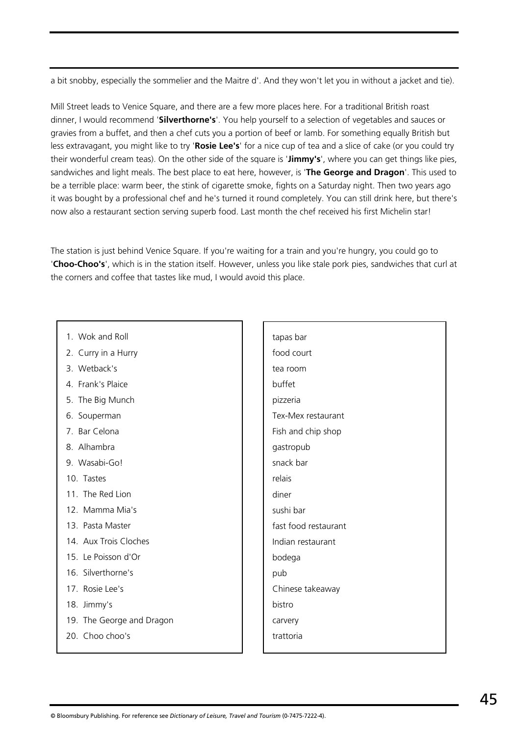a bit snobby, especially the sommelier and the Maitre d'. And they won't let you in without a jacket and tie).

Mill Street leads to Venice Square, and there are a few more places here. For a traditional British roast dinner, I would recommend '**Silverthorne's**'. You help yourself to a selection of vegetables and sauces or gravies from a buffet, and then a chef cuts you a portion of beef or lamb. For something equally British but less extravagant, you might like to try '**Rosie Lee's**' for a nice cup of tea and a slice of cake (or you could try their wonderful cream teas). On the other side of the square is '**Jimmy's**', where you can get things like pies, sandwiches and light meals. The best place to eat here, however, is '**The George and Dragon**'. This used to be a terrible place: warm beer, the stink of cigarette smoke, fights on a Saturday night. Then two years ago it was bought by a professional chef and he's turned it round completely. You can still drink here, but there's now also a restaurant section serving superb food. Last month the chef received his first Michelin star!

The station is just behind Venice Square. If you're waiting for a train and you're hungry, you could go to '**Choo-Choo's**', which is in the station itself. However, unless you like stale pork pies, sandwiches that curl at the corners and coffee that tastes like mud, I would avoid this place.

1. Wok and Roll
2. Curry in a Hurry
3. Wetback's
4. Frank's Plaice
5. The Big Munch
6. Souperman
7. Bar Celona
8. Alhambra
9. Wasabi-Go!
10. Tastes
11. The Red Lion
12. Mamma Mia's
13. Pasta Master
14. Aux Trois Cloches
15. Le Poisson d'Or
16. Silverthorne's
17. Rosie Lee's
18. Jimmy's
19. The George and Dragon
20. Choo choo's

tapas bar
food court
tea room
buffet
pizzeria
Tex-Mex restaurant
Fish and chip shop
gastropub
snack bar
relais
diner
sushi bar
fast food restaurant
Indian restaurant
bodega
pub
Chinese takeaway
bistro
carvery
trattoria

© Bloomsbury Publishing. For reference see *Dictionary of Leisure, Travel and Tourism* (0-7475-7222-4).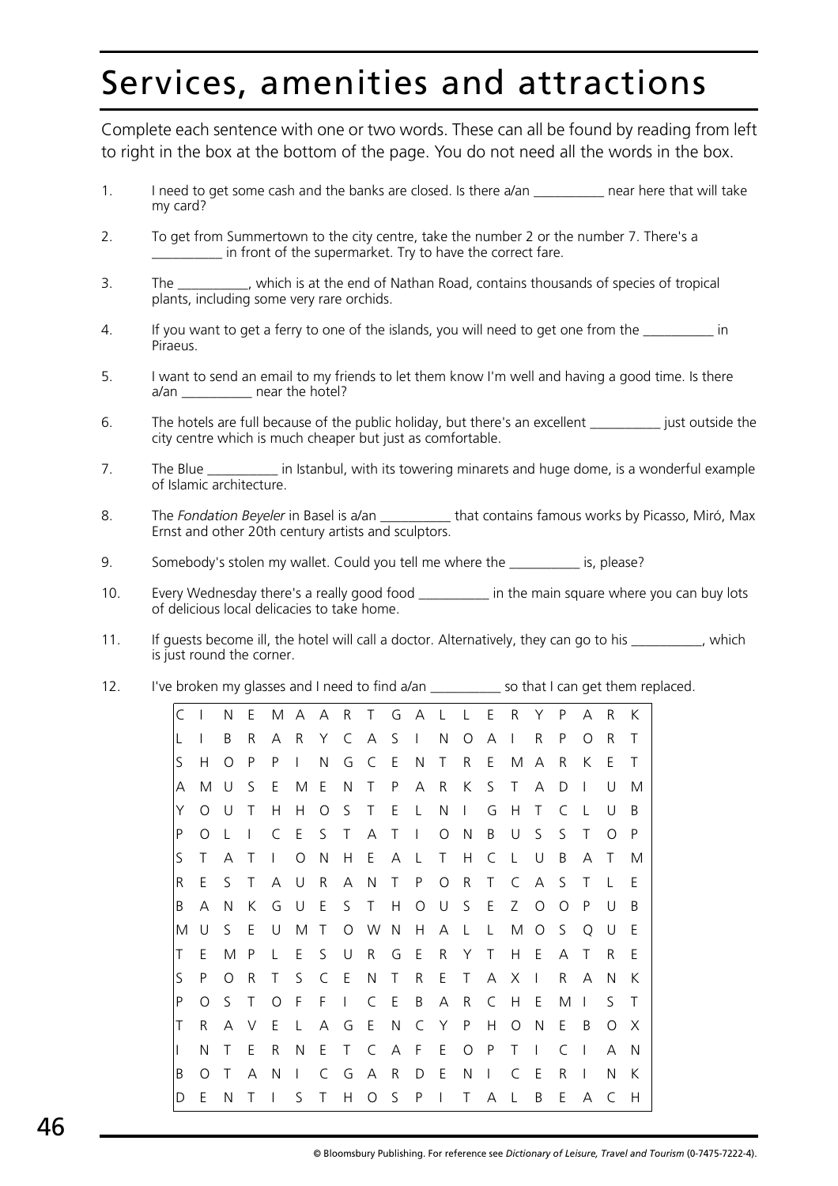# Services, amenities and attractions

Complete each sentence with one or two words. These can all be found by reading from left to right in the box at the bottom of the page. You do not need all the words in the box.

1. I need to get some cash and the banks are closed. Is there a/an __________ near here that will take my card?
2. To get from Summertown to the city centre, take the number 2 or the number 7. There's a __________ in front of the supermarket. Try to have the correct fare.
3. The __________, which is at the end of Nathan Road, contains thousands of species of tropical plants, including some very rare orchids.
4. If you want to get a ferry to one of the islands, you will need to get one from the __________ in Piraeus.
5. I want to send an email to my friends to let them know I'm well and having a good time. Is there a/an __________ near the hotel?
6. The hotels are full because of the public holiday, but there's an excellent __________ just outside the city centre which is much cheaper but just as comfortable.
7. The Blue __________ in Istanbul, with its towering minarets and huge dome, is a wonderful example of Islamic architecture.
8. The *Fondation Beyeler* in Basel is a/an __________ that contains famous works by Picasso, Miró, Max Ernst and other 20th century artists and sculptors.
9. Somebody's stolen my wallet. Could you tell me where the __________ is, please?
10. Every Wednesday there's a really good food __________ in the main square where you can buy lots of delicious local delicacies to take home.
11. If guests become ill, the hotel will call a doctor. Alternatively, they can go to his __________, which is just round the corner.
12. I've broken my glasses and I need to find a/an __________ so that I can get them replaced.

```
C I N E M A A R T G A L L E R Y P A R K
L I B R A R Y C A S I N O A I R P O R T
S H O P P I N G C E N T R E M A R K E T
A M U S E M E N T P A R K S T A D I U M
Y O U T H H O S T E L N I G H T C L U B
P O L I C E S T A T I O N B U S S T O P
S T A T I O N H E A L T H C L U B A T M
R E S T A U R A N T P O R T C A S T L E
B A N K G U E S T H O U S E Z O O P U B
M U S E U M T O W N H A L L M O S Q U E
T E M P L E S U R G E R Y T H E A T R E
S P O R T S C E N T R E T A X I R A N K
P O S T O F F I C E B A R C H E M I S T
T R A V E L A G E N C Y P H O N E B O X
I N T E R N E T C A F E O P T I C I A N
B O T A N I C G A R D E N I C E R I N K
D E N T I S T H O S P I T A L B E A C H
```

© Bloomsbury Publishing. For reference see *Dictionary of Leisure, Travel and Tourism* (0-7475-7222-4).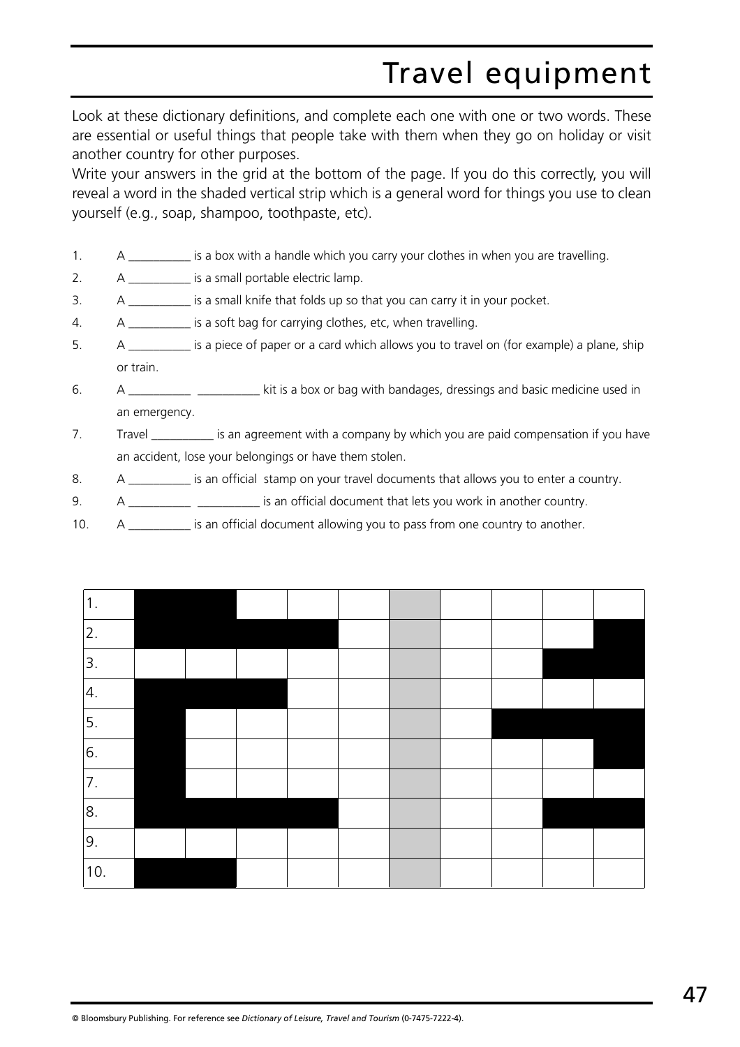# Travel equipment

Look at these dictionary definitions, and complete each one with one or two words. These are essential or useful things that people take with them when they go on holiday or visit another country for other purposes.

Write your answers in the grid at the bottom of the page. If you do this correctly, you will reveal a word in the shaded vertical strip which is a general word for things you use to clean yourself (e.g., soap, shampoo, toothpaste, etc).

1. A __________ is a box with a handle which you carry your clothes in when you are travelling.
2. A __________ is a small portable electric lamp.
3. A __________ is a small knife that folds up so that you can carry it in your pocket.
4. A __________ is a soft bag for carrying clothes, etc, when travelling.
5. A __________ is a piece of paper or a card which allows you to travel on (for example) a plane, ship or train.
6. A __________ __________ kit is a box or bag with bandages, dressings and basic medicine used in an emergency.
7. Travel __________ is an agreement with a company by which you are paid compensation if you have an accident, lose your belongings or have them stolen.
8. A __________ is an official stamp on your travel documents that allows you to enter a country.
9. A __________ __________ is an official document that lets you work in another country.
10. A __________ is an official document allowing you to pass from one country to another.

| 1. | | | | | | | | | |
|---|---|---|---|---|---|---|---|---|---|
| 2. | | | | | | | | | |
| 3. | | | | | | | | | |
| 4. | | | | | | | | | |
| 5. | | | | | | | | | |
| 6. | | | | | | | | | |
| 7. | | | | | | | | | |
| 8. | | | | | | | | | |
| 9. | | | | | | | | | |
| 10. | | | | | | | | | |

© Bloomsbury Publishing. For reference see *Dictionary of Leisure, Travel and Tourism* (0-7475-7222-4).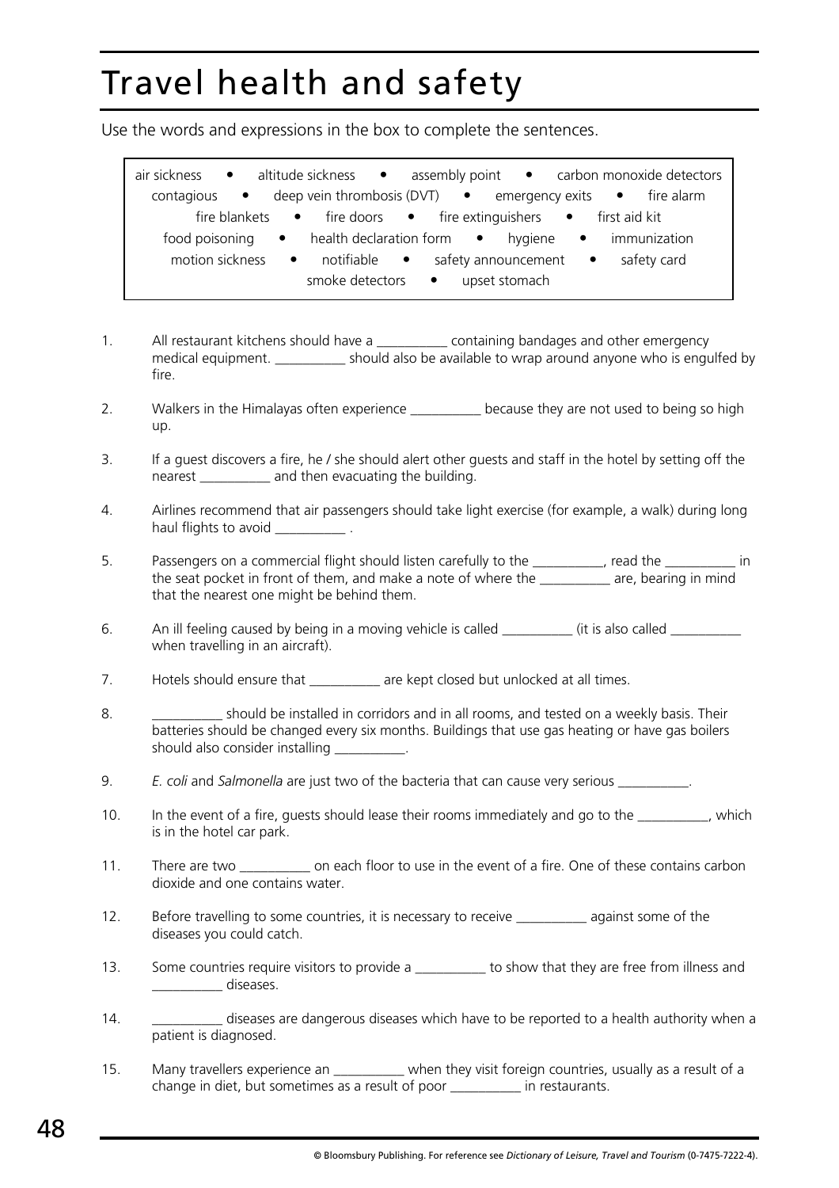# Travel health and safety

Use the words and expressions in the box to complete the sentences.

air sickness • altitude sickness • assembly point • carbon monoxide detectors
contagious • deep vein thrombosis (DVT) • emergency exits • fire alarm
fire blankets • fire doors • fire extinguishers • first aid kit
food poisoning • health declaration form • hygiene • immunization
motion sickness • notifiable • safety announcement • safety card
smoke detectors • upset stomach

1. All restaurant kitchens should have a __________ containing bandages and other emergency medical equipment. __________ should also be available to wrap around anyone who is engulfed by fire.

2. Walkers in the Himalayas often experience __________ because they are not used to being so high up.

3. If a guest discovers a fire, he / she should alert other guests and staff in the hotel by setting off the nearest __________ and then evacuating the building.

4. Airlines recommend that air passengers should take light exercise (for example, a walk) during long haul flights to avoid __________ .

5. Passengers on a commercial flight should listen carefully to the __________, read the __________ in the seat pocket in front of them, and make a note of where the __________ are, bearing in mind that the nearest one might be behind them.

6. An ill feeling caused by being in a moving vehicle is called __________ (it is also called __________ when travelling in an aircraft).

7. Hotels should ensure that __________ are kept closed but unlocked at all times.

8. __________ should be installed in corridors and in all rooms, and tested on a weekly basis. Their batteries should be changed every six months. Buildings that use gas heating or have gas boilers should also consider installing __________.

9. *E. coli* and *Salmonella* are just two of the bacteria that can cause very serious __________.

10. In the event of a fire, guests should lease their rooms immediately and go to the __________, which is in the hotel car park.

11. There are two __________ on each floor to use in the event of a fire. One of these contains carbon dioxide and one contains water.

12. Before travelling to some countries, it is necessary to receive __________ against some of the diseases you could catch.

13. Some countries require visitors to provide a __________ to show that they are free from illness and __________ diseases.

14. __________ diseases are dangerous diseases which have to be reported to a health authority when a patient is diagnosed.

15. Many travellers experience an __________ when they visit foreign countries, usually as a result of a change in diet, but sometimes as a result of poor __________ in restaurants.

© Bloomsbury Publishing. For reference see *Dictionary of Leisure, Travel and Tourism* (0-7475-7222-4).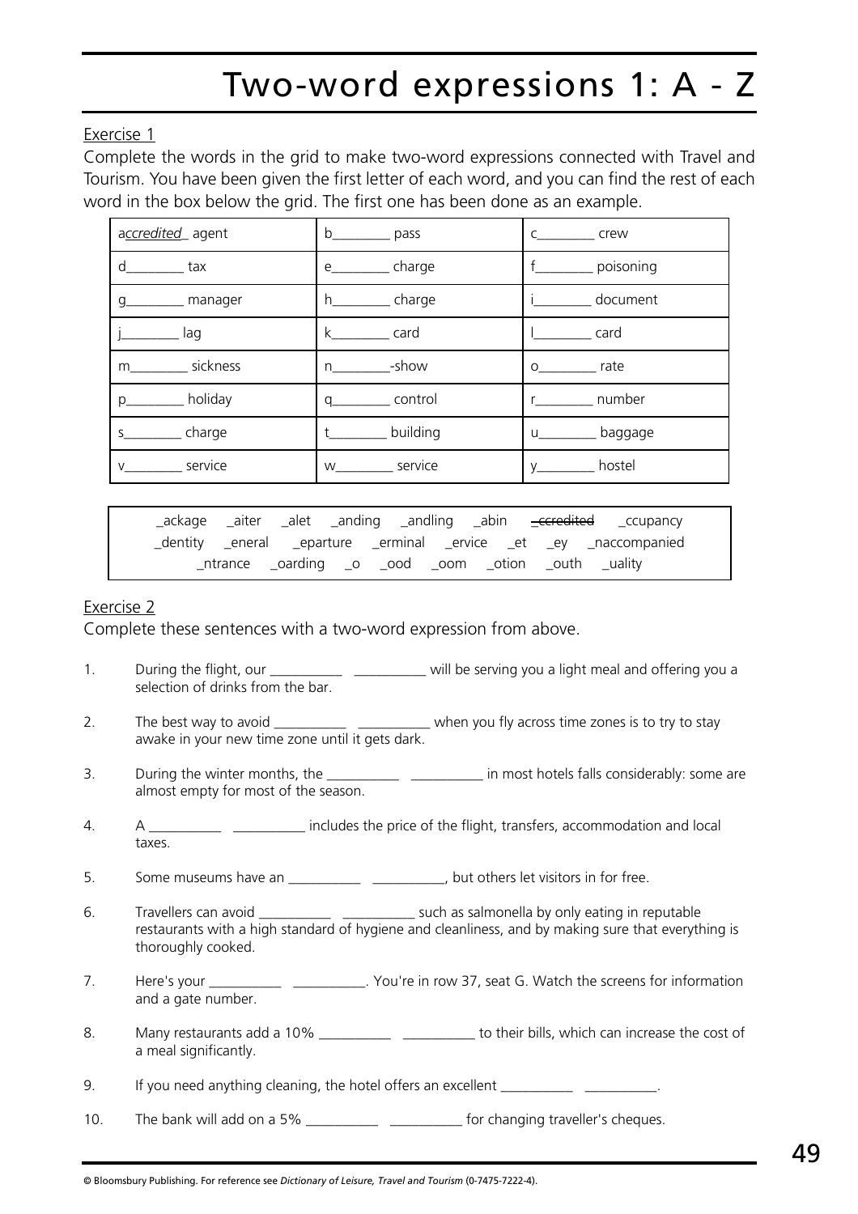# Two-word expressions 1: A - Z

Exercise 1

Complete the words in the grid to make two-word expressions connected with Travel and Tourism. You have been given the first letter of each word, and you can find the rest of each word in the box below the grid. The first one has been done as an example.

| | | |
|---|---|---|
| a*ccredited*_ agent | b________ pass | c________ crew |
| d________ tax | e________ charge | f________ poisoning |
| g________ manager | h________ charge | i________ document |
| j________ lag | k________ card | l________ card |
| m________ sickness | n________-show | o________ rate |
| p________ holiday | q________ control | r________ number |
| s________ charge | t________ building | u________ baggage |
| v________ service | w________ service | y________ hostel |

_ackage _aiter _alet _anding _andling _abin ~~_ccredited~~ _ccupancy _dentity _eneral _eparture _erminal _ervice _et _ey _naccompanied _ntrance _oarding _o _ood _oom _otion _outh _uality

Exercise 2

Complete these sentences with a two-word expression from above.

1. During the flight, our __________ __________ will be serving you a light meal and offering you a selection of drinks from the bar.
2. The best way to avoid __________ __________ when you fly across time zones is to try to stay awake in your new time zone until it gets dark.
3. During the winter months, the __________ __________ in most hotels falls considerably: some are almost empty for most of the season.
4. A __________ __________ includes the price of the flight, transfers, accommodation and local taxes.
5. Some museums have an __________ __________, but others let visitors in for free.
6. Travellers can avoid __________ __________ such as salmonella by only eating in reputable restaurants with a high standard of hygiene and cleanliness, and by making sure that everything is thoroughly cooked.
7. Here's your __________ __________. You're in row 37, seat G. Watch the screens for information and a gate number.
8. Many restaurants add a 10% __________ __________ to their bills, which can increase the cost of a meal significantly.
9. If you need anything cleaning, the hotel offers an excellent __________ __________.
10. The bank will add on a 5% __________ __________ for changing traveller's cheques.

© Bloomsbury Publishing. For reference see *Dictionary of Leisure, Travel and Tourism* (0-7475-7222-4).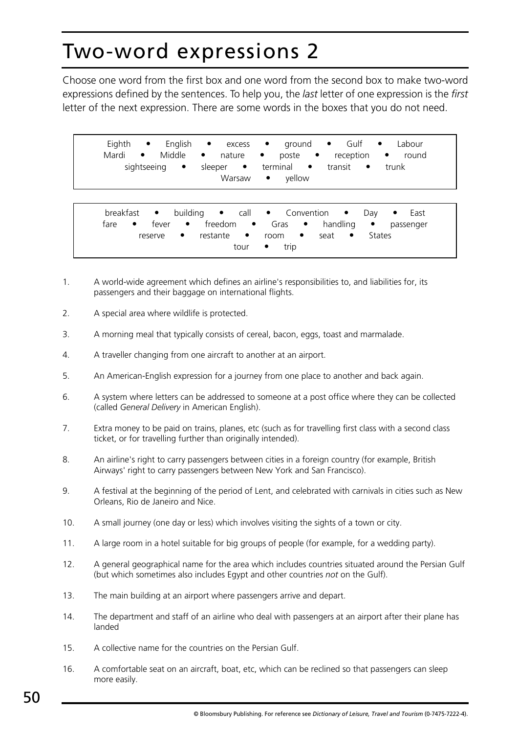# Two-word expressions 2

Choose one word from the first box and one word from the second box to make two-word expressions defined by the sentences. To help you, the *last* letter of one expression is the *first* letter of the next expression. There are some words in the boxes that you do not need.

Eighth • English • excess • ground • Gulf • Labour
Mardi • Middle • nature • poste • reception • round
sightseeing • sleeper • terminal • transit • trunk
Warsaw • yellow

breakfast • building • call • Convention • Day • East
fare • fever • freedom • Gras • handling • passenger
reserve • restante • room • seat • States
tour • trip

1. A world-wide agreement which defines an airline's responsibilities to, and liabilities for, its passengers and their baggage on international flights.
2. A special area where wildlife is protected.
3. A morning meal that typically consists of cereal, bacon, eggs, toast and marmalade.
4. A traveller changing from one aircraft to another at an airport.
5. An American-English expression for a journey from one place to another and back again.
6. A system where letters can be addressed to someone at a post office where they can be collected (called *General Delivery* in American English).
7. Extra money to be paid on trains, planes, etc (such as for travelling first class with a second class ticket, or for travelling further than originally intended).
8. An airline's right to carry passengers between cities in a foreign country (for example, British Airways' right to carry passengers between New York and San Francisco).
9. A festival at the beginning of the period of Lent, and celebrated with carnivals in cities such as New Orleans, Rio de Janeiro and Nice.
10. A small journey (one day or less) which involves visiting the sights of a town or city.
11. A large room in a hotel suitable for big groups of people (for example, for a wedding party).
12. A general geographical name for the area which includes countries situated around the Persian Gulf (but which sometimes also includes Egypt and other countries *not* on the Gulf).
13. The main building at an airport where passengers arrive and depart.
14. The department and staff of an airline who deal with passengers at an airport after their plane has landed
15. A collective name for the countries on the Persian Gulf.
16. A comfortable seat on an aircraft, boat, etc, which can be reclined so that passengers can sleep more easily.

© Bloomsbury Publishing. For reference see *Dictionary of Leisure, Travel and Tourism* (0-7475-7222-4).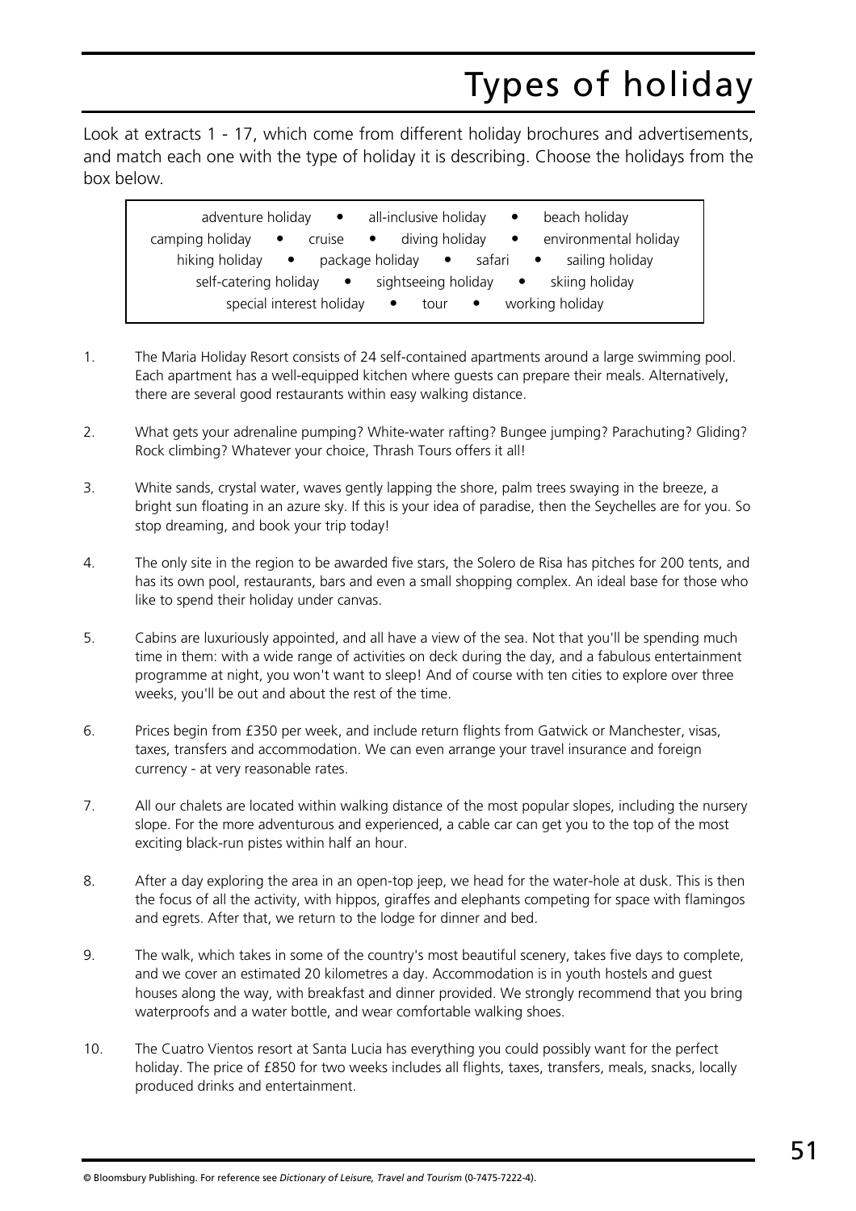# Types of holiday

Look at extracts 1 - 17, which come from different holiday brochures and advertisements, and match each one with the type of holiday it is describing. Choose the holidays from the box below.

> adventure holiday • all-inclusive holiday • beach holiday
> camping holiday • cruise • diving holiday • environmental holiday
> hiking holiday • package holiday • safari • sailing holiday
> self-catering holiday • sightseeing holiday • skiing holiday
> special interest holiday • tour • working holiday

1. The Maria Holiday Resort consists of 24 self-contained apartments around a large swimming pool. Each apartment has a well-equipped kitchen where guests can prepare their meals. Alternatively, there are several good restaurants within easy walking distance.

2. What gets your adrenaline pumping? White-water rafting? Bungee jumping? Parachuting? Gliding? Rock climbing? Whatever your choice, Thrash Tours offers it all!

3. White sands, crystal water, waves gently lapping the shore, palm trees swaying in the breeze, a bright sun floating in an azure sky. If this is your idea of paradise, then the Seychelles are for you. So stop dreaming, and book your trip today!

4. The only site in the region to be awarded five stars, the Solero de Risa has pitches for 200 tents, and has its own pool, restaurants, bars and even a small shopping complex. An ideal base for those who like to spend their holiday under canvas.

5. Cabins are luxuriously appointed, and all have a view of the sea. Not that you'll be spending much time in them: with a wide range of activities on deck during the day, and a fabulous entertainment programme at night, you won't want to sleep! And of course with ten cities to explore over three weeks, you'll be out and about the rest of the time.

6. Prices begin from £350 per week, and include return flights from Gatwick or Manchester, visas, taxes, transfers and accommodation. We can even arrange your travel insurance and foreign currency - at very reasonable rates.

7. All our chalets are located within walking distance of the most popular slopes, including the nursery slope. For the more adventurous and experienced, a cable car can get you to the top of the most exciting black-run pistes within half an hour.

8. After a day exploring the area in an open-top jeep, we head for the water-hole at dusk. This is then the focus of all the activity, with hippos, giraffes and elephants competing for space with flamingos and egrets. After that, we return to the lodge for dinner and bed.

9. The walk, which takes in some of the country's most beautiful scenery, takes five days to complete, and we cover an estimated 20 kilometres a day. Accommodation is in youth hostels and guest houses along the way, with breakfast and dinner provided. We strongly recommend that you bring waterproofs and a water bottle, and wear comfortable walking shoes.

10. The Cuatro Vientos resort at Santa Lucia has everything you could possibly want for the perfect holiday. The price of £850 for two weeks includes all flights, taxes, transfers, meals, snacks, locally produced drinks and entertainment.

© Bloomsbury Publishing. For reference see *Dictionary of Leisure, Travel and Tourism* (0-7475-7222-4).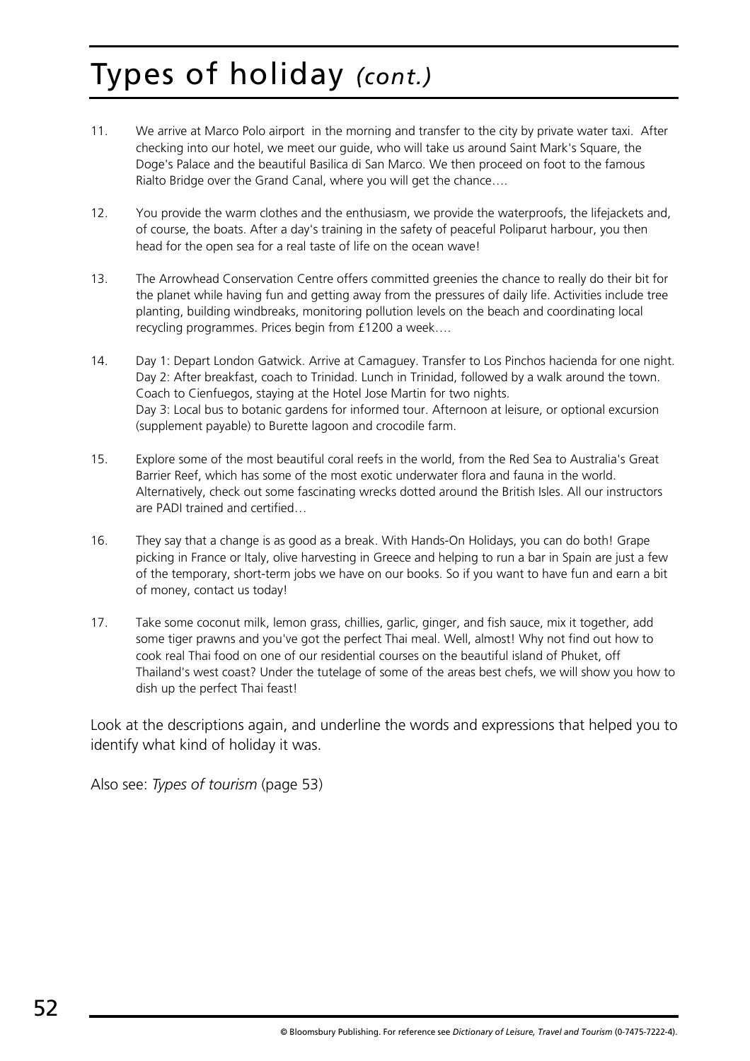# Types of holiday *(cont.)*

11. We arrive at Marco Polo airport in the morning and transfer to the city by private water taxi. After checking into our hotel, we meet our guide, who will take us around Saint Mark's Square, the Doge's Palace and the beautiful Basilica di San Marco. We then proceed on foot to the famous Rialto Bridge over the Grand Canal, where you will get the chance….

12. You provide the warm clothes and the enthusiasm, we provide the waterproofs, the lifejackets and, of course, the boats. After a day's training in the safety of peaceful Poliparut harbour, you then head for the open sea for a real taste of life on the ocean wave!

13. The Arrowhead Conservation Centre offers committed greenies the chance to really do their bit for the planet while having fun and getting away from the pressures of daily life. Activities include tree planting, building windbreaks, monitoring pollution levels on the beach and coordinating local recycling programmes. Prices begin from £1200 a week….

14. Day 1: Depart London Gatwick. Arrive at Camaguey. Transfer to Los Pinchos hacienda for one night.
    Day 2: After breakfast, coach to Trinidad. Lunch in Trinidad, followed by a walk around the town. Coach to Cienfuegos, staying at the Hotel Jose Martin for two nights.
    Day 3: Local bus to botanic gardens for informed tour. Afternoon at leisure, or optional excursion (supplement payable) to Burette lagoon and crocodile farm.

15. Explore some of the most beautiful coral reefs in the world, from the Red Sea to Australia's Great Barrier Reef, which has some of the most exotic underwater flora and fauna in the world. Alternatively, check out some fascinating wrecks dotted around the British Isles. All our instructors are PADI trained and certified…

16. They say that a change is as good as a break. With Hands-On Holidays, you can do both! Grape picking in France or Italy, olive harvesting in Greece and helping to run a bar in Spain are just a few of the temporary, short-term jobs we have on our books. So if you want to have fun and earn a bit of money, contact us today!

17. Take some coconut milk, lemon grass, chillies, garlic, ginger, and fish sauce, mix it together, add some tiger prawns and you've got the perfect Thai meal. Well, almost! Why not find out how to cook real Thai food on one of our residential courses on the beautiful island of Phuket, off Thailand's west coast? Under the tutelage of some of the areas best chefs, we will show you how to dish up the perfect Thai feast!

Look at the descriptions again, and underline the words and expressions that helped you to identify what kind of holiday it was.

Also see: *Types of tourism* (page 53)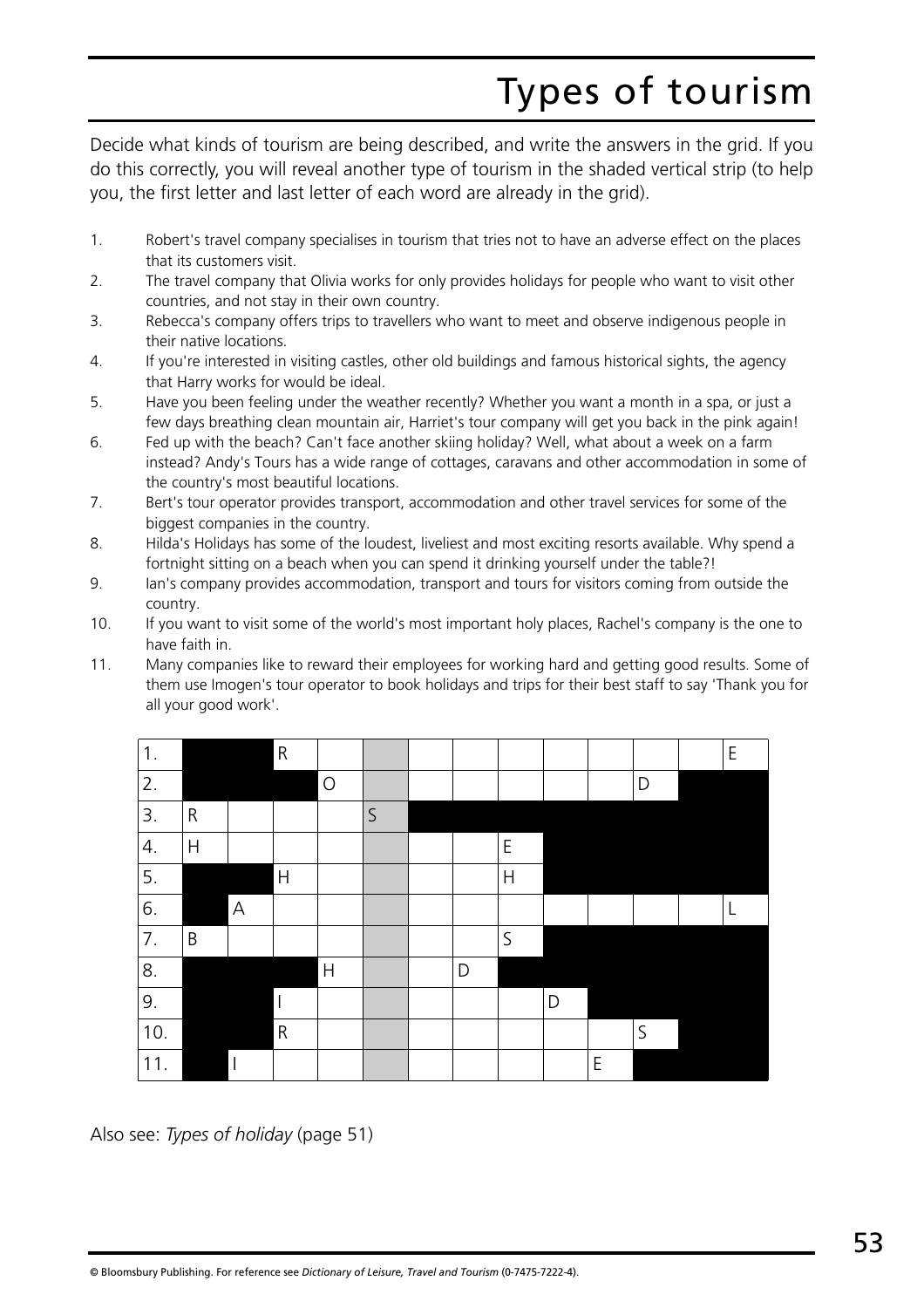# Types of tourism

Decide what kinds of tourism are being described, and write the answers in the grid. If you do this correctly, you will reveal another type of tourism in the shaded vertical strip (to help you, the first letter and last letter of each word are already in the grid).

1. Robert's travel company specialises in tourism that tries not to have an adverse effect on the places that its customers visit.
2. The travel company that Olivia works for only provides holidays for people who want to visit other countries, and not stay in their own country.
3. Rebecca's company offers trips to travellers who want to meet and observe indigenous people in their native locations.
4. If you're interested in visiting castles, other old buildings and famous historical sights, the agency that Harry works for would be ideal.
5. Have you been feeling under the weather recently? Whether you want a month in a spa, or just a few days breathing clean mountain air, Harriet's tour company will get you back in the pink again!
6. Fed up with the beach? Can't face another skiing holiday? Well, what about a week on a farm instead? Andy's Tours has a wide range of cottages, caravans and other accommodation in some of the country's most beautiful locations.
7. Bert's tour operator provides transport, accommodation and other travel services for some of the biggest companies in the country.
8. Hilda's Holidays has some of the loudest, liveliest and most exciting resorts available. Why spend a fortnight sitting on a beach when you can spend it drinking yourself under the table?!
9. Ian's company provides accommodation, transport and tours for visitors coming from outside the country.
10. If you want to visit some of the world's most important holy places, Rachel's company is the one to have faith in.
11. Many companies like to reward their employees for working hard and getting good results. Some of them use Imogen's tour operator to book holidays and trips for their best staff to say 'Thank you for all your good work'.

| | | | | | | | | | | | | | |
|---|---|---|---|---|---|---|---|---|---|---|---|---|---|
| 1. | ■ | ■ | R | | | | | | | | | | E |
| 2. | ■ | ■ | ■ | O | | | | | | | D | ■ | ■ |
| 3. | R | | | | S | ■ | ■ | ■ | ■ | ■ | ■ | ■ | ■ |
| 4. | H | | | | | | | E | ■ | ■ | ■ | ■ | ■ |
| 5. | ■ | ■ | H | | | | | H | ■ | ■ | ■ | ■ | ■ |
| 6. | ■ | A | | | | | | | | | | | L |
| 7. | B | | | | | | | S | ■ | ■ | ■ | ■ | ■ |
| 8. | ■ | ■ | ■ | H | | | D | ■ | ■ | ■ | ■ | ■ | ■ |
| 9. | ■ | ■ | I | | | | | | D | ■ | ■ | ■ | ■ |
| 10. | ■ | ■ | R | | | | | | | | S | ■ | ■ |
| 11. | ■ | I | | | | | | | | E | ■ | ■ | ■ |

Also see: *Types of holiday* (page 51)

© Bloomsbury Publishing. For reference see *Dictionary of Leisure, Travel and Tourism* (0-7475-7222-4).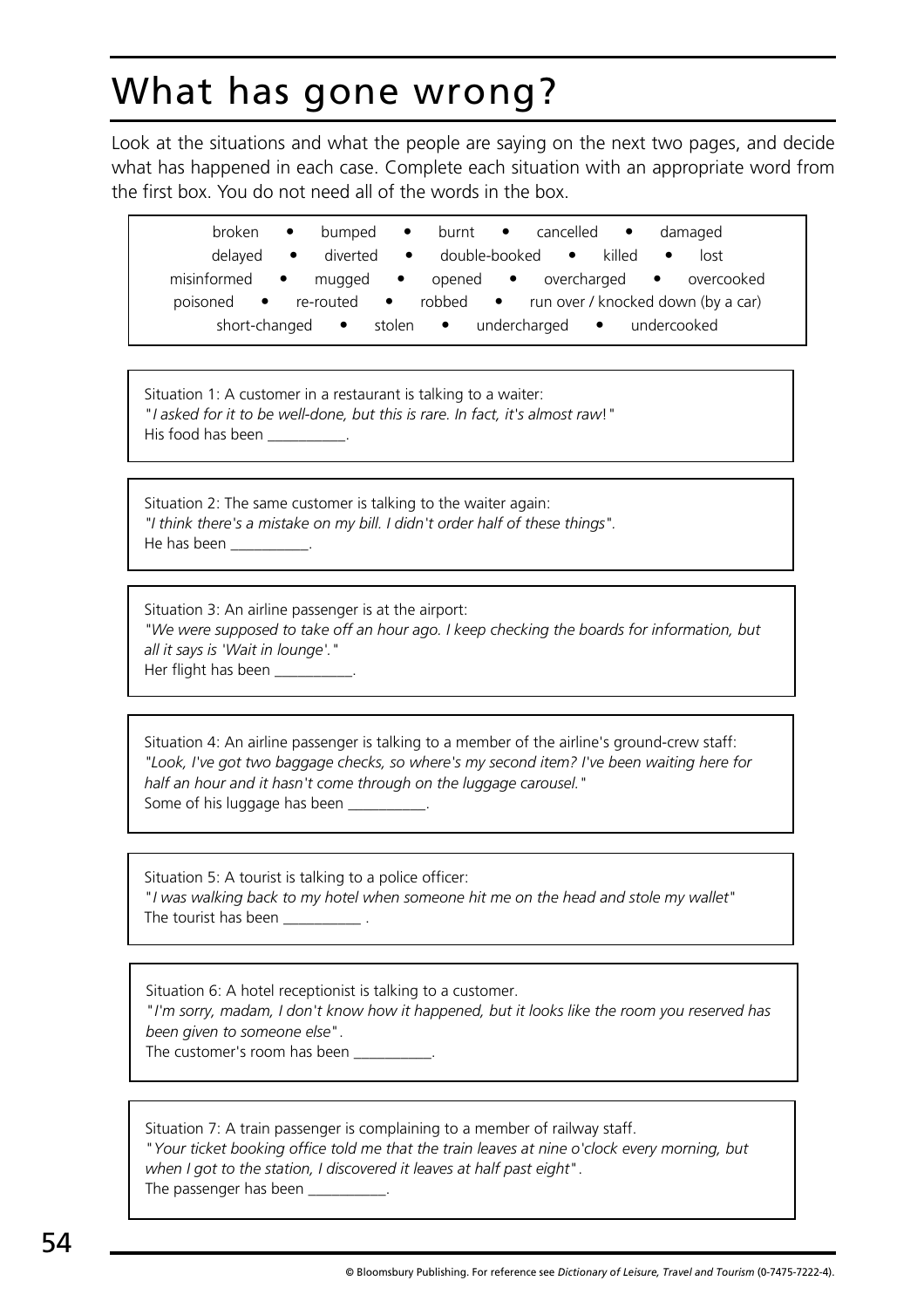# What has gone wrong?

Look at the situations and what the people are saying on the next two pages, and decide what has happened in each case. Complete each situation with an appropriate word from the first box. You do not need all of the words in the box.

broken • bumped • burnt • cancelled • damaged
delayed • diverted • double-booked • killed • lost
misinformed • mugged • opened • overcharged • overcooked
poisoned • re-routed • robbed • run over / knocked down (by a car)
short-changed • stolen • undercharged • undercooked

Situation 1: A customer in a restaurant is talking to a waiter:
"*I asked for it to be well-done, but this is rare. In fact, it's almost raw*!"
His food has been __________.

Situation 2: The same customer is talking to the waiter again:
*"I think there's a mistake on my bill. I didn't order half of these things".*
He has been __________.

Situation 3: An airline passenger is at the airport:
"*We were supposed to take off an hour ago. I keep checking the boards for information, but all it says is 'Wait in lounge'.*"
Her flight has been __________.

Situation 4: An airline passenger is talking to a member of the airline's ground-crew staff:
*"Look, I've got two baggage checks, so where's my second item? I've been waiting here for half an hour and it hasn't come through on the luggage carousel."*
Some of his luggage has been __________.

Situation 5: A tourist is talking to a police officer:
"*I was walking back to my hotel when someone hit me on the head and stole my wallet*"
The tourist has been __________ .

Situation 6: A hotel receptionist is talking to a customer.
"*I'm sorry, madam, I don't know how it happened, but it looks like the room you reserved has been given to someone else*".
The customer's room has been __________.

Situation 7: A train passenger is complaining to a member of railway staff.
"*Your ticket booking office told me that the train leaves at nine o'clock every morning, but when I got to the station, I discovered it leaves at half past eight*".
The passenger has been __________.

© Bloomsbury Publishing. For reference see *Dictionary of Leisure, Travel and Tourism* (0-7475-7222-4).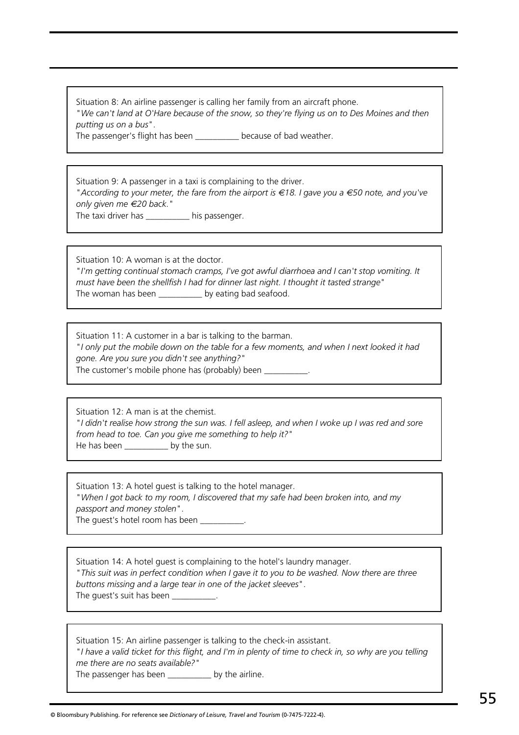Situation 8: An airline passenger is calling her family from an aircraft phone.
*"We can't land at O'Hare because of the snow, so they're flying us on to Des Moines and then putting us on a bus"*.
The passenger's flight has been __________ because of bad weather.

Situation 9: A passenger in a taxi is complaining to the driver.
*"According to your meter, the fare from the airport is €18. I gave you a €50 note, and you've only given me €20 back."*
The taxi driver has __________ his passenger.

Situation 10: A woman is at the doctor.
*"I'm getting continual stomach cramps, I've got awful diarrhoea and I can't stop vomiting. It must have been the shellfish I had for dinner last night. I thought it tasted strange"*
The woman has been __________ by eating bad seafood.

Situation 11: A customer in a bar is talking to the barman.
*"I only put the mobile down on the table for a few moments, and when I next looked it had gone. Are you sure you didn't see anything?"*
The customer's mobile phone has (probably) been __________.

Situation 12: A man is at the chemist.
*"I didn't realise how strong the sun was. I fell asleep, and when I woke up I was red and sore from head to toe. Can you give me something to help it?"*
He has been __________ by the sun.

Situation 13: A hotel guest is talking to the hotel manager.
*"When I got back to my room, I discovered that my safe had been broken into, and my passport and money stolen"*.
The guest's hotel room has been __________.

Situation 14: A hotel guest is complaining to the hotel's laundry manager.
*"This suit was in perfect condition when I gave it to you to be washed. Now there are three buttons missing and a large tear in one of the jacket sleeves"*.
The guest's suit has been __________.

Situation 15: An airline passenger is talking to the check-in assistant.
*"I have a valid ticket for this flight, and I'm in plenty of time to check in, so why are you telling me there are no seats available?"*
The passenger has been __________ by the airline.

© Bloomsbury Publishing. For reference see *Dictionary of Leisure, Travel and Tourism* (0-7475-7222-4).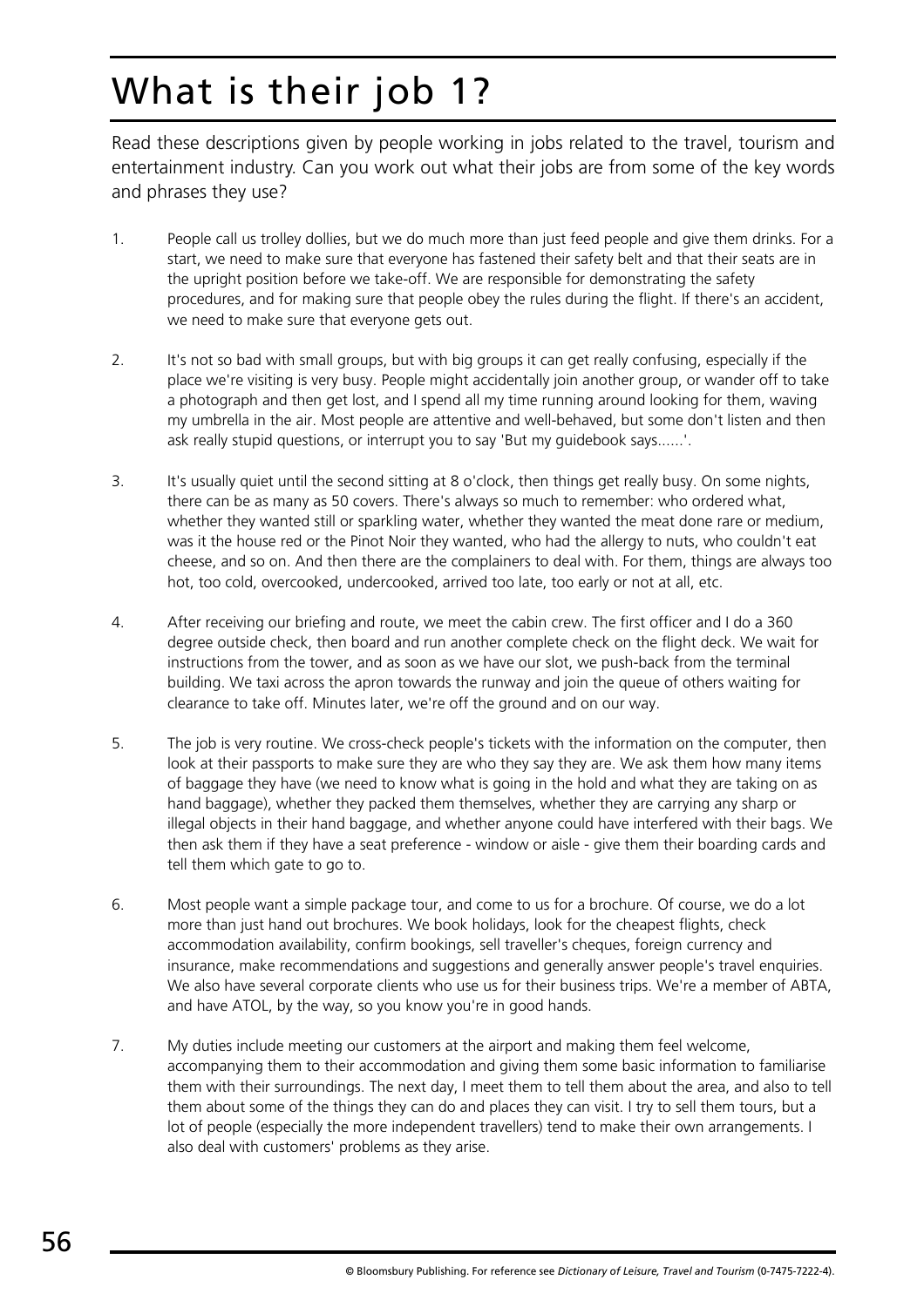# What is their job 1?

Read these descriptions given by people working in jobs related to the travel, tourism and entertainment industry. Can you work out what their jobs are from some of the key words and phrases they use?

1. People call us trolley dollies, but we do much more than just feed people and give them drinks. For a start, we need to make sure that everyone has fastened their safety belt and that their seats are in the upright position before we take-off. We are responsible for demonstrating the safety procedures, and for making sure that people obey the rules during the flight. If there's an accident, we need to make sure that everyone gets out.

2. It's not so bad with small groups, but with big groups it can get really confusing, especially if the place we're visiting is very busy. People might accidentally join another group, or wander off to take a photograph and then get lost, and I spend all my time running around looking for them, waving my umbrella in the air. Most people are attentive and well-behaved, but some don't listen and then ask really stupid questions, or interrupt you to say 'But my guidebook says......'.

3. It's usually quiet until the second sitting at 8 o'clock, then things get really busy. On some nights, there can be as many as 50 covers. There's always so much to remember: who ordered what, whether they wanted still or sparkling water, whether they wanted the meat done rare or medium, was it the house red or the Pinot Noir they wanted, who had the allergy to nuts, who couldn't eat cheese, and so on. And then there are the complainers to deal with. For them, things are always too hot, too cold, overcooked, undercooked, arrived too late, too early or not at all, etc.

4. After receiving our briefing and route, we meet the cabin crew. The first officer and I do a 360 degree outside check, then board and run another complete check on the flight deck. We wait for instructions from the tower, and as soon as we have our slot, we push-back from the terminal building. We taxi across the apron towards the runway and join the queue of others waiting for clearance to take off. Minutes later, we're off the ground and on our way.

5. The job is very routine. We cross-check people's tickets with the information on the computer, then look at their passports to make sure they are who they say they are. We ask them how many items of baggage they have (we need to know what is going in the hold and what they are taking on as hand baggage), whether they packed them themselves, whether they are carrying any sharp or illegal objects in their hand baggage, and whether anyone could have interfered with their bags. We then ask them if they have a seat preference - window or aisle - give them their boarding cards and tell them which gate to go to.

6. Most people want a simple package tour, and come to us for a brochure. Of course, we do a lot more than just hand out brochures. We book holidays, look for the cheapest flights, check accommodation availability, confirm bookings, sell traveller's cheques, foreign currency and insurance, make recommendations and suggestions and generally answer people's travel enquiries. We also have several corporate clients who use us for their business trips. We're a member of ABTA, and have ATOL, by the way, so you know you're in good hands.

7. My duties include meeting our customers at the airport and making them feel welcome, accompanying them to their accommodation and giving them some basic information to familiarise them with their surroundings. The next day, I meet them to tell them about the area, and also to tell them about some of the things they can do and places they can visit. I try to sell them tours, but a lot of people (especially the more independent travellers) tend to make their own arrangements. I also deal with customers' problems as they arise.

© Bloomsbury Publishing. For reference see *Dictionary of Leisure, Travel and Tourism* (0-7475-7222-4).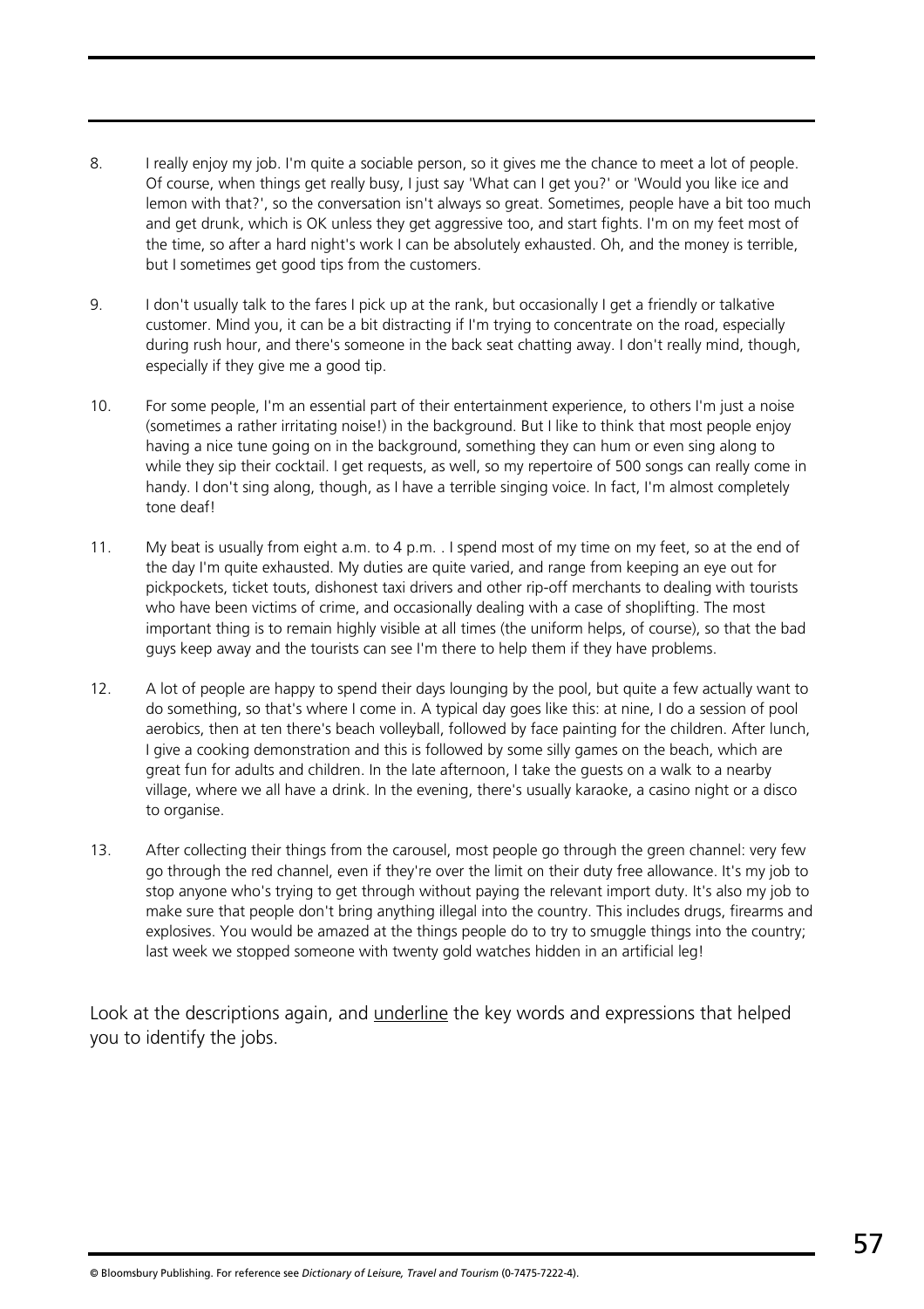8. I really enjoy my job. I'm quite a sociable person, so it gives me the chance to meet a lot of people. Of course, when things get really busy, I just say 'What can I get you?' or 'Would you like ice and lemon with that?', so the conversation isn't always so great. Sometimes, people have a bit too much and get drunk, which is OK unless they get aggressive too, and start fights. I'm on my feet most of the time, so after a hard night's work I can be absolutely exhausted. Oh, and the money is terrible, but I sometimes get good tips from the customers.

9. I don't usually talk to the fares I pick up at the rank, but occasionally I get a friendly or talkative customer. Mind you, it can be a bit distracting if I'm trying to concentrate on the road, especially during rush hour, and there's someone in the back seat chatting away. I don't really mind, though, especially if they give me a good tip.

10. For some people, I'm an essential part of their entertainment experience, to others I'm just a noise (sometimes a rather irritating noise!) in the background. But I like to think that most people enjoy having a nice tune going on in the background, something they can hum or even sing along to while they sip their cocktail. I get requests, as well, so my repertoire of 500 songs can really come in handy. I don't sing along, though, as I have a terrible singing voice. In fact, I'm almost completely tone deaf!

11. My beat is usually from eight a.m. to 4 p.m. . I spend most of my time on my feet, so at the end of the day I'm quite exhausted. My duties are quite varied, and range from keeping an eye out for pickpockets, ticket touts, dishonest taxi drivers and other rip-off merchants to dealing with tourists who have been victims of crime, and occasionally dealing with a case of shoplifting. The most important thing is to remain highly visible at all times (the uniform helps, of course), so that the bad guys keep away and the tourists can see I'm there to help them if they have problems.

12. A lot of people are happy to spend their days lounging by the pool, but quite a few actually want to do something, so that's where I come in. A typical day goes like this: at nine, I do a session of pool aerobics, then at ten there's beach volleyball, followed by face painting for the children. After lunch, I give a cooking demonstration and this is followed by some silly games on the beach, which are great fun for adults and children. In the late afternoon, I take the guests on a walk to a nearby village, where we all have a drink. In the evening, there's usually karaoke, a casino night or a disco to organise.

13. After collecting their things from the carousel, most people go through the green channel: very few go through the red channel, even if they're over the limit on their duty free allowance. It's my job to stop anyone who's trying to get through without paying the relevant import duty. It's also my job to make sure that people don't bring anything illegal into the country. This includes drugs, firearms and explosives. You would be amazed at the things people do to try to smuggle things into the country; last week we stopped someone with twenty gold watches hidden in an artificial leg!

Look at the descriptions again, and <u>underline</u> the key words and expressions that helped you to identify the jobs.

© Bloomsbury Publishing. For reference see *Dictionary of Leisure, Travel and Tourism* (0-7475-7222-4).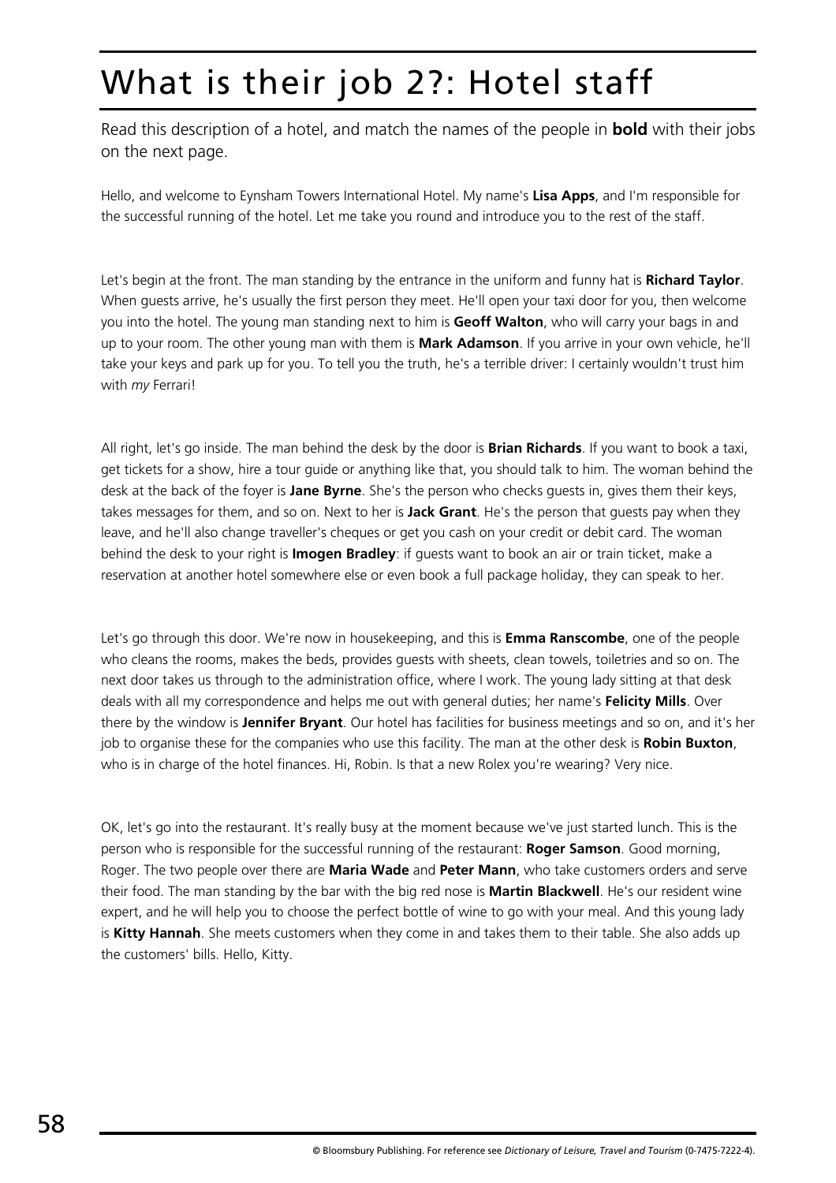# What is their job 2?: Hotel staff

Read this description of a hotel, and match the names of the people in **bold** with their jobs on the next page.

Hello, and welcome to Eynsham Towers International Hotel. My name's **Lisa Apps**, and I'm responsible for the successful running of the hotel. Let me take you round and introduce you to the rest of the staff.

Let's begin at the front. The man standing by the entrance in the uniform and funny hat is **Richard Taylor**. When guests arrive, he's usually the first person they meet. He'll open your taxi door for you, then welcome you into the hotel. The young man standing next to him is **Geoff Walton**, who will carry your bags in and up to your room. The other young man with them is **Mark Adamson**. If you arrive in your own vehicle, he'll take your keys and park up for you. To tell you the truth, he's a terrible driver: I certainly wouldn't trust him with *my* Ferrari!

All right, let's go inside. The man behind the desk by the door is **Brian Richards**. If you want to book a taxi, get tickets for a show, hire a tour guide or anything like that, you should talk to him. The woman behind the desk at the back of the foyer is **Jane Byrne**. She's the person who checks guests in, gives them their keys, takes messages for them, and so on. Next to her is **Jack Grant**. He's the person that guests pay when they leave, and he'll also change traveller's cheques or get you cash on your credit or debit card. The woman behind the desk to your right is **Imogen Bradley**: if guests want to book an air or train ticket, make a reservation at another hotel somewhere else or even book a full package holiday, they can speak to her.

Let's go through this door. We're now in housekeeping, and this is **Emma Ranscombe**, one of the people who cleans the rooms, makes the beds, provides guests with sheets, clean towels, toiletries and so on. The next door takes us through to the administration office, where I work. The young lady sitting at that desk deals with all my correspondence and helps me out with general duties; her name's **Felicity Mills**. Over there by the window is **Jennifer Bryant**. Our hotel has facilities for business meetings and so on, and it's her job to organise these for the companies who use this facility. The man at the other desk is **Robin Buxton**, who is in charge of the hotel finances. Hi, Robin. Is that a new Rolex you're wearing? Very nice.

OK, let's go into the restaurant. It's really busy at the moment because we've just started lunch. This is the person who is responsible for the successful running of the restaurant: **Roger Samson**. Good morning, Roger. The two people over there are **Maria Wade** and **Peter Mann**, who take customers orders and serve their food. The man standing by the bar with the big red nose is **Martin Blackwell**. He's our resident wine expert, and he will help you to choose the perfect bottle of wine to go with your meal. And this young lady is **Kitty Hannah**. She meets customers when they come in and takes them to their table. She also adds up the customers' bills. Hello, Kitty.

© Bloomsbury Publishing. For reference see *Dictionary of Leisure, Travel and Tourism* (0-7475-7222-4).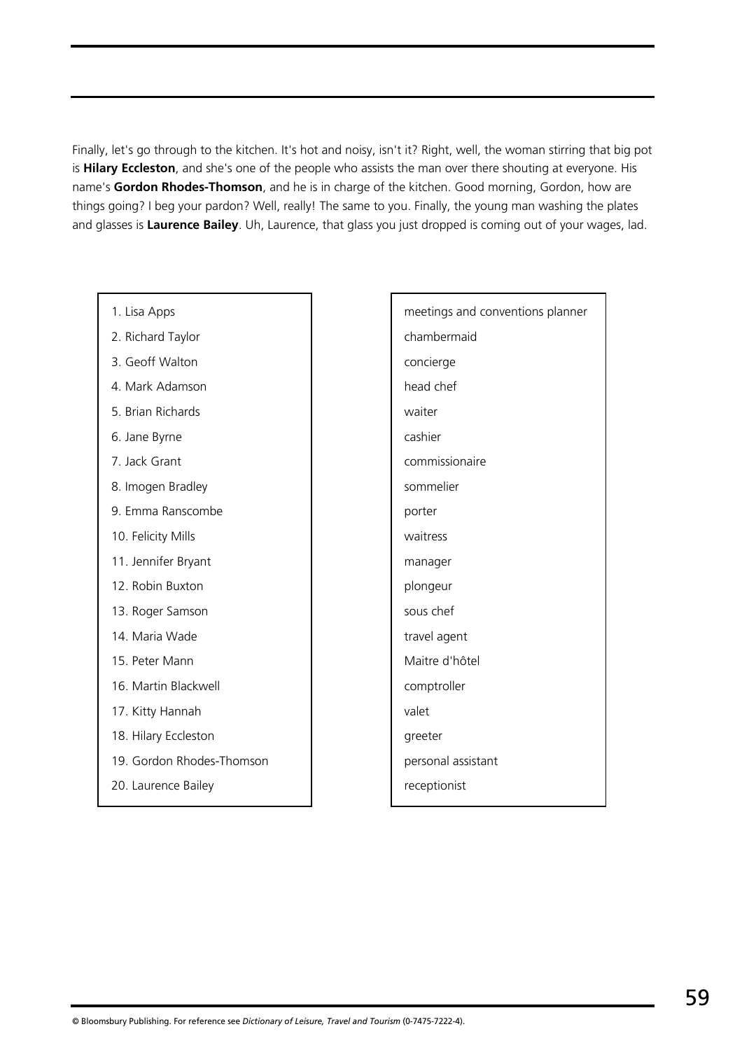Finally, let's go through to the kitchen. It's hot and noisy, isn't it? Right, well, the woman stirring that big pot is **Hilary Eccleston**, and she's one of the people who assists the man over there shouting at everyone. His name's **Gordon Rhodes-Thomson**, and he is in charge of the kitchen. Good morning, Gordon, how are things going? I beg your pardon? Well, really! The same to you. Finally, the young man washing the plates and glasses is **Laurence Bailey**. Uh, Laurence, that glass you just dropped is coming out of your wages, lad.

| | |
|---|---|
| 1. Lisa Apps | meetings and conventions planner |
| 2. Richard Taylor | chambermaid |
| 3. Geoff Walton | concierge |
| 4. Mark Adamson | head chef |
| 5. Brian Richards | waiter |
| 6. Jane Byrne | cashier |
| 7. Jack Grant | commissionaire |
| 8. Imogen Bradley | sommelier |
| 9. Emma Ranscombe | porter |
| 10. Felicity Mills | waitress |
| 11. Jennifer Bryant | manager |
| 12. Robin Buxton | plongeur |
| 13. Roger Samson | sous chef |
| 14. Maria Wade | travel agent |
| 15. Peter Mann | Maitre d'hôtel |
| 16. Martin Blackwell | comptroller |
| 17. Kitty Hannah | valet |
| 18. Hilary Eccleston | greeter |
| 19. Gordon Rhodes-Thomson | personal assistant |
| 20. Laurence Bailey | receptionist |

© Bloomsbury Publishing. For reference see *Dictionary of Leisure, Travel and Tourism* (0-7475-7222-4).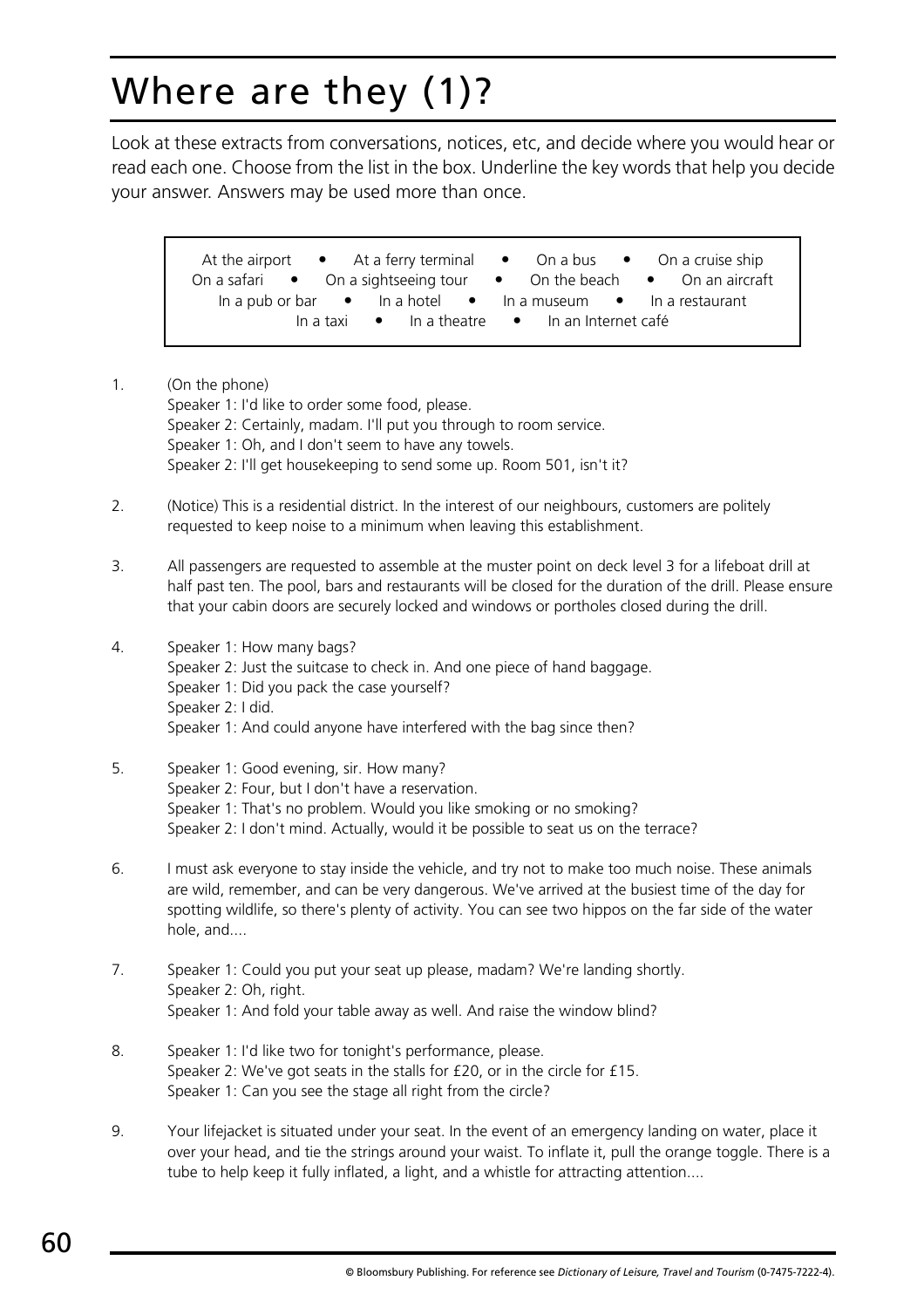# Where are they (1)?

Look at these extracts from conversations, notices, etc, and decide where you would hear or read each one. Choose from the list in the box. Underline the key words that help you decide your answer. Answers may be used more than once.

> At the airport • At a ferry terminal • On a bus • On a cruise ship
> On a safari • On a sightseeing tour • On the beach • On an aircraft
> In a pub or bar • In a hotel • In a museum • In a restaurant
> In a taxi • In a theatre • In an Internet café

1. (On the phone)
   Speaker 1: I'd like to order some food, please.
   Speaker 2: Certainly, madam. I'll put you through to room service.
   Speaker 1: Oh, and I don't seem to have any towels.
   Speaker 2: I'll get housekeeping to send some up. Room 501, isn't it?

2. (Notice) This is a residential district. In the interest of our neighbours, customers are politely requested to keep noise to a minimum when leaving this establishment.

3. All passengers are requested to assemble at the muster point on deck level 3 for a lifeboat drill at half past ten. The pool, bars and restaurants will be closed for the duration of the drill. Please ensure that your cabin doors are securely locked and windows or portholes closed during the drill.

4. Speaker 1: How many bags?
   Speaker 2: Just the suitcase to check in. And one piece of hand baggage.
   Speaker 1: Did you pack the case yourself?
   Speaker 2: I did.
   Speaker 1: And could anyone have interfered with the bag since then?

5. Speaker 1: Good evening, sir. How many?
   Speaker 2: Four, but I don't have a reservation.
   Speaker 1: That's no problem. Would you like smoking or no smoking?
   Speaker 2: I don't mind. Actually, would it be possible to seat us on the terrace?

6. I must ask everyone to stay inside the vehicle, and try not to make too much noise. These animals are wild, remember, and can be very dangerous. We've arrived at the busiest time of the day for spotting wildlife, so there's plenty of activity. You can see two hippos on the far side of the water hole, and....

7. Speaker 1: Could you put your seat up please, madam? We're landing shortly.
   Speaker 2: Oh, right.
   Speaker 1: And fold your table away as well. And raise the window blind?

8. Speaker 1: I'd like two for tonight's performance, please.
   Speaker 2: We've got seats in the stalls for £20, or in the circle for £15.
   Speaker 1: Can you see the stage all right from the circle?

9. Your lifejacket is situated under your seat. In the event of an emergency landing on water, place it over your head, and tie the strings around your waist. To inflate it, pull the orange toggle. There is a tube to help keep it fully inflated, a light, and a whistle for attracting attention....

© Bloomsbury Publishing. For reference see *Dictionary of Leisure, Travel and Tourism* (0-7475-7222-4).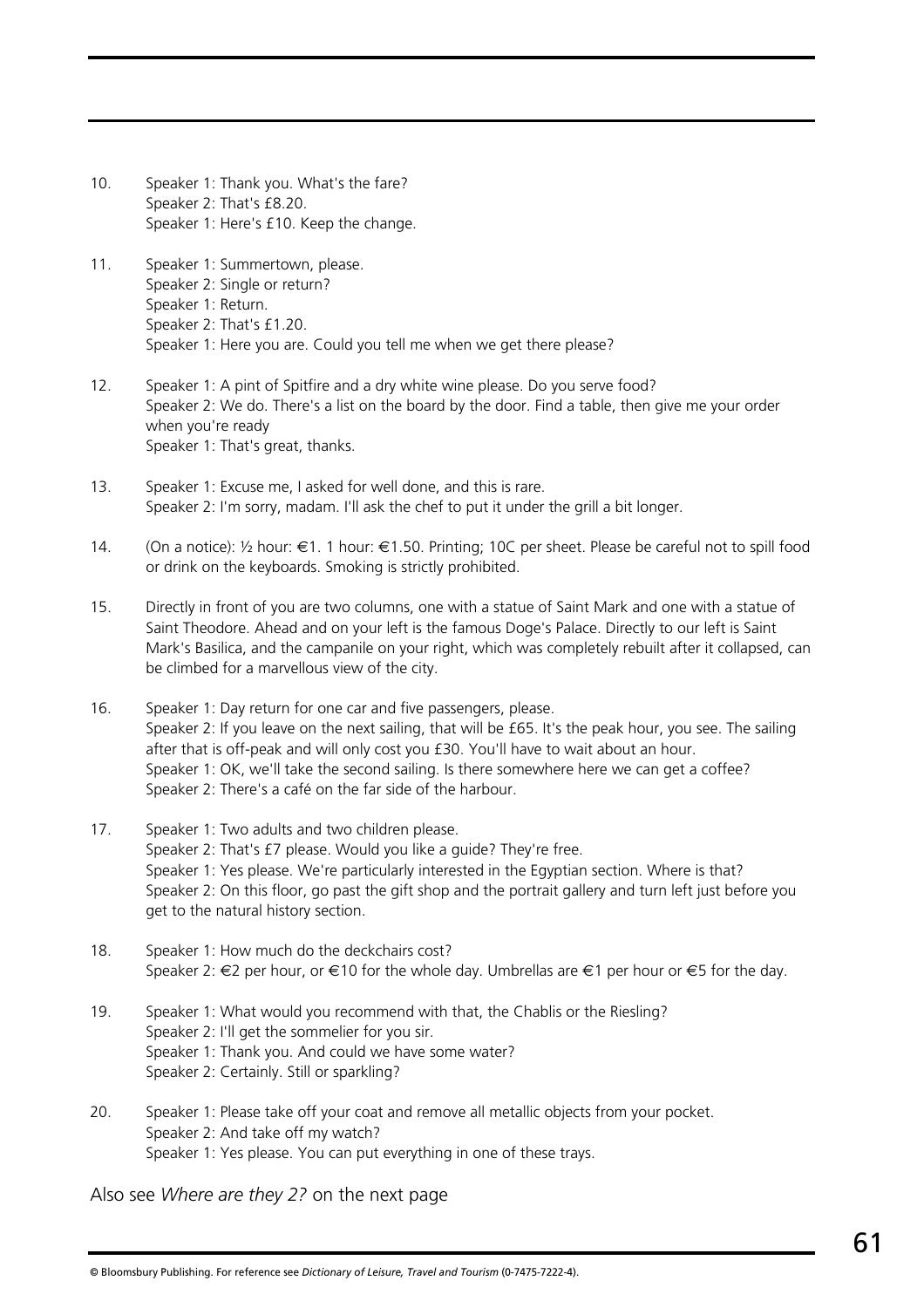10. Speaker 1: Thank you. What's the fare?
    Speaker 2: That's £8.20.
    Speaker 1: Here's £10. Keep the change.

11. Speaker 1: Summertown, please.
    Speaker 2: Single or return?
    Speaker 1: Return.
    Speaker 2: That's £1.20.
    Speaker 1: Here you are. Could you tell me when we get there please?

12. Speaker 1: A pint of Spitfire and a dry white wine please. Do you serve food?
    Speaker 2: We do. There's a list on the board by the door. Find a table, then give me your order when you're ready
    Speaker 1: That's great, thanks.

13. Speaker 1: Excuse me, I asked for well done, and this is rare.
    Speaker 2: I'm sorry, madam. I'll ask the chef to put it under the grill a bit longer.

14. (On a notice): ½ hour: €1. 1 hour: €1.50. Printing; 10C per sheet. Please be careful not to spill food or drink on the keyboards. Smoking is strictly prohibited.

15. Directly in front of you are two columns, one with a statue of Saint Mark and one with a statue of Saint Theodore. Ahead and on your left is the famous Doge's Palace. Directly to our left is Saint Mark's Basilica, and the campanile on your right, which was completely rebuilt after it collapsed, can be climbed for a marvellous view of the city.

16. Speaker 1: Day return for one car and five passengers, please.
    Speaker 2: If you leave on the next sailing, that will be £65. It's the peak hour, you see. The sailing after that is off-peak and will only cost you £30. You'll have to wait about an hour.
    Speaker 1: OK, we'll take the second sailing. Is there somewhere here we can get a coffee?
    Speaker 2: There's a café on the far side of the harbour.

17. Speaker 1: Two adults and two children please.
    Speaker 2: That's £7 please. Would you like a guide? They're free.
    Speaker 1: Yes please. We're particularly interested in the Egyptian section. Where is that?
    Speaker 2: On this floor, go past the gift shop and the portrait gallery and turn left just before you get to the natural history section.

18. Speaker 1: How much do the deckchairs cost?
    Speaker 2: €2 per hour, or €10 for the whole day. Umbrellas are €1 per hour or €5 for the day.

19. Speaker 1: What would you recommend with that, the Chablis or the Riesling?
    Speaker 2: I'll get the sommelier for you sir.
    Speaker 1: Thank you. And could we have some water?
    Speaker 2: Certainly. Still or sparkling?

20. Speaker 1: Please take off your coat and remove all metallic objects from your pocket.
    Speaker 2: And take off my watch?
    Speaker 1: Yes please. You can put everything in one of these trays.

Also see *Where are they 2?* on the next page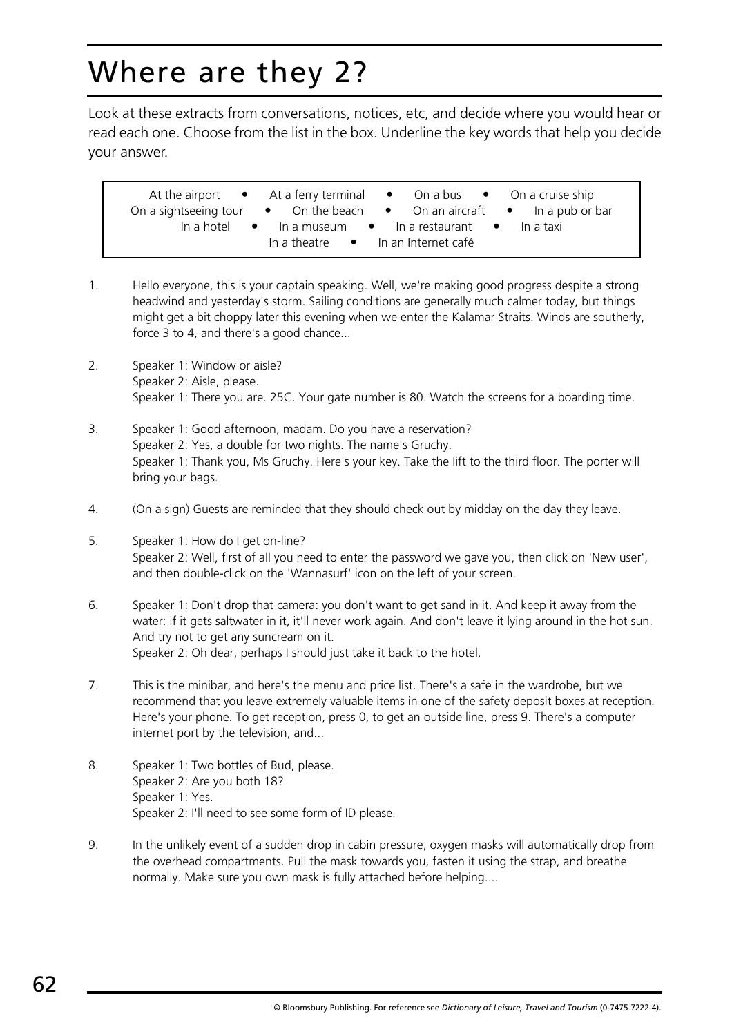# Where are they 2?

Look at these extracts from conversations, notices, etc, and decide where you would hear or read each one. Choose from the list in the box. Underline the key words that help you decide your answer.

At the airport • At a ferry terminal • On a bus • On a cruise ship
On a sightseeing tour • On the beach • On an aircraft • In a pub or bar
In a hotel • In a museum • In a restaurant • In a taxi
In a theatre • In an Internet café

1. Hello everyone, this is your captain speaking. Well, we're making good progress despite a strong headwind and yesterday's storm. Sailing conditions are generally much calmer today, but things might get a bit choppy later this evening when we enter the Kalamar Straits. Winds are southerly, force 3 to 4, and there's a good chance...

2. Speaker 1: Window or aisle?
   Speaker 2: Aisle, please.
   Speaker 1: There you are. 25C. Your gate number is 80. Watch the screens for a boarding time.

3. Speaker 1: Good afternoon, madam. Do you have a reservation?
   Speaker 2: Yes, a double for two nights. The name's Gruchy.
   Speaker 1: Thank you, Ms Gruchy. Here's your key. Take the lift to the third floor. The porter will bring your bags.

4. (On a sign) Guests are reminded that they should check out by midday on the day they leave.

5. Speaker 1: How do I get on-line?
   Speaker 2: Well, first of all you need to enter the password we gave you, then click on 'New user', and then double-click on the 'Wannasurf' icon on the left of your screen.

6. Speaker 1: Don't drop that camera: you don't want to get sand in it. And keep it away from the water: if it gets saltwater in it, it'll never work again. And don't leave it lying around in the hot sun. And try not to get any suncream on it.
   Speaker 2: Oh dear, perhaps I should just take it back to the hotel.

7. This is the minibar, and here's the menu and price list. There's a safe in the wardrobe, but we recommend that you leave extremely valuable items in one of the safety deposit boxes at reception. Here's your phone. To get reception, press 0, to get an outside line, press 9. There's a computer internet port by the television, and...

8. Speaker 1: Two bottles of Bud, please.
   Speaker 2: Are you both 18?
   Speaker 1: Yes.
   Speaker 2: I'll need to see some form of ID please.

9. In the unlikely event of a sudden drop in cabin pressure, oxygen masks will automatically drop from the overhead compartments. Pull the mask towards you, fasten it using the strap, and breathe normally. Make sure you own mask is fully attached before helping....

© Bloomsbury Publishing. For reference see *Dictionary of Leisure, Travel and Tourism* (0-7475-7222-4).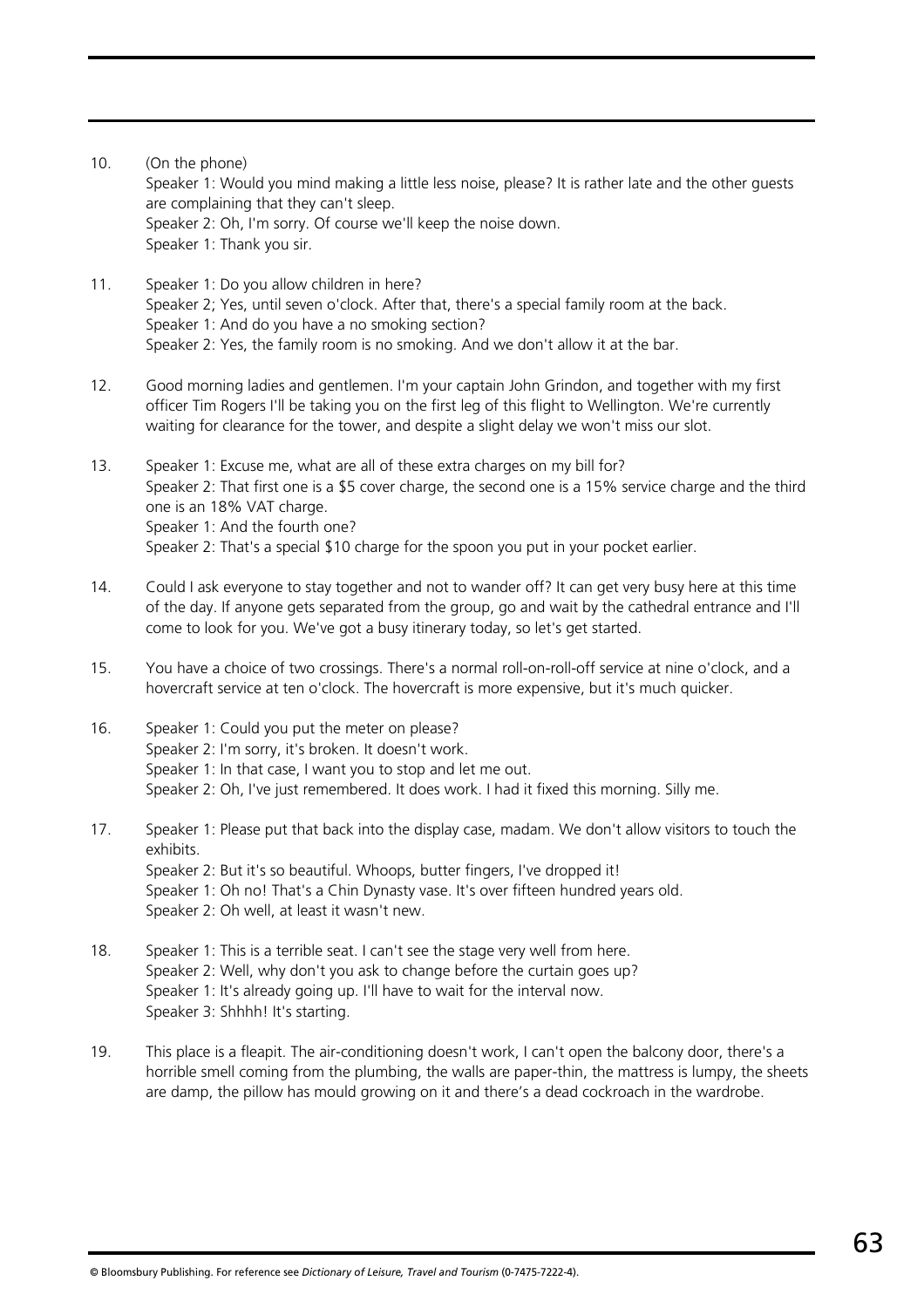10. (On the phone)
    Speaker 1: Would you mind making a little less noise, please? It is rather late and the other guests are complaining that they can't sleep.
    Speaker 2: Oh, I'm sorry. Of course we'll keep the noise down.
    Speaker 1: Thank you sir.

11. Speaker 1: Do you allow children in here?
    Speaker 2; Yes, until seven o'clock. After that, there's a special family room at the back.
    Speaker 1: And do you have a no smoking section?
    Speaker 2: Yes, the family room is no smoking. And we don't allow it at the bar.

12. Good morning ladies and gentlemen. I'm your captain John Grindon, and together with my first officer Tim Rogers I'll be taking you on the first leg of this flight to Wellington. We're currently waiting for clearance for the tower, and despite a slight delay we won't miss our slot.

13. Speaker 1: Excuse me, what are all of these extra charges on my bill for?
    Speaker 2: That first one is a $5 cover charge, the second one is a 15% service charge and the third one is an 18% VAT charge.
    Speaker 1: And the fourth one?
    Speaker 2: That's a special $10 charge for the spoon you put in your pocket earlier.

14. Could I ask everyone to stay together and not to wander off? It can get very busy here at this time of the day. If anyone gets separated from the group, go and wait by the cathedral entrance and I'll come to look for you. We've got a busy itinerary today, so let's get started.

15. You have a choice of two crossings. There's a normal roll-on-roll-off service at nine o'clock, and a hovercraft service at ten o'clock. The hovercraft is more expensive, but it's much quicker.

16. Speaker 1: Could you put the meter on please?
    Speaker 2: I'm sorry, it's broken. It doesn't work.
    Speaker 1: In that case, I want you to stop and let me out.
    Speaker 2: Oh, I've just remembered. It does work. I had it fixed this morning. Silly me.

17. Speaker 1: Please put that back into the display case, madam. We don't allow visitors to touch the exhibits.
    Speaker 2: But it's so beautiful. Whoops, butter fingers, I've dropped it!
    Speaker 1: Oh no! That's a Chin Dynasty vase. It's over fifteen hundred years old.
    Speaker 2: Oh well, at least it wasn't new.

18. Speaker 1: This is a terrible seat. I can't see the stage very well from here.
    Speaker 2: Well, why don't you ask to change before the curtain goes up?
    Speaker 1: It's already going up. I'll have to wait for the interval now.
    Speaker 3: Shhhh! It's starting.

19. This place is a fleapit. The air-conditioning doesn't work, I can't open the balcony door, there's a horrible smell coming from the plumbing, the walls are paper-thin, the mattress is lumpy, the sheets are damp, the pillow has mould growing on it and there's a dead cockroach in the wardrobe.

© Bloomsbury Publishing. For reference see *Dictionary of Leisure, Travel and Tourism* (0-7475-7222-4).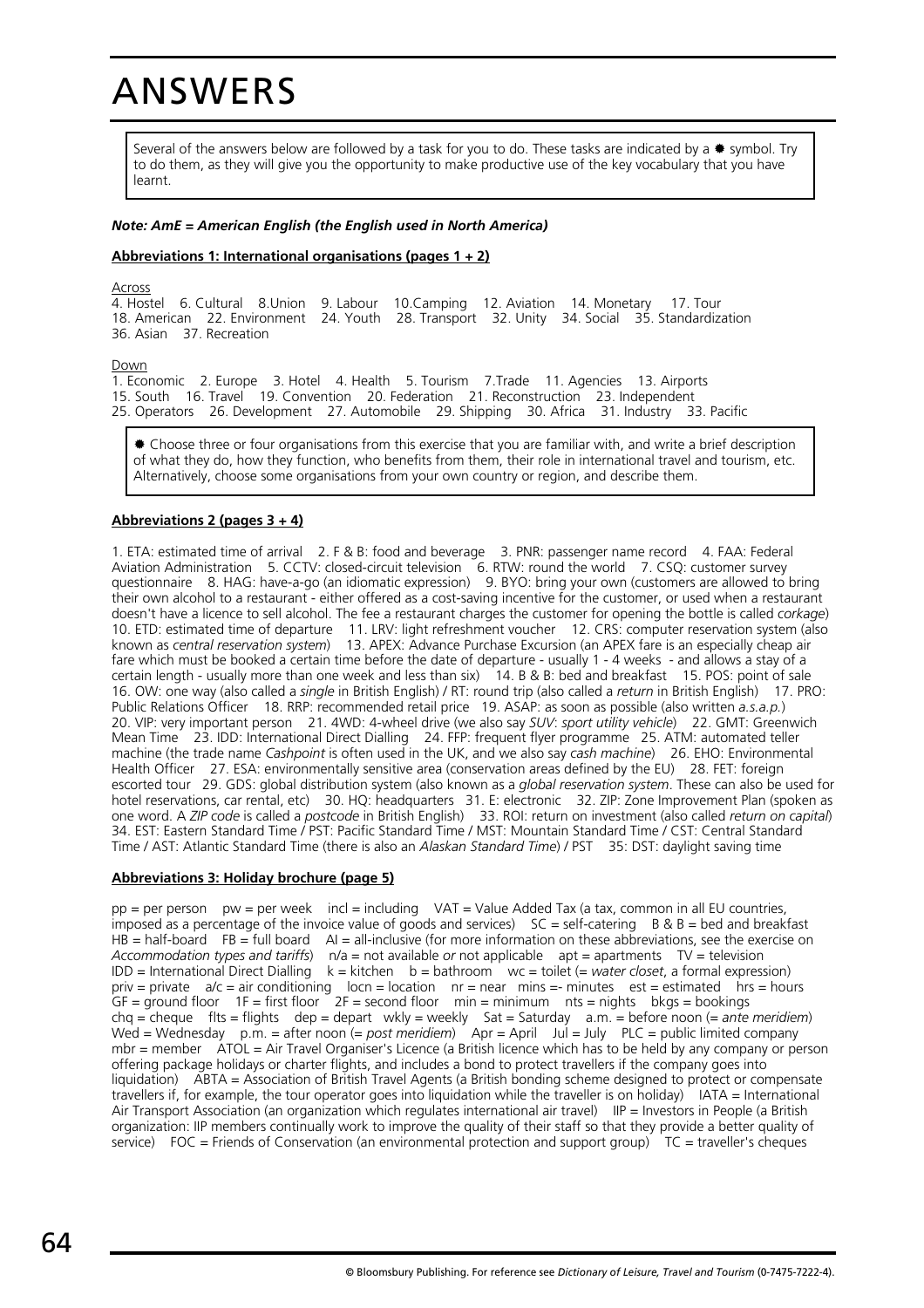# ANSWERS

Several of the answers below are followed by a task for you to do. These tasks are indicated by a ✸ symbol. Try to do them, as they will give you the opportunity to make productive use of the key vocabulary that you have learnt.

***Note: AmE = American English (the English used in North America)***

**Abbreviations 1: International organisations (pages 1 + 2)**

Across
4. Hostel 6. Cultural 8.Union 9. Labour 10.Camping 12. Aviation 14. Monetary 17. Tour 18. American 22. Environment 24. Youth 28. Transport 32. Unity 34. Social 35. Standardization 36. Asian 37. Recreation

Down
1. Economic 2. Europe 3. Hotel 4. Health 5. Tourism 7.Trade 11. Agencies 13. Airports 15. South 16. Travel 19. Convention 20. Federation 21. Reconstruction 23. Independent 25. Operators 26. Development 27. Automobile 29. Shipping 30. Africa 31. Industry 33. Pacific

✸ Choose three or four organisations from this exercise that you are familiar with, and write a brief description of what they do, how they function, who benefits from them, their role in international travel and tourism, etc. Alternatively, choose some organisations from your own country or region, and describe them.

**Abbreviations 2 (pages 3 + 4)**

1. ETA: estimated time of arrival 2. F & B: food and beverage 3. PNR: passenger name record 4. FAA: Federal Aviation Administration 5. CCTV: closed-circuit television 6. RTW: round the world 7. CSQ: customer survey questionnaire 8. HAG: have-a-go (an idiomatic expression) 9. BYO: bring your own (customers are allowed to bring their own alcohol to a restaurant - either offered as a cost-saving incentive for the customer, or used when a restaurant doesn't have a licence to sell alcohol. The fee a restaurant charges the customer for opening the bottle is called *corkage*) 10. ETD: estimated time of departure 11. LRV: light refreshment voucher 12. CRS: computer reservation system (also known as *central reservation system*) 13. APEX: Advance Purchase Excursion (an APEX fare is an especially cheap air fare which must be booked a certain time before the date of departure - usually 1 - 4 weeks - and allows a stay of a certain length - usually more than one week and less than six) 14. B & B: bed and breakfast 15. POS: point of sale 16. OW: one way (also called a *single* in British English) / RT: round trip (also called a *return* in British English) 17. PRO: Public Relations Officer 18. RRP: recommended retail price 19. ASAP: as soon as possible (also written *a.s.a.p.*) 20. VIP: very important person 21. 4WD: 4-wheel drive (we also say *SUV*: *sport utility vehicle*) 22. GMT: Greenwich Mean Time 23. IDD: International Direct Dialling 24. FFP: frequent flyer programme 25. ATM: automated teller machine (the trade name *Cashpoint* is often used in the UK, and we also say *cash machine*) 26. EHO: Environmental Health Officer 27. ESA: environmentally sensitive area (conservation areas defined by the EU) 28. FET: foreign escorted tour 29. GDS: global distribution system (also known as a *global reservation system*. These can also be used for hotel reservations, car rental, etc) 30. HQ: headquarters 31. E: electronic 32. ZIP: Zone Improvement Plan (spoken as one word. A *ZIP code* is called a *postcode* in British English) 33. ROI: return on investment (also called *return on capital*) 34. EST: Eastern Standard Time / PST: Pacific Standard Time / MST: Mountain Standard Time / CST: Central Standard Time / AST: Atlantic Standard Time (there is also an *Alaskan Standard Time*) / PST 35: DST: daylight saving time

**Abbreviations 3: Holiday brochure (page 5)**

pp = per person pw = per week incl = including VAT = Value Added Tax (a tax, common in all EU countries, imposed as a percentage of the invoice value of goods and services) SC = self-catering B & B = bed and breakfast HB = half-board FB = full board AI = all-inclusive (for more information on these abbreviations, see the exercise on *Accommodation types and tariffs*) n/a = not available *or* not applicable apt = apartments TV = television IDD = International Direct Dialling k = kitchen b = bathroom wc = toilet (= *water closet*, a formal expression) priv = private a/c = air conditioning locn = location nr = near mins =- minutes est = estimated hrs = hours GF = ground floor 1F = first floor 2F = second floor min = minimum nts = nights bkgs = bookings chq = cheque flts = flights dep = depart wkly = weekly Sat = Saturday a.m. = before noon (= *ante meridiem*) Wed = Wednesday p.m. = after noon (= *post meridiem*) Apr = April Jul = July PLC = public limited company mbr = member ATOL = Air Travel Organiser's Licence (a British licence which has to be held by any company or person offering package holidays or charter flights, and includes a bond to protect travellers if the company goes into liquidation) ABTA = Association of British Travel Agents (a British bonding scheme designed to protect or compensate travellers if, for example, the tour operator goes into liquidation while the traveller is on holiday) IATA = International Air Transport Association (an organization which regulates international air travel) IIP = Investors in People (a British organization: IIP members continually work to improve the quality of their staff so that they provide a better quality of service) FOC = Friends of Conservation (an environmental protection and support group) TC = traveller's cheques

© Bloomsbury Publishing. For reference see *Dictionary of Leisure, Travel and Tourism* (0-7475-7222-4).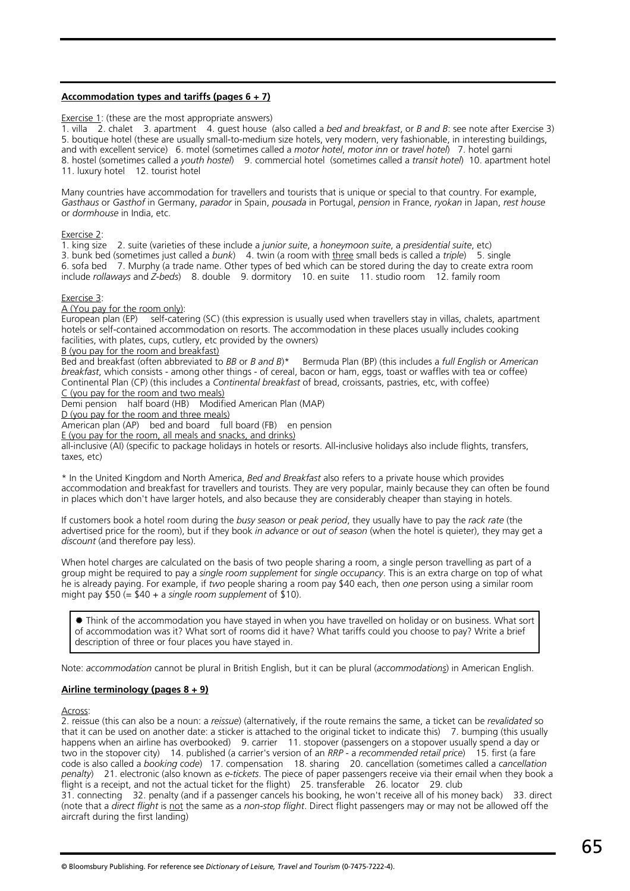**Accommodation types and tariffs (pages 6 + 7)**

Exercise 1: (these are the most appropriate answers)
1. villa 2. chalet 3. apartment 4. guest house (also called a *bed and breakfast*, or *B and B*: see note after Exercise 3) 5. boutique hotel (these are usually small-to-medium size hotels, very modern, very fashionable, in interesting buildings, and with excellent service) 6. motel (sometimes called a *motor hotel*, *motor inn* or *travel hotel*) 7. hotel garni 8. hostel (sometimes called a *youth hostel*) 9. commercial hotel (sometimes called a *transit hotel*) 10. apartment hotel 11. luxury hotel 12. tourist hotel

Many countries have accommodation for travellers and tourists that is unique or special to that country. For example, *Gasthaus* or *Gasthof* in Germany, *parador* in Spain, *pousada* in Portugal, *pension* in France, *ryokan* in Japan, *rest house* or *dormhouse* in India, etc.

Exercise 2:
1. king size 2. suite (varieties of these include a *junior suite*, a *honeymoon suite*, a *presidential suite*, etc) 3. bunk bed (sometimes just called a *bunk*) 4. twin (a room with three small beds is called a *triple*) 5. single 6. sofa bed 7. Murphy (a trade name. Other types of bed which can be stored during the day to create extra room include *rollaways* and *Z-beds*) 8. double 9. dormitory 10. en suite 11. studio room 12. family room

Exercise 3:
A (You pay for the room only):
European plan (EP) self-catering (SC) (this expression is usually used when travellers stay in villas, chalets, apartment hotels or self-contained accommodation on resorts. The accommodation in these places usually includes cooking facilities, with plates, cups, cutlery, etc provided by the owners)
B (you pay for the room and breakfast)
Bed and breakfast (often abbreviated to *BB* or *B and B*)* Bermuda Plan (BP) (this includes a *full English* or *American breakfast*, which consists - among other things - of cereal, bacon or ham, eggs, toast or waffles with tea or coffee) Continental Plan (CP) (this includes a *Continental breakfast* of bread, croissants, pastries, etc, with coffee)
C (you pay for the room and two meals)
Demi pension half board (HB) Modified American Plan (MAP)
D (you pay for the room and three meals)
American plan (AP) bed and board full board (FB) en pension
E (you pay for the room, all meals and snacks, and drinks)
all-inclusive (AI) (specific to package holidays in hotels or resorts. All-inclusive holidays also include flights, transfers, taxes, etc)

* In the United Kingdom and North America, *Bed and Breakfast* also refers to a private house which provides accommodation and breakfast for travellers and tourists. They are very popular, mainly because they can often be found in places which don't have larger hotels, and also because they are considerably cheaper than staying in hotels.

If customers book a hotel room during the *busy season* or *peak period*, they usually have to pay the *rack rate* (the advertised price for the room), but if they book *in advance* or *out of season* (when the hotel is quieter), they may get a *discount* (and therefore pay less).

When hotel charges are calculated on the basis of two people sharing a room, a single person travelling as part of a group might be required to pay a *single room supplement* for *single occupancy*. This is an extra charge on top of what he is already paying. For example, if *two* people sharing a room pay $40 each, then *one* person using a similar room might pay $50 (= $40 + a *single room supplement* of $10).

> ✸ Think of the accommodation you have stayed in when you have travelled on holiday or on business. What sort of accommodation was it? What sort of rooms did it have? What tariffs could you choose to pay? Write a brief description of three or four places you have stayed in.

Note: *accommodation* cannot be plural in British English, but it can be plural (*accommodations*) in American English.

**Airline terminology (pages 8 + 9)**

Across:
2. reissue (this can also be a noun: a *reissue*) (alternatively, if the route remains the same, a ticket can be *revalidated* so that it can be used on another date: a sticker is attached to the original ticket to indicate this) 7. bumping (this usually happens when an airline has overbooked) 9. carrier 11. stopover (passengers on a stopover usually spend a day or two in the stopover city) 14. published (a carrier's version of an *RRP* - a *recommended retail price*) 15. first (a fare code is also called a *booking code*) 17. compensation 18. sharing 20. cancellation (sometimes called a *cancellation penalty*) 21. electronic (also known as *e-tickets*. The piece of paper passengers receive via their email when they book a flight is a receipt, and not the actual ticket for the flight) 25. transferable 26. locator 29. club
31. connecting 32. penalty (and if a passenger cancels his booking, he won't receive all of his money back) 33. direct (note that a *direct flight* is not the same as a *non-stop flight*. Direct flight passengers may or may not be allowed off the aircraft during the first landing)

© Bloomsbury Publishing. For reference see *Dictionary of Leisure, Travel and Tourism* (0-7475-7222-4).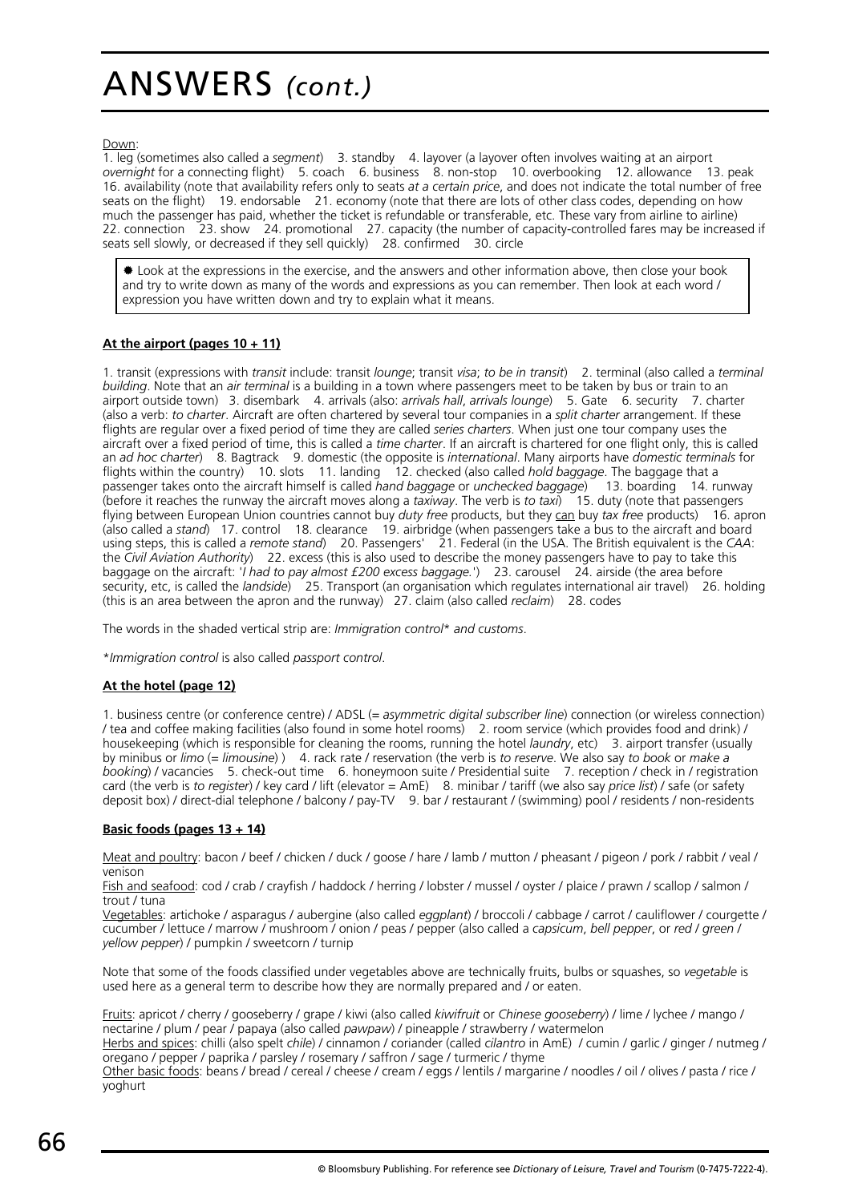# ANSWERS *(cont.)*

Down:

1. leg (sometimes also called a *segment*) 3. standby 4. layover (a layover often involves waiting at an airport *overnight* for a connecting flight) 5. coach 6. business 8. non-stop 10. overbooking 12. allowance 13. peak 16. availability (note that availability refers only to seats *at a certain price*, and does not indicate the total number of free seats on the flight) 19. endorsable 21. economy (note that there are lots of other class codes, depending on how much the passenger has paid, whether the ticket is refundable or transferable, etc. These vary from airline to airline) 22. connection 23. show 24. promotional 27. capacity (the number of capacity-controlled fares may be increased if seats sell slowly, or decreased if they sell quickly) 28. confirmed 30. circle

> ✸ Look at the expressions in the exercise, and the answers and other information above, then close your book and try to write down as many of the words and expressions as you can remember. Then look at each word / expression you have written down and try to explain what it means.

**At the airport (pages 10 + 11)**

1. transit (expressions with *transit* include: transit *lounge*; transit *visa*; *to be in transit*) 2. terminal (also called a *terminal building*. Note that an *air terminal* is a building in a town where passengers meet to be taken by bus or train to an airport outside town) 3. disembark 4. arrivals (also: *arrivals hall*, *arrivals lounge*) 5. Gate 6. security 7. charter (also a verb: *to charter*. Aircraft are often chartered by several tour companies in a *split charter* arrangement. If these flights are regular over a fixed period of time they are called *series charters*. When just one tour company uses the aircraft over a fixed period of time, this is called a *time charter*. If an aircraft is chartered for one flight only, this is called an *ad hoc charter*) 8. Bagtrack 9. domestic (the opposite is *international*. Many airports have *domestic terminals* for flights within the country) 10. slots 11. landing 12. checked (also called *hold baggage*. The baggage that a passenger takes onto the aircraft himself is called *hand baggage* or *unchecked baggage*) 13. boarding 14. runway (before it reaches the runway the aircraft moves along a *taxiway*. The verb is *to taxi*) 15. duty (note that passengers flying between European Union countries cannot buy *duty free* products, but they can buy *tax free* products) 16. apron (also called a *stand*) 17. control 18. clearance 19. airbridge (when passengers take a bus to the aircraft and board using steps, this is called a *remote stand*) 20. Passengers' 21. Federal (in the USA. The British equivalent is the *CAA*: the *Civil Aviation Authority*) 22. excess (this is also used to describe the money passengers have to pay to take this baggage on the aircraft: '*I had to pay almost £200 excess baggage.*') 23. carousel 24. airside (the area before security, etc, is called the *landside*) 25. Transport (an organisation which regulates international air travel) 26. holding (this is an area between the apron and the runway) 27. claim (also called *reclaim*) 28. codes

The words in the shaded vertical strip are: *Immigration control\* and customs*.

\**Immigration control* is also called *passport control*.

**At the hotel (page 12)**

1. business centre (or conference centre) / ADSL (= *asymmetric digital subscriber line*) connection (or wireless connection) / tea and coffee making facilities (also found in some hotel rooms) 2. room service (which provides food and drink) / housekeeping (which is responsible for cleaning the rooms, running the hotel *laundry*, etc) 3. airport transfer (usually by minibus or *limo* (= *limousine*) ) 4. rack rate / reservation (the verb is *to reserve*. We also say *to book* or *make a booking*) / vacancies 5. check-out time 6. honeymoon suite / Presidential suite 7. reception / check in / registration card (the verb is *to register*) / key card / lift (elevator = AmE) 8. minibar / tariff (we also say *price list*) / safe (or safety deposit box) / direct-dial telephone / balcony / pay-TV 9. bar / restaurant / (swimming) pool / residents / non-residents

**Basic foods (pages 13 + 14)**

Meat and poultry: bacon / beef / chicken / duck / goose / hare / lamb / mutton / pheasant / pigeon / pork / rabbit / veal / venison

Fish and seafood: cod / crab / crayfish / haddock / herring / lobster / mussel / oyster / plaice / prawn / scallop / salmon / trout / tuna

Vegetables: artichoke / asparagus / aubergine (also called *eggplant*) / broccoli / cabbage / carrot / cauliflower / courgette / cucumber / lettuce / marrow / mushroom / onion / peas / pepper (also called a *capsicum*, *bell pepper*, or *red* / *green* / *yellow pepper*) / pumpkin / sweetcorn / turnip

Note that some of the foods classified under vegetables above are technically fruits, bulbs or squashes, so *vegetable* is used here as a general term to describe how they are normally prepared and / or eaten.

Fruits: apricot / cherry / gooseberry / grape / kiwi (also called *kiwifruit* or *Chinese gooseberry*) / lime / lychee / mango / nectarine / plum / pear / papaya (also called *pawpaw*) / pineapple / strawberry / watermelon

Herbs and spices: chilli (also spelt *chile*) / cinnamon / coriander (called *cilantro* in AmE) / cumin / garlic / ginger / nutmeg / oregano / pepper / paprika / parsley / rosemary / saffron / sage / turmeric / thyme

Other basic foods: beans / bread / cereal / cheese / cream / eggs / lentils / margarine / noodles / oil / olives / pasta / rice / yoghurt

© Bloomsbury Publishing. For reference see *Dictionary of Leisure, Travel and Tourism* (0-7475-7222-4).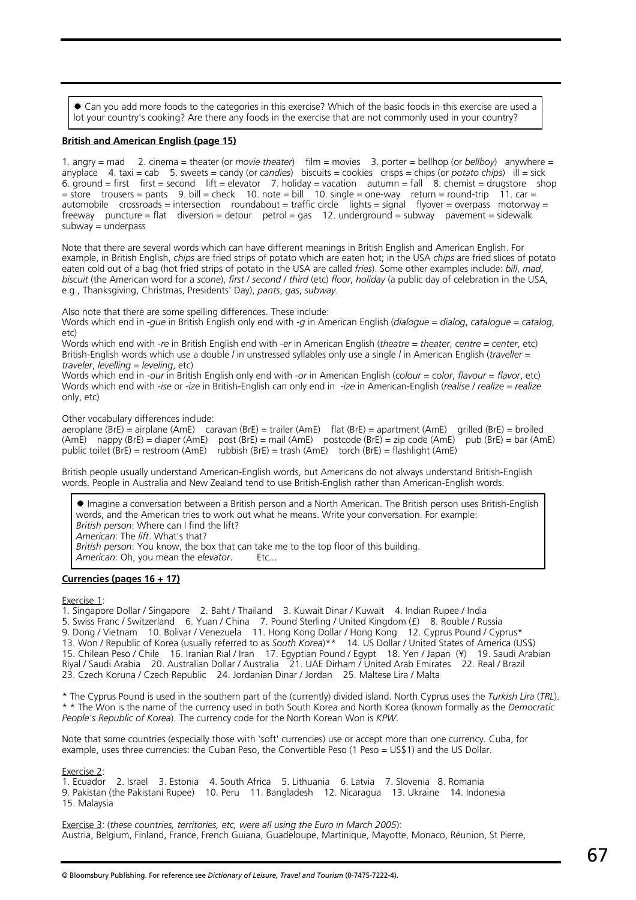✹ Can you add more foods to the categories in this exercise? Which of the basic foods in this exercise are used a lot your country's cooking? Are there any foods in the exercise that are not commonly used in your country?

**British and American English (page 15)**

1. angry = mad 2. cinema = theater (or *movie theater*) film = movies 3. porter = bellhop (or *bellboy*) anywhere = anyplace 4. taxi = cab 5. sweets = candy (or *candies*) biscuits = cookies crisps = chips (or *potato chips*) ill = sick 6. ground = first first = second lift = elevator 7. holiday = vacation autumn = fall 8. chemist = drugstore shop = store trousers = pants 9. bill = check 10. note = bill 10. single = one-way return = round-trip 11. car = automobile crossroads = intersection roundabout = traffic circle lights = signal flyover = overpass motorway = freeway puncture = flat diversion = detour petrol = gas 12. underground = subway pavement = sidewalk subway = underpass

Note that there are several words which can have different meanings in British English and American English. For example, in British English, *chips* are fried strips of potato which are eaten hot; in the USA *chips* are fried slices of potato eaten cold out of a bag (hot fried strips of potato in the USA are called *fries*). Some other examples include: *bill*, *mad*, *biscuit* (the American word for a *scone*), *first* / *second* / *third* (etc) *floor*, *holiday* (a public day of celebration in the USA, e.g., Thanksgiving, Christmas, Presidents' Day), *pants*, *gas*, *subway*.

Also note that there are some spelling differences. These include:
Words which end in *-gue* in British English only end with *-g* in American English (*dialogue* = *dialog*, *catalogue* = *catalog*, etc)
Words which end with *-re* in British English end with *-er* in American English (*theatre* = *theater*, *centre* = *center*, etc)
British-English words which use a double *l* in unstressed syllables only use a single *l* in American English (*traveller* = *traveler*, *levelling* = *leveling*, etc)
Words which end in *-our* in British English only end with *-or* in American English (*colour* = *color*, *flavour* = *flavor*, etc)
Words which end with *-ise* or *-ize* in British-English can only end in *-ize* in American-English (*realise* / *realize* = *realize* only, etc)

Other vocabulary differences include:
aeroplane (BrE) = airplane (AmE) caravan (BrE) = trailer (AmE) flat (BrE) = apartment (AmE) grilled (BrE) = broiled (AmE) nappy (BrE) = diaper (AmE) post (BrE) = mail (AmE) postcode (BrE) = zip code (AmE) pub (BrE) = bar (AmE) public toilet (BrE) = restroom (AmE) rubbish (BrE) = trash (AmE) torch (BrE) = flashlight (AmE)

British people usually understand American-English words, but Americans do not always understand British-English words. People in Australia and New Zealand tend to use British-English rather than American-English words.

✹ Imagine a conversation between a British person and a North American. The British person uses British-English words, and the American tries to work out what he means. Write your conversation. For example:
*British person*: Where can I find the lift?
*American*: The *lift*. What's that?
*British person*: You know, the box that can take me to the top floor of this building.
*American*: Oh, you mean the *elevator*. Etc...

**Currencies (pages 16 + 17)**

Exercise 1:
1. Singapore Dollar / Singapore 2. Baht / Thailand 3. Kuwait Dinar / Kuwait 4. Indian Rupee / India
5. Swiss Franc / Switzerland 6. Yuan / China 7. Pound Sterling / United Kingdom (£) 8. Rouble / Russia
9. Dong / Vietnam 10. Bolivar / Venezuela 11. Hong Kong Dollar / Hong Kong 12. Cyprus Pound / Cyprus*
13. Won / Republic of Korea (usually referred to as *South Korea*)** 14. US Dollar / United States of America (US$)
15. Chilean Peso / Chile 16. Iranian Rial / Iran 17. Egyptian Pound / Egypt 18. Yen / Japan (¥) 19. Saudi Arabian Riyal / Saudi Arabia 20. Australian Dollar / Australia 21. UAE Dirham / United Arab Emirates 22. Real / Brazil
23. Czech Koruna / Czech Republic 24. Jordanian Dinar / Jordan 25. Maltese Lira / Malta

* The Cyprus Pound is used in the southern part of the (currently) divided island. North Cyprus uses the *Turkish Lira* (*TRL*).
* * The Won is the name of the currency used in both South Korea and North Korea (known formally as the *Democratic People's Republic of Korea*). The currency code for the North Korean Won is *KPW*.

Note that some countries (especially those with 'soft' currencies) use or accept more than one currency. Cuba, for example, uses three currencies: the Cuban Peso, the Convertible Peso (1 Peso = US$1) and the US Dollar.

Exercise 2:
1. Ecuador 2. Israel 3. Estonia 4. South Africa 5. Lithuania 6. Latvia 7. Slovenia 8. Romania
9. Pakistan (the Pakistani Rupee) 10. Peru 11. Bangladesh 12. Nicaragua 13. Ukraine 14. Indonesia
15. Malaysia

Exercise 3: (*these countries, territories, etc, were all using the Euro in March 2005*):
Austria, Belgium, Finland, France, French Guiana, Guadeloupe, Martinique, Mayotte, Monaco, Réunion, St Pierre,

© Bloomsbury Publishing. For reference see *Dictionary of Leisure, Travel and Tourism* (0-7475-7222-4).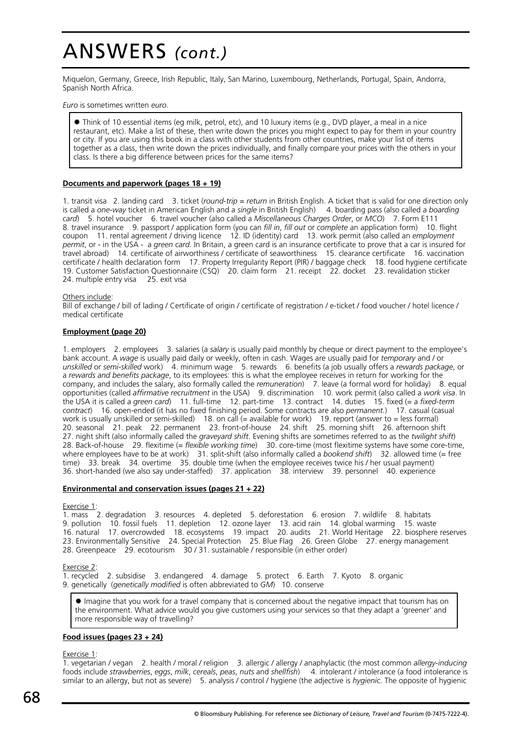# ANSWERS *(cont.)*

Miquelon, Germany, Greece, Irish Republic, Italy, San Marino, Luxembourg, Netherlands, Portugal, Spain, Andorra, Spanish North Africa.

*Euro* is sometimes written *euro*.

> ✹ Think of 10 essential items (eg milk, petrol, etc), and 10 luxury items (e.g., DVD player, a meal in a nice restaurant, etc). Make a list of these, then write down the prices you might expect to pay for them in your country or city. If you are using this book in a class with other students from other countries, make your list of items together as a class, then write down the prices individually, and finally compare your prices with the others in your class. Is there a big difference between prices for the same items?

**Documents and paperwork (pages 18 + 19)**

1. transit visa 2. landing card 3. ticket (*round-trip* = *return* in British English. A ticket that is valid for one direction only is called a *one-way* ticket in American English and a *single* in British English) 4. boarding pass (also called a *boarding card*) 5. hotel voucher 6. travel voucher (also called a *Miscellaneous Charges Order*, or *MCO*) 7. Form E111 8. travel insurance 9. passport / application form (you can *fill in*, *fill out* or *complete* an application form) 10. flight coupon 11. rental agreement / driving licence 12. ID (identity) card 13. work permit (also called an *employment permit*, or - in the USA - a *green card*. In Britain, a green card is an insurance certificate to prove that a car is insured for travel abroad) 14. certificate of airworthiness / certificate of seaworthiness 15. clearance certificate 16. vaccination certificate / health declaration form 17. Property Irregularity Report (PIR) / baggage check 18. food hygiene certificate 19. Customer Satisfaction Questionnaire (CSQ) 20. claim form 21. receipt 22. docket 23. revalidation sticker 24. multiple entry visa 25. exit visa

Others include:
Bill of exchange / bill of lading / Certificate of origin / certificate of registration / e-ticket / food voucher / hotel licence / medical certificate

**Employment (page 20)**

1. employers 2. employees 3. salaries (a *salary* is usually paid monthly by cheque or direct payment to the employee's bank account. A *wage* is usually paid daily or weekly, often in cash. Wages are usually paid for *temporary* and / or *unskilled* or *semi-skilled* work) 4. minimum wage 5. rewards 6. benefits (a job usually offers a *rewards package*, or a *rewards and benefits package*, to its employees: this is what the employee receives in return for working for the company, and includes the salary, also formally called the *remuneration*) 7. leave (a formal word for holiday) 8. equal opportunities (called *affirmative recruitment* in the USA) 9. discrimination 10. work permit (also called a *work visa*. In the USA it is called a *green card*) 11. full-time 12. part-time 13. contract 14. duties 15. fixed (= a *fixed-term contract*) 16. open-ended (it has no fixed finishing period. Some contracts are also *permanent*.) 17. casual (casual work is usually unskilled or semi-skilled) 18. on call (= available for work) 19. report (answer to = less formal) 20. seasonal 21. peak 22. permanent 23. front-of-house 24. shift 25. morning shift 26. afternoon shift 27. night shift (also informally called the *graveyard shift*. Evening shifts are sometimes referred to as the *twilight shift*) 28. Back-of-house 29. flexitime (= *flexible working time*) 30. core-time (most flexitime systems have some core-time, where employees have to be at work) 31. split-shift (also informally called a *bookend shift*) 32. allowed time (= free time) 33. break 34. overtime 35. double time (when the employee receives twice his / her usual payment) 36. short-handed (we also say under-staffed) 37. application 38. interview 39. personnel 40. experience

**Environmental and conservation issues (pages 21 + 22)**

Exercise 1:
1. mass 2. degradation 3. resources 4. depleted 5. deforestation 6. erosion 7. wildlife 8. habitats 9. pollution 10. fossil fuels 11. depletion 12. ozone layer 13. acid rain 14. global warming 15. waste 16. natural 17. overcrowded 18. ecosystems 19. impact 20. audits 21. World Heritage 22. biosphere reserves 23. Environmentally Sensitive 24. Special Protection 25. Blue Flag 26. Green Globe 27. energy management 28. Greenpeace 29. ecotourism 30 / 31. sustainable / responsible (in either order)

Exercise 2:
1. recycled 2. subsidise 3. endangered 4. damage 5. protect 6. Earth 7. Kyoto 8. organic 9. genetically (*genetically modified* is often abbreviated to *GM*) 10. conserve

> ✹ Imagine that you work for a travel company that is concerned about the negative impact that tourism has on the environment. What advice would you give customers using your services so that they adapt a 'greener' and more responsible way of travelling?

**Food issues (pages 23 + 24)**

Exercise 1:
1. vegetarian / vegan 2. health / moral / religion 3. allergic / allergy / anaphylactic (the most common *allergy-inducing* foods include *strawberries*, *eggs*, *milk*, *cereals*, *peas*, *nuts* and *shellfish*) 4. intolerant / intolerance (a food intolerance is similar to an allergy, but not as severe) 5. analysis / control / hygiene (the adjective is *hygienic*. The opposite of hygienic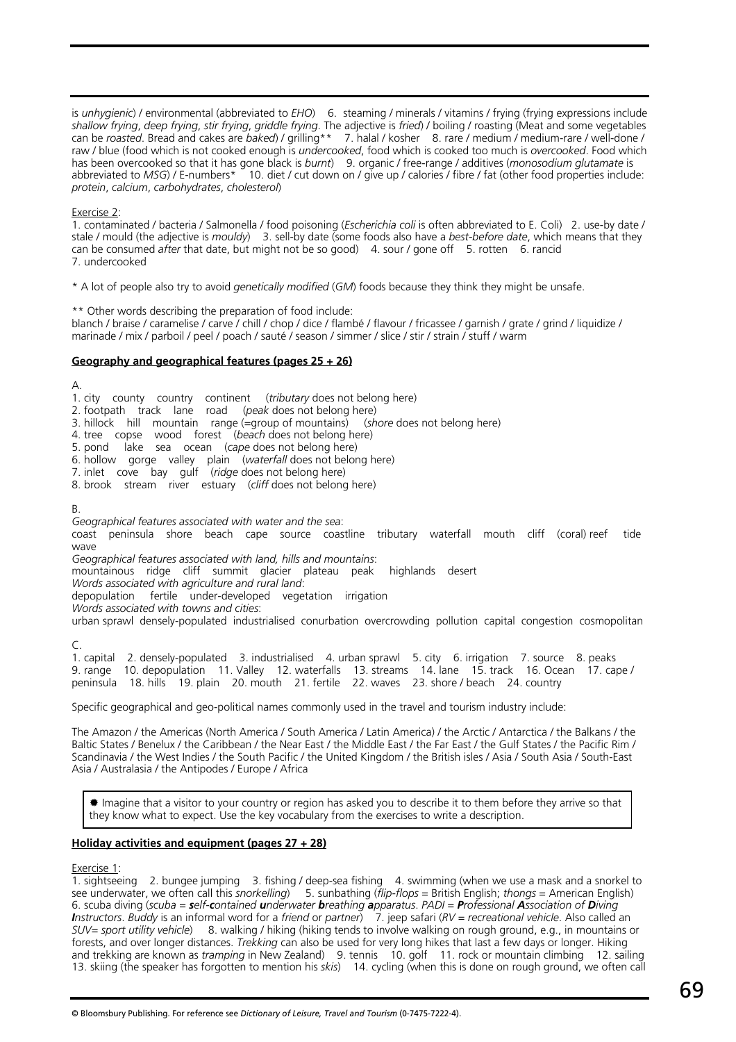is *unhygienic*) / environmental (abbreviated to *EHO*) 6. steaming / minerals / vitamins / frying (frying expressions include *shallow frying*, *deep frying*, *stir frying*, *griddle frying*. The adjective is *fried*) / boiling / roasting (Meat and some vegetables can be *roasted*. Bread and cakes are *baked*) / grilling** 7. halal / kosher 8. rare / medium / medium-rare / well-done / raw / blue (food which is not cooked enough is *undercooked*, food which is cooked too much is *overcooked*. Food which has been overcooked so that it has gone black is *burnt*) 9. organic / free-range / additives (*monosodium glutamate* is abbreviated to *MSG*) / E-numbers* 10. diet / cut down on / give up / calories / fibre / fat (other food properties include: *protein*, *calcium*, *carbohydrates*, *cholesterol*)

Exercise 2:
1. contaminated / bacteria / Salmonella / food poisoning (*Escherichia coli* is often abbreviated to E. Coli) 2. use-by date / stale / mould (the adjective is *mouldy*) 3. sell-by date (some foods also have a *best-before date*, which means that they can be consumed *after* that date, but might not be so good) 4. sour / gone off 5. rotten 6. rancid 7. undercooked

* A lot of people also try to avoid *genetically modified* (*GM*) foods because they think they might be unsafe.

** Other words describing the preparation of food include:
blanch / braise / caramelise / carve / chill / chop / dice / flambé / flavour / fricassee / garnish / grate / grind / liquidize / marinade / mix / parboil / peel / poach / sauté / season / simmer / slice / stir / strain / stuff / warm

**Geography and geographical features (pages 25 + 26)**

A.
1. city county country continent (*tributary* does not belong here)
2. footpath track lane road (*peak* does not belong here)
3. hillock hill mountain range (=group of mountains) (*shore* does not belong here)
4. tree copse wood forest (*beach* does not belong here)
5. pond lake sea ocean (*cape* does not belong here)
6. hollow gorge valley plain (*waterfall* does not belong here)
7. inlet cove bay gulf (*ridge* does not belong here)
8. brook stream river estuary (*cliff* does not belong here)

B.
*Geographical features associated with water and the sea*:
coast peninsula shore beach cape source coastline tributary waterfall mouth cliff (coral) reef tide wave
*Geographical features associated with land, hills and mountains*:
mountainous ridge cliff summit glacier plateau peak highlands desert
*Words associated with agriculture and rural land*:
depopulation fertile under-developed vegetation irrigation
*Words associated with towns and cities*:
urban sprawl densely-populated industrialised conurbation overcrowding pollution capital congestion cosmopolitan

C.
1. capital 2. densely-populated 3. industrialised 4. urban sprawl 5. city 6. irrigation 7. source 8. peaks 9. range 10. depopulation 11. Valley 12. waterfalls 13. streams 14. lane 15. track 16. Ocean 17. cape / peninsula 18. hills 19. plain 20. mouth 21. fertile 22. waves 23. shore / beach 24. country

Specific geographical and geo-political names commonly used in the travel and tourism industry include:

The Amazon / the Americas (North America / South America / Latin America) / the Arctic / Antarctica / the Balkans / the Baltic States / Benelux / the Caribbean / the Near East / the Middle East / the Far East / the Gulf States / the Pacific Rim / Scandinavia / the West Indies / the South Pacific / the United Kingdom / the British isles / Asia / South Asia / South-East Asia / Australasia / the Antipodes / Europe / Africa

> ✸ Imagine that a visitor to your country or region has asked you to describe it to them before they arrive so that they know what to expect. Use the key vocabulary from the exercises to write a description.

**Holiday activities and equipment (pages 27 + 28)**

Exercise 1:
1. sightseeing 2. bungee jumping 3. fishing / deep-sea fishing 4. swimming (when we use a mask and a snorkel to see underwater, we often call this *snorkelling*) 5. sunbathing (*flip-flops* = British English; *thongs* = American English) 6. scuba diving (*scuba* = ***s****elf-****c****ontained* ***u****nderwater* ***b****reathing* ***a****pparatus*. *PADI* = ***P****rofessional* ***A****ssociation of* ***D****iving* ***I****nstructors*. *Buddy* is an informal word for a *friend* or *partner*) 7. jeep safari (*RV* = *recreational vehicle*. Also called an *SUV*= *sport utility vehicle*) 8. walking / hiking (hiking tends to involve walking on rough ground, e.g., in mountains or forests, and over longer distances. *Trekking* can also be used for very long hikes that last a few days or longer. Hiking and trekking are known as *tramping* in New Zealand) 9. tennis 10. golf 11. rock or mountain climbing 12. sailing 13. skiing (the speaker has forgotten to mention his *skis*) 14. cycling (when this is done on rough ground, we often call

© Bloomsbury Publishing. For reference see *Dictionary of Leisure, Travel and Tourism* (0-7475-7222-4).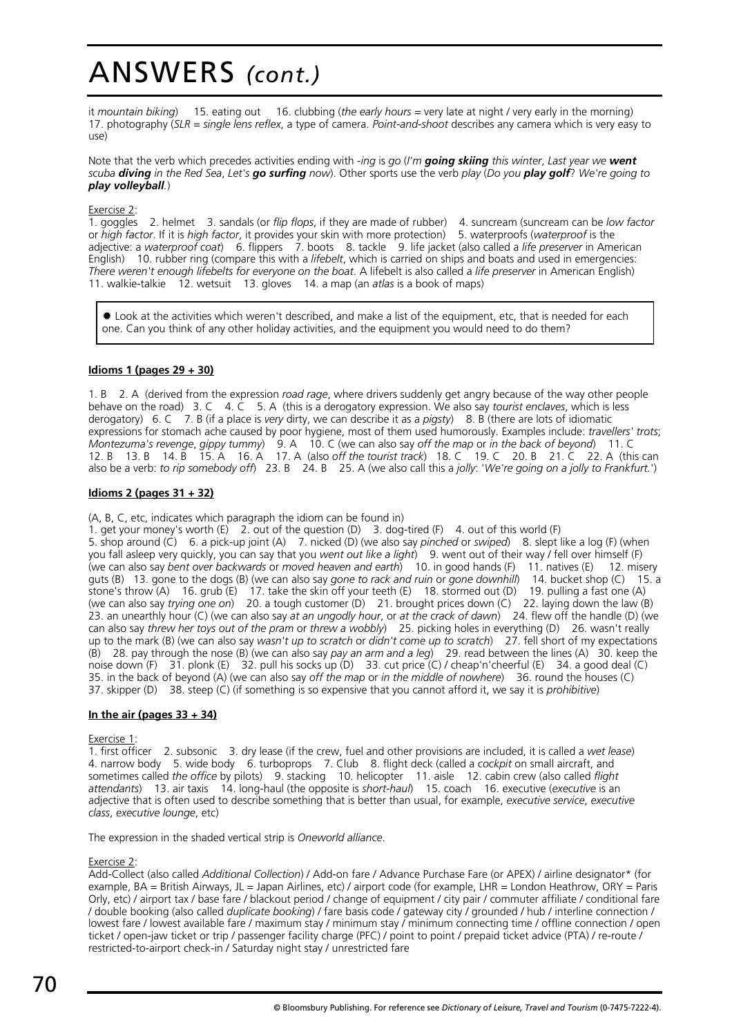# ANSWERS *(cont.)*

it *mountain biking*)   15. eating out   16. clubbing (*the early hours* = very late at night / very early in the morning)   17. photography (*SLR* = *single lens reflex*, a type of camera. *Point-and-shoot* describes any camera which is very easy to use)

Note that the verb which precedes activities ending with *-ing* is *go* (*I'm **going skiing** this winter*, *Last year we **went** scuba **diving** in the Red Sea*, *Let's **go surfing** now*). Other sports use the verb *play* (*Do you **play golf**? We're going to **play volleyball**.*)

Exercise 2:
1. goggles   2. helmet   3. sandals (or *flip flops*, if they are made of rubber)   4. suncream (suncream can be *low factor* or *high factor*. If it is *high factor*, it provides your skin with more protection)   5. waterproofs (*waterproof* is the adjective: a *waterproof coat*)   6. flippers   7. boots   8. tackle   9. life jacket (also called a *life preserver* in American English)   10. rubber ring (compare this with a *lifebelt*, which is carried on ships and boats and used in emergencies: *There weren't enough lifebelts for everyone on the boat*. A lifebelt is also called a *life preserver* in American English)   11. walkie-talkie   12. wetsuit   13. gloves   14. a map (an *atlas* is a book of maps)

> ✸ Look at the activities which weren't described, and make a list of the equipment, etc, that is needed for each one. Can you think of any other holiday activities, and the equipment you would need to do them?

**Idioms 1 (pages 29 + 30)**

1. B   2. A (derived from the expression *road rage*, where drivers suddenly get angry because of the way other people behave on the road)   3. C   4. C   5. A (this is a derogatory expression. We also say *tourist enclaves*, which is less derogatory)   6. C   7. B (if a place is *very* dirty, we can describe it as a *pigsty*)   8. B (there are lots of idiomatic expressions for stomach ache caused by poor hygiene, most of them used humorously. Examples include: *travellers' trots*; *Montezuma's revenge*, *gippy tummy*)   9. A   10. C (we can also say *off the map* or *in the back of beyond*)   11. C   12. B   13. B   14. B   15. A   16. A   17. A (also *off the tourist track*)   18. C   19. C   20. B   21. C   22. A (this can also be a verb: *to rip somebody off*)   23. B   24. B   25. A (we also call this a *jolly*: '*We're going on a jolly to Frankfurt.*')

**Idioms 2 (pages 31 + 32)**

(A, B, C, etc, indicates which paragraph the idiom can be found in)
1. get your money's worth (E)   2. out of the question (D)   3. dog-tired (F)   4. out of this world (F)   5. shop around (C)   6. a pick-up joint (A)   7. nicked (D) (we also say *pinched* or *swiped*)   8. slept like a log (F) (when you fall asleep very quickly, you can say that you *went out like a light*)   9. went out of their way / fell over himself (F) (we can also say *bent over backwards* or *moved heaven and earth*)   10. in good hands (F)   11. natives (E)   12. misery guts (B)   13. gone to the dogs (B) (we can also say *gone to rack and ruin* or *gone downhill*)   14. bucket shop (C)   15. a stone's throw (A)   16. grub (E)   17. take the skin off your teeth (E)   18. stormed out (D)   19. pulling a fast one (A) (we can also say *trying one on*)   20. a tough customer (D)   21. brought prices down (C)   22. laying down the law (B)   23. an unearthly hour (C) (we can also say *at an ungodly hour*, or *at the crack of dawn*)   24. flew off the handle (D) (we can also say *threw her toys out of the pram* or *threw a wobbly*)   25. picking holes in everything (D)   26. wasn't really up to the mark (B) (we can also say *wasn't up to scratch* or *didn't come up to scratch*)   27. fell short of my expectations (B)   28. pay through the nose (B) (we can also say *pay an arm and a leg*)   29. read between the lines (A)   30. keep the noise down (F)   31. plonk (E)   32. pull his socks up (D)   33. cut price (C) / cheap'n'cheerful (E)   34. a good deal (C)   35. in the back of beyond (A) (we can also say *off the map* or *in the middle of nowhere*)   36. round the houses (C)   37. skipper (D)   38. steep (C) (if something is so expensive that you cannot afford it, we say it is *prohibitive*)

**In the air (pages 33 + 34)**

Exercise 1:
1. first officer   2. subsonic   3. dry lease (if the crew, fuel and other provisions are included, it is called a *wet lease*)   4. narrow body   5. wide body   6. turboprops   7. Club   8. flight deck (called a *cockpit* on small aircraft, and sometimes called *the office* by pilots)   9. stacking   10. helicopter   11. aisle   12. cabin crew (also called *flight attendants*)   13. air taxis   14. long-haul (the opposite is *short-haul*)   15. coach   16. executive (*executive* is an adjective that is often used to describe something that is better than usual, for example, *executive service*, *executive class*, *executive lounge*, etc)

The expression in the shaded vertical strip is *Oneworld alliance*.

Exercise 2:
Add-Collect (also called *Additional Collection*) / Add-on fare / Advance Purchase Fare (or APEX) / airline designator* (for example, BA = British Airways, JL = Japan Airlines, etc) / airport code (for example, LHR = London Heathrow, ORY = Paris Orly, etc) / airport tax / base fare / blackout period / change of equipment / city pair / commuter affiliate / conditional fare / double booking (also called *duplicate booking*) / fare basis code / gateway city / grounded / hub / interline connection / lowest fare / lowest available fare / maximum stay / minimum stay / minimum connecting time / offline connection / open ticket / open-jaw ticket or trip / passenger facility charge (PFC) / point to point / prepaid ticket advice (PTA) / re-route / restricted-to-airport check-in / Saturday night stay / unrestricted fare

© Bloomsbury Publishing. For reference see *Dictionary of Leisure, Travel and Tourism* (0-7475-7222-4).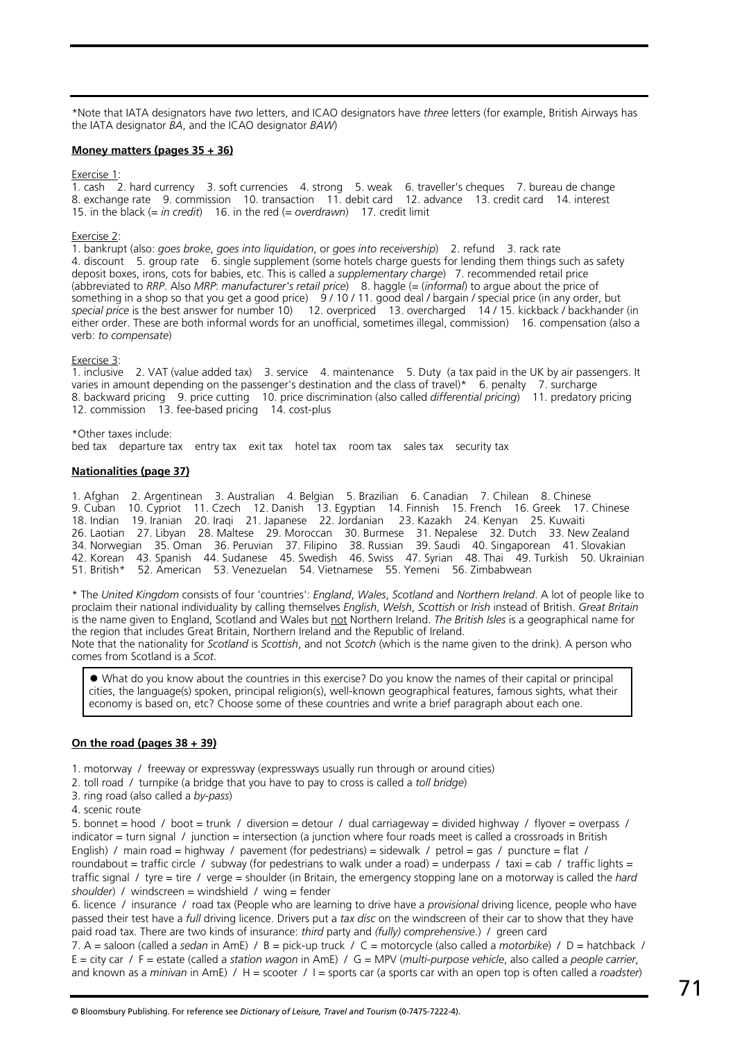*Note that IATA designators have *two* letters, and ICAO designators have *three* letters (for example, British Airways has the IATA designator *BA*, and the ICAO designator *BAW*)

**Money matters (pages 35 + 36)**

Exercise 1:
1. cash 2. hard currency 3. soft currencies 4. strong 5. weak 6. traveller's cheques 7. bureau de change 8. exchange rate 9. commission 10. transaction 11. debit card 12. advance 13. credit card 14. interest 15. in the black (= *in credit*) 16. in the red (= *overdrawn*) 17. credit limit

Exercise 2:
1. bankrupt (also: *goes broke*, *goes into liquidation*, or *goes into receivership*) 2. refund 3. rack rate 4. discount 5. group rate 6. single supplement (some hotels charge guests for lending them things such as safety deposit boxes, irons, cots for babies, etc. This is called a *supplementary charge*) 7. recommended retail price (abbreviated to *RRP*. Also *MRP*: *manufacturer's retail price*) 8. haggle (= (*informal*) to argue about the price of something in a shop so that you get a good price) 9 / 10 / 11. good deal / bargain / special price (in any order, but *special price* is the best answer for number 10) 12. overpriced 13. overcharged 14 / 15. kickback / backhander (in either order. These are both informal words for an unofficial, sometimes illegal, commission) 16. compensation (also a verb: *to compensate*)

Exercise 3:
1. inclusive 2. VAT (value added tax) 3. service 4. maintenance 5. Duty (a tax paid in the UK by air passengers. It varies in amount depending on the passenger's destination and the class of travel)* 6. penalty 7. surcharge 8. backward pricing 9. price cutting 10. price discrimination (also called *differential pricing*) 11. predatory pricing 12. commission 13. fee-based pricing 14. cost-plus

*Other taxes include:
bed tax departure tax entry tax exit tax hotel tax room tax sales tax security tax

**Nationalities (page 37)**

1. Afghan 2. Argentinean 3. Australian 4. Belgian 5. Brazilian 6. Canadian 7. Chilean 8. Chinese 9. Cuban 10. Cypriot 11. Czech 12. Danish 13. Egyptian 14. Finnish 15. French 16. Greek 17. Chinese 18. Indian 19. Iranian 20. Iraqi 21. Japanese 22. Jordanian 23. Kazakh 24. Kenyan 25. Kuwaiti 26. Laotian 27. Libyan 28. Maltese 29. Moroccan 30. Burmese 31. Nepalese 32. Dutch 33. New Zealand 34. Norwegian 35. Oman 36. Peruvian 37. Filipino 38. Russian 39. Saudi 40. Singaporean 41. Slovakian 42. Korean 43. Spanish 44. Sudanese 45. Swedish 46. Swiss 47. Syrian 48. Thai 49. Turkish 50. Ukrainian 51. British* 52. American 53. Venezuelan 54. Vietnamese 55. Yemeni 56. Zimbabwean

* The *United Kingdom* consists of four 'countries': *England*, *Wales*, *Scotland* and *Northern Ireland*. A lot of people like to proclaim their national individuality by calling themselves *English*, *Welsh*, *Scottish* or *Irish* instead of British. *Great Britain* is the name given to England, Scotland and Wales but not Northern Ireland. *The British Isles* is a geographical name for the region that includes Great Britain, Northern Ireland and the Republic of Ireland.
Note that the nationality for *Scotland* is *Scottish*, and not *Scotch* (which is the name given to the drink). A person who comes from Scotland is a *Scot*.

> ✹ What do you know about the countries in this exercise? Do you know the names of their capital or principal cities, the language(s) spoken, principal religion(s), well-known geographical features, famous sights, what their economy is based on, etc? Choose some of these countries and write a brief paragraph about each one.

**On the road (pages 38 + 39)**

1. motorway / freeway or expressway (expressways usually run through or around cities)
2. toll road / turnpike (a bridge that you have to pay to cross is called a *toll bridge*)
3. ring road (also called a *by-pass*)
4. scenic route
5. bonnet = hood / boot = trunk / diversion = detour / dual carriageway = divided highway / flyover = overpass / indicator = turn signal / junction = intersection (a junction where four roads meet is called a crossroads in British English) / main road = highway / pavement (for pedestrians) = sidewalk / petrol = gas / puncture = flat / roundabout = traffic circle / subway (for pedestrians to walk under a road) = underpass / taxi = cab / traffic lights = traffic signal / tyre = tire / verge = shoulder (in Britain, the emergency stopping lane on a motorway is called the *hard shoulder*) / windscreen = windshield / wing = fender
6. licence / insurance / road tax (People who are learning to drive have a *provisional* driving licence, people who have passed their test have a *full* driving licence. Drivers put a *tax disc* on the windscreen of their car to show that they have paid road tax. There are two kinds of insurance: *third* party and *(fully) comprehensive*.) / green card
7. A = saloon (called a *sedan* in AmE) / B = pick-up truck / C = motorcycle (also called a *motorbike*) / D = hatchback / E = city car / F = estate (called a *station wagon* in AmE) / G = MPV (*multi-purpose vehicle*, also called a *people carrier*, and known as a *minivan* in AmE) / H = scooter / I = sports car (a sports car with an open top is often called a *roadster*)

© Bloomsbury Publishing. For reference see *Dictionary of Leisure, Travel and Tourism* (0-7475-7222-4).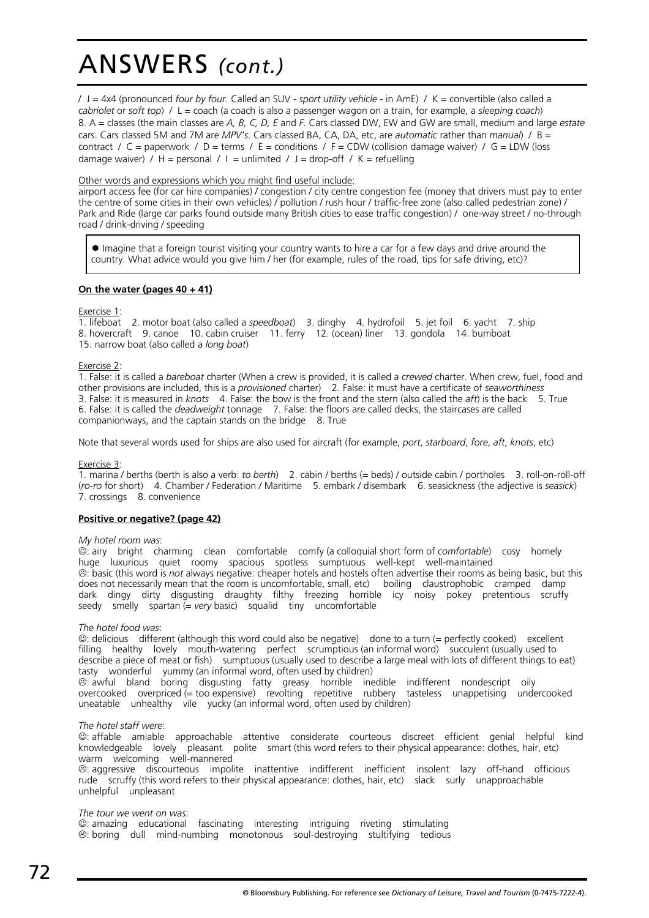# ANSWERS *(cont.)*

/ J = 4x4 (pronounced *four by four*. Called an SUV - *sport utility vehicle* - in AmE) / K = convertible (also called a *cabriolet* or *soft top*) / L = coach (a coach is also a passenger wagon on a train, for example, a *sleeping coach*)
8. A = classes (the main classes are *A, B, C, D, E* and *F*. Cars classed DW, EW and GW are small, medium and large *estate* cars. Cars classed 5M and 7M are *MPV's*. Cars classed BA, CA, DA, etc, are *automatic* rather than *manual*) / B = contract / C = paperwork / D = terms / E = conditions / F = CDW (collision damage waiver) / G = LDW (loss damage waiver) / H = personal / I = unlimited / J = drop-off / K = refuelling

Other words and expressions which you might find useful include:
airport access fee (for car hire companies) / congestion / city centre congestion fee (money that drivers must pay to enter the centre of some cities in their own vehicles) / pollution / rush hour / traffic-free zone (also called pedestrian zone) / Park and Ride (large car parks found outside many British cities to ease traffic congestion) / one-way street / no-through road / drink-driving / speeding

> ✸ Imagine that a foreign tourist visiting your country wants to hire a car for a few days and drive around the country. What advice would you give him / her (for example, rules of the road, tips for safe driving, etc)?

**On the water (pages 40 + 41)**

Exercise 1:
1. lifeboat 2. motor boat (also called a *speedboat*) 3. dinghy 4. hydrofoil 5. jet foil 6. yacht 7. ship 8. hovercraft 9. canoe 10. cabin cruiser 11. ferry 12. (ocean) liner 13. gondola 14. bumboat 15. narrow boat (also called a *long boat*)

Exercise 2:
1. False: it is called a *bareboat* charter (When a crew is provided, it is called a *crewed* charter. When crew, fuel, food and other provisions are included, this is a *provisioned* charter) 2. False: it must have a certificate of *seaworthiness* 3. False: it is measured in *knots* 4. False: the bow is the front and the stern (also called the *aft*) is the back 5. True 6. False: it is called the *deadweight* tonnage 7. False: the floors are called decks, the staircases are called companionways, and the captain stands on the bridge 8. True

Note that several words used for ships are also used for aircraft (for example, *port*, *starboard*, *fore*, *aft*, *knots*, etc)

Exercise 3:
1. marina / berths (berth is also a verb: *to berth*) 2. cabin / berths (= beds) / outside cabin / portholes 3. roll-on-roll-off (*ro-ro* for short) 4. Chamber / Federation / Maritime 5. embark / disembark 6. seasickness (the adjective is *seasick*) 7. crossings 8. convenience

**Positive or negative? (page 42)**

*My hotel room was*:
☺: airy bright charming clean comfortable comfy (a colloquial short form of *comfortable*) cosy homely huge luxurious quiet roomy spacious spotless sumptuous well-kept well-maintained
☹: basic (this word is *not* always negative: cheaper hotels and hostels often advertise their rooms as being basic, but this does not necessarily mean that the room is uncomfortable, small, etc) boiling claustrophobic cramped damp dark dingy dirty disgusting draughty filthy freezing horrible icy noisy pokey pretentious scruffy seedy smelly spartan (= *very* basic) squalid tiny uncomfortable

*The hotel food was*:
☺: delicious different (although this word could also be negative) done to a turn (= perfectly cooked) excellent filling healthy lovely mouth-watering perfect scrumptious (an informal word) succulent (usually used to describe a piece of meat or fish) sumptuous (usually used to describe a large meal with lots of different things to eat) tasty wonderful yummy (an informal word, often used by children)
☹: awful bland boring disgusting fatty greasy horrible inedible indifferent nondescript oily overcooked overpriced (= too expensive) revolting repetitive rubbery tasteless unappetising undercooked uneatable unhealthy vile yucky (an informal word, often used by children)

*The hotel staff were*:
☺: affable amiable approachable attentive considerate courteous discreet efficient genial helpful kind knowledgeable lovely pleasant polite smart (this word refers to their physical appearance: clothes, hair, etc) warm welcoming well-mannered
☹: aggressive discourteous impolite inattentive indifferent inefficient insolent lazy off-hand officious rude scruffy (this word refers to their physical appearance: clothes, hair, etc) slack surly unapproachable unhelpful unpleasant

*The tour we went on was*:
☺: amazing educational fascinating interesting intriguing riveting stimulating
☹: boring dull mind-numbing monotonous soul-destroying stultifying tedious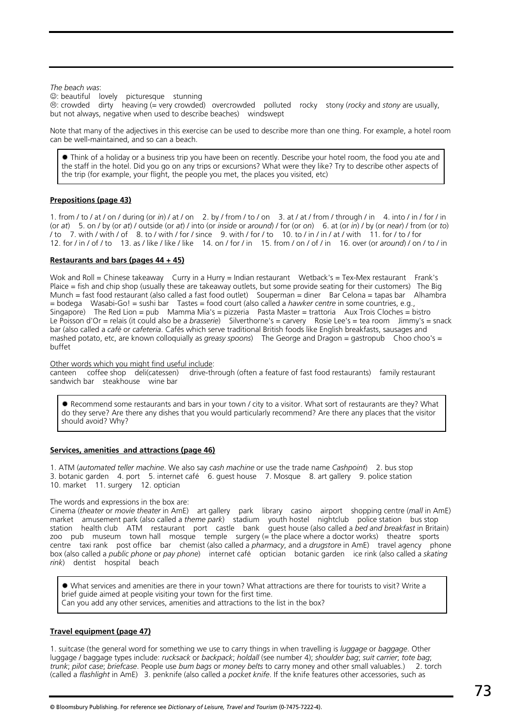*The beach was*:
☺: beautiful lovely picturesque stunning
☹: crowded dirty heaving (= very crowded) overcrowded polluted rocky stony (*rocky* and *stony* are usually, but not always, negative when used to describe beaches) windswept

Note that many of the adjectives in this exercise can be used to describe more than one thing. For example, a hotel room can be well-maintained, and so can a beach.

> ✹ Think of a holiday or a business trip you have been on recently. Describe your hotel room, the food you ate and the staff in the hotel. Did you go on any trips or excursions? What were they like? Try to describe other aspects of the trip (for example, your flight, the people you met, the places you visited, etc)

**Prepositions (page 43)**

1. from / to / at / on / during (or *in*) / at / on 2. by / from / to / on 3. at / at / from / through / in 4. into / in / for / in (or *at*) 5. on / by (or *at*) / outside (or *at*) / into (or *inside* or *around*) / for (or *on*) 6. at (or *in*) / by (or *near*) / from (or *to*) / to 7. with / with / of 8. to / with / for / since 9. with / for / to 10. to / in / in / at / with 11. for / to / for 12. for / in / of / to 13. as / like / like / like 14. on / for / in 15. from / on / of / in 16. over (or *around*) / on / to / in

**Restaurants and bars (pages 44 + 45)**

Wok and Roll = Chinese takeaway Curry in a Hurry = Indian restaurant Wetback's = Tex-Mex restaurant Frank's Plaice = fish and chip shop (usually these are takeaway outlets, but some provide seating for their customers) The Big Munch = fast food restaurant (also called a fast food outlet) Souperman = diner Bar Celona = tapas bar Alhambra = bodega Wasabi-Go! = sushi bar Tastes = food court (also called a *hawker centre* in some countries, e.g., Singapore) The Red Lion = pub Mamma Mia's = pizzeria Pasta Master = trattoria Aux Trois Cloches = bistro Le Poisson d'Or = relais (it could also be a *brasserie*) Silverthorne's = carvery Rosie Lee's = tea room Jimmy's = snack bar (also called a *café* or *cafeteria*. Cafés which serve traditional British foods like English breakfasts, sausages and mashed potato, etc, are known colloquially as *greasy spoons*) The George and Dragon = gastropub Choo choo's = buffet

Other words which you might find useful include:
canteen coffee shop deli(catessen) drive-through (often a feature of fast food restaurants) family restaurant sandwich bar steakhouse wine bar

> ✹ Recommend some restaurants and bars in your town / city to a visitor. What sort of restaurants are they? What do they serve? Are there any dishes that you would particularly recommend? Are there any places that the visitor should avoid? Why?

**Services, amenities and attractions (page 46)**

1. ATM (*automated teller machine*. We also say *cash machine* or use the trade name *Cashpoint*) 2. bus stop 3. botanic garden 4. port 5. internet café 6. guest house 7. Mosque 8. art gallery 9. police station 10. market 11. surgery 12. optician

The words and expressions in the box are:
Cinema (*theater* or *movie theater* in AmE) art gallery park library casino airport shopping centre (*mall* in AmE) market amusement park (also called a *theme park*) stadium youth hostel nightclub police station bus stop station health club ATM restaurant port castle bank guest house (also called a *bed and breakfast* in Britain) zoo pub museum town hall mosque temple surgery (= the place where a doctor works) theatre sports centre taxi rank post office bar chemist (also called a *pharmacy*, and a *drugstore* in AmE) travel agency phone box (also called a *public phone* or *pay phone*) internet café optician botanic garden ice rink (also called a *skating rink*) dentist hospital beach

> ✹ What services and amenities are there in your town? What attractions are there for tourists to visit? Write a brief guide aimed at people visiting your town for the first time.
> Can you add any other services, amenities and attractions to the list in the box?

**Travel equipment (page 47)**

1. suitcase (the general word for something we use to carry things in when travelling is *luggage* or *baggage*. Other luggage / baggage types include: *rucksack* or *backpack*; *holdall* (see number 4); *shoulder bag*; *suit carrier*; *tote bag*; *trunk*; *pilot case*; *briefcase*. People use *bum bags* or *money belts* to carry money and other small valuables.) 2. torch (called a *flashlight* in AmE) 3. penknife (also called a *pocket knife*. If the knife features other accessories, such as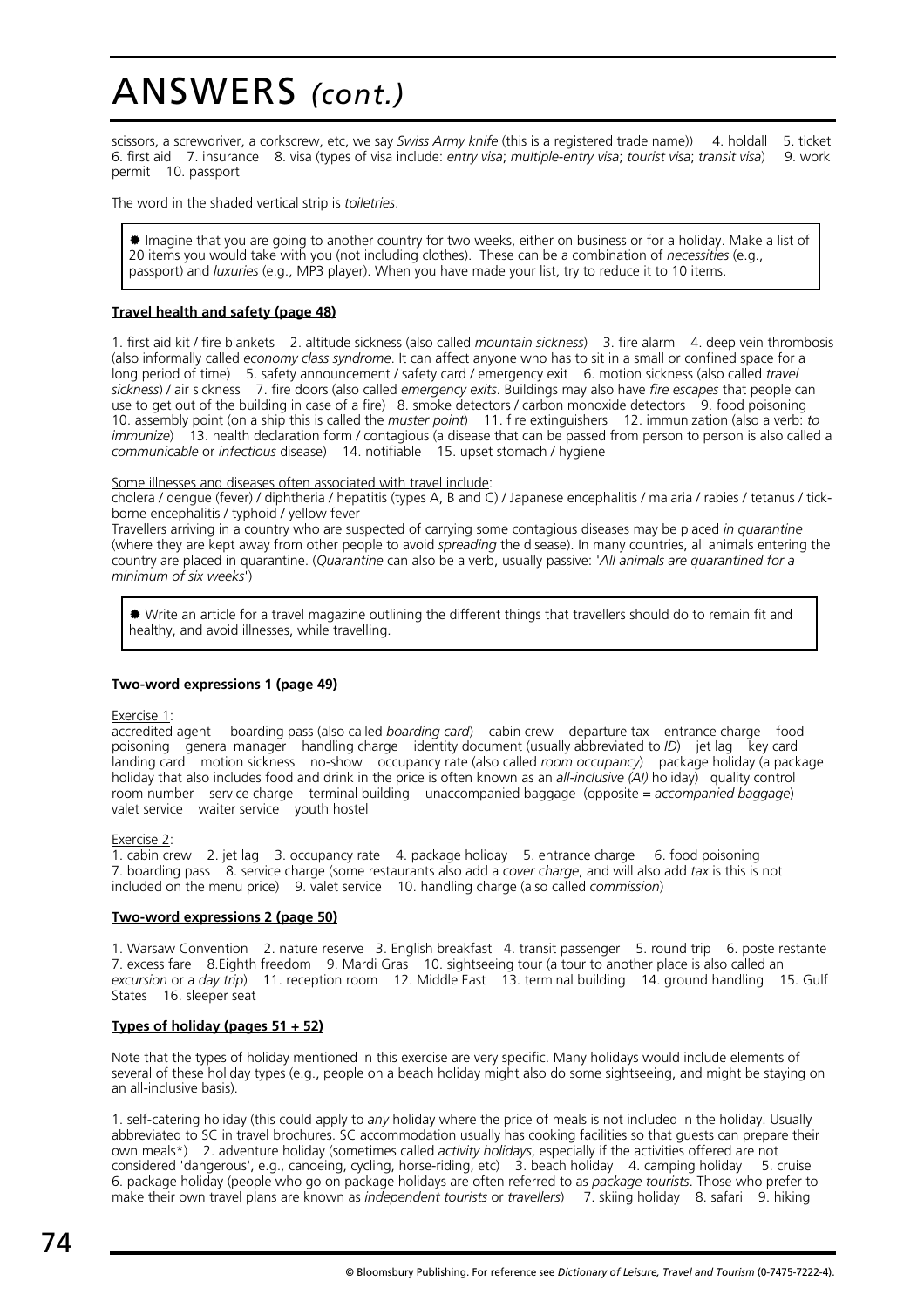# ANSWERS *(cont.)*

scissors, a screwdriver, a corkscrew, etc, we say *Swiss Army knife* (this is a registered trade name)) 4. holdall 5. ticket 6. first aid 7. insurance 8. visa (types of visa include: *entry visa*; *multiple-entry visa*; *tourist visa*; *transit visa*) 9. work permit 10. passport

The word in the shaded vertical strip is *toiletries*.

> ✸ Imagine that you are going to another country for two weeks, either on business or for a holiday. Make a list of 20 items you would take with you (not including clothes). These can be a combination of *necessities* (e.g., passport) and *luxuries* (e.g., MP3 player). When you have made your list, try to reduce it to 10 items.

**Travel health and safety (page 48)**

1. first aid kit / fire blankets 2. altitude sickness (also called *mountain sickness*) 3. fire alarm 4. deep vein thrombosis (also informally called *economy class syndrome*. It can affect anyone who has to sit in a small or confined space for a long period of time) 5. safety announcement / safety card / emergency exit 6. motion sickness (also called *travel sickness*) / air sickness 7. fire doors (also called *emergency exits*. Buildings may also have *fire escapes* that people can use to get out of the building in case of a fire) 8. smoke detectors / carbon monoxide detectors 9. food poisoning 10. assembly point (on a ship this is called the *muster point*) 11. fire extinguishers 12. immunization (also a verb: *to immunize*) 13. health declaration form / contagious (a disease that can be passed from person to person is also called a *communicable* or *infectious* disease) 14. notifiable 15. upset stomach / hygiene

Some illnesses and diseases often associated with travel include:
cholera / dengue (fever) / diphtheria / hepatitis (types A, B and C) / Japanese encephalitis / malaria / rabies / tetanus / tick-borne encephalitis / typhoid / yellow fever
Travellers arriving in a country who are suspected of carrying some contagious diseases may be placed *in quarantine* (where they are kept away from other people to avoid *spreading* the disease). In many countries, all animals entering the country are placed in quarantine. (*Quarantine* can also be a verb, usually passive: '*All animals are quarantined for a minimum of six weeks*')

> ✸ Write an article for a travel magazine outlining the different things that travellers should do to remain fit and healthy, and avoid illnesses, while travelling.

**Two-word expressions 1 (page 49)**

Exercise 1:
accredited agent boarding pass (also called *boarding card*) cabin crew departure tax entrance charge food poisoning general manager handling charge identity document (usually abbreviated to *ID*) jet lag key card landing card motion sickness no-show occupancy rate (also called *room occupancy*) package holiday (a package holiday that also includes food and drink in the price is often known as an *all-inclusive (AI)* holiday) quality control room number service charge terminal building unaccompanied baggage (opposite = *accompanied baggage*) valet service waiter service youth hostel

Exercise 2:
1. cabin crew 2. jet lag 3. occupancy rate 4. package holiday 5. entrance charge 6. food poisoning 7. boarding pass 8. service charge (some restaurants also add a *cover charge*, and will also add *tax* is this is not included on the menu price) 9. valet service 10. handling charge (also called *commission*)

**Two-word expressions 2 (page 50)**

1. Warsaw Convention 2. nature reserve 3. English breakfast 4. transit passenger 5. round trip 6. poste restante 7. excess fare 8.Eighth freedom 9. Mardi Gras 10. sightseeing tour (a tour to another place is also called an *excursion* or a *day trip*) 11. reception room 12. Middle East 13. terminal building 14. ground handling 15. Gulf States 16. sleeper seat

**Types of holiday (pages 51 + 52)**

Note that the types of holiday mentioned in this exercise are very specific. Many holidays would include elements of several of these holiday types (e.g., people on a beach holiday might also do some sightseeing, and might be staying on an all-inclusive basis).

1. self-catering holiday (this could apply to *any* holiday where the price of meals is not included in the holiday. Usually abbreviated to SC in travel brochures. SC accommodation usually has cooking facilities so that guests can prepare their own meals*) 2. adventure holiday (sometimes called *activity holidays*, especially if the activities offered are not considered 'dangerous', e.g., canoeing, cycling, horse-riding, etc) 3. beach holiday 4. camping holiday 5. cruise 6. package holiday (people who go on package holidays are often referred to as *package tourists*. Those who prefer to make their own travel plans are known as *independent tourists* or *travellers*) 7. skiing holiday 8. safari 9. hiking

© Bloomsbury Publishing. For reference see *Dictionary of Leisure, Travel and Tourism* (0-7475-7222-4).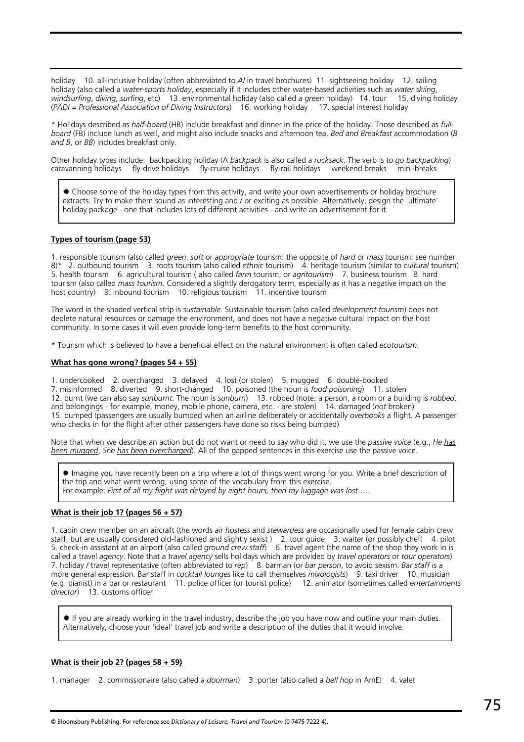holiday 10. all-inclusive holiday (often abbreviated to *AI* in travel brochures) 11. sightseeing holiday 12. sailing holiday (also called a *water-sports holiday*, especially if it includes other water-based activities such as *water skiing*, *windsurfing*, *diving*, *surfing*, etc) 13. environmental holiday (also called a *green* holiday) 14. tour 15. diving holiday (*PADI* = *Professional Association of Diving Instructors*) 16. working holiday 17. special interest holiday

\* Holidays described as *half-board* (HB) include breakfast and dinner in the price of the holiday. Those described as *full-board* (FB) include lunch as well, and might also include snacks and afternoon tea. *Bed and Breakfast* accommodation (*B and B*, or *BB*) includes breakfast only.

Other holiday types include: backpacking holiday (A *backpack* is also called a *rucksack*. The verb is *to go backpacking*) caravanning holidays fly-drive holidays fly-cruise holidays fly-rail holidays weekend breaks mini-breaks

> ✸ Choose some of the holiday types from this activity, and write your own advertisements or holiday brochure extracts. Try to make them sound as interesting and / or exciting as possible. Alternatively, design the 'ultimate' holiday package - one that includes lots of different activities - and write an advertisement for it.

**Types of tourism (page 53)**

1. responsible tourism (also called *green*, *soft* or *appropriate* tourism: the opposite of *hard* or *mass* tourism: see number 8)\* 2. outbound tourism 3. roots tourism (also called *ethnic* tourism) 4. heritage tourism (similar to *cultural* tourism) 5. health tourism 6. agricultural tourism ( also called *farm* tourism, or *agritourism*) 7. business tourism 8. hard tourism (also called *mass tourism*. Considered a slightly derogatory term, especially as it has a negative impact on the host country) 9. inbound tourism 10. religious tourism 11. incentive tourism

The word in the shaded vertical strip is *sustainable*. Sustainable tourism (also called *development tourism*) does not deplete natural resources or damage the environment, and does not have a negative cultural impact on the host community. In some cases it will even provide long-term benefits to the host community.

\* Tourism which is believed to have a beneficial effect on the natural environment is often called *ecotourism*.

**What has gone wrong? (pages 54 + 55)**

1. undercooked 2. overcharged 3. delayed 4. lost (or stolen) 5. mugged 6. double-booked 7. misinformed 8. diverted 9. short-changed 10. poisoned (the noun is *food poisoning*) 11. stolen 12. burnt (we can also say *sunburnt*. The noun is *sunburn*) 13. robbed (note: a person, a room or a building is *robbed*, and belongings - for example, money, mobile phone, camera, etc. - are *stolen*) 14. damaged (*not* broken) 15. bumped (passengers are usually bumped when an airline deliberately or accidentally *overbooks* a flight. A passenger who checks in for the flight after other passengers have done so risks being bumped)

Note that when we describe an action but do not want or need to say who did it, we use the *passive voice* (e.g., *He has been mugged*, *She has been overcharged*). All of the gapped sentences in this exercise use the passive voice.

> ✸ Imagine you have recently been on a trip where a lot of things went wrong for you. Write a brief description of the trip and what went wrong, using some of the vocabulary from this exercise.
> For example: *First of all my flight was delayed by eight hours, then my luggage was lost…..*

**What is their job 1? (pages 56 + 57)**

1. cabin crew member on an aircraft (the words *air hostess* and *stewardess* are occasionally used for female cabin crew staff, but are usually considered old-fashioned and slightly sexist ) 2. tour guide 3. waiter (or possibly chef) 4. pilot 5. check-in assistant at an airport (also called *ground crew staff*) 6. travel agent (the name of the shop they work in is called a travel *agency*. Note that a *travel agency* sells holidays which are provided by *travel operators* or *tour operators*) 7. holiday / travel representative (often abbreviated to *rep*) 8. barman (or *bar person*, to avoid sexism. *Bar staff* is a more general expression. Bar staff in *cocktail lounges* like to call themselves *mixologists*) 9. taxi driver 10. musician (e.g. pianist) in a bar or restaurant 11. police officer (or tourist police) 12. animator (sometimes called *entertainments director*) 13. customs officer

> ✸ If you are already working in the travel industry, describe the job you have now and outline your main duties. Alternatively, choose your 'ideal' travel job and write a description of the duties that it would involve.

**What is their job 2? (pages 58 + 59)**

1. manager 2. commissionaire (also called a *doorman*) 3. porter (also called a *bell hop* in AmE) 4. valet

© Bloomsbury Publishing. For reference see *Dictionary of Leisure, Travel and Tourism* (0-7475-7222-4).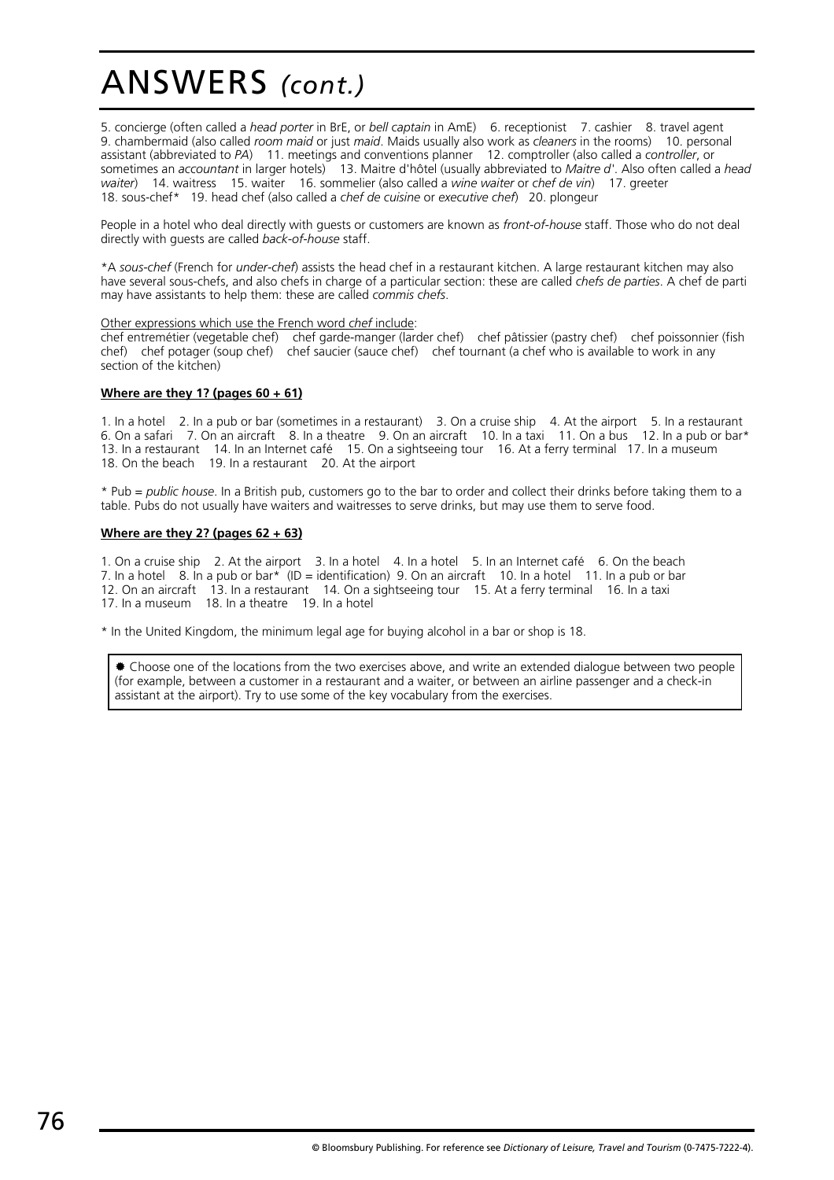# ANSWERS *(cont.)*

5. concierge (often called a *head porter* in BrE, or *bell captain* in AmE)   6. receptionist   7. cashier   8. travel agent   9. chambermaid (also called *room maid* or just *maid*. Maids usually also work as *cleaners* in the rooms)   10. personal assistant (abbreviated to *PA*)   11. meetings and conventions planner   12. comptroller (also called a *controller*, or sometimes an *accountant* in larger hotels)   13. Maitre d'hôtel (usually abbreviated to *Maitre d'*. Also often called a *head waiter*)   14. waitress   15. waiter   16. sommelier (also called a *wine waiter* or *chef de vin*)   17. greeter   18. sous-chef*   19. head chef (also called a *chef de cuisine* or *executive chef*)   20. plongeur

People in a hotel who deal directly with guests or customers are known as *front-of-house* staff. Those who do not deal directly with guests are called *back-of-house* staff.

*A *sous-chef* (French for *under-chef*) assists the head chef in a restaurant kitchen. A large restaurant kitchen may also have several sous-chefs, and also chefs in charge of a particular section: these are called *chefs de parties*. A chef de parti may have assistants to help them: these are called *commis chefs*.

Other expressions which use the French word *chef* include:
chef entremétier (vegetable chef)   chef garde-manger (larder chef)   chef pâtissier (pastry chef)   chef poissonnier (fish chef)   chef potager (soup chef)   chef saucier (sauce chef)   chef tournant (a chef who is available to work in any section of the kitchen)

**Where are they 1? (pages 60 + 61)**

1. In a hotel   2. In a pub or bar (sometimes in a restaurant)   3. On a cruise ship   4. At the airport   5. In a restaurant   6. On a safari   7. On an aircraft   8. In a theatre   9. On an aircraft   10. In a taxi   11. On a bus   12. In a pub or bar*   13. In a restaurant   14. In an Internet café   15. On a sightseeing tour   16. At a ferry terminal   17. In a museum   18. On the beach   19. In a restaurant   20. At the airport

* Pub = *public house*. In a British pub, customers go to the bar to order and collect their drinks before taking them to a table. Pubs do not usually have waiters and waitresses to serve drinks, but may use them to serve food.

**Where are they 2? (pages 62 + 63)**

1. On a cruise ship   2. At the airport   3. In a hotel   4. In a hotel   5. In an Internet café   6. On the beach   7. In a hotel   8. In a pub or bar* (ID = identification)   9. On an aircraft   10. In a hotel   11. In a pub or bar   12. On an aircraft   13. In a restaurant   14. On a sightseeing tour   15. At a ferry terminal   16. In a taxi   17. In a museum   18. In a theatre   19. In a hotel

* In the United Kingdom, the minimum legal age for buying alcohol in a bar or shop is 18.

✸ Choose one of the locations from the two exercises above, and write an extended dialogue between two people (for example, between a customer in a restaurant and a waiter, or between an airline passenger and a check-in assistant at the airport). Try to use some of the key vocabulary from the exercises.

© Bloomsbury Publishing. For reference see *Dictionary of Leisure, Travel and Tourism* (0-7475-7222-4).